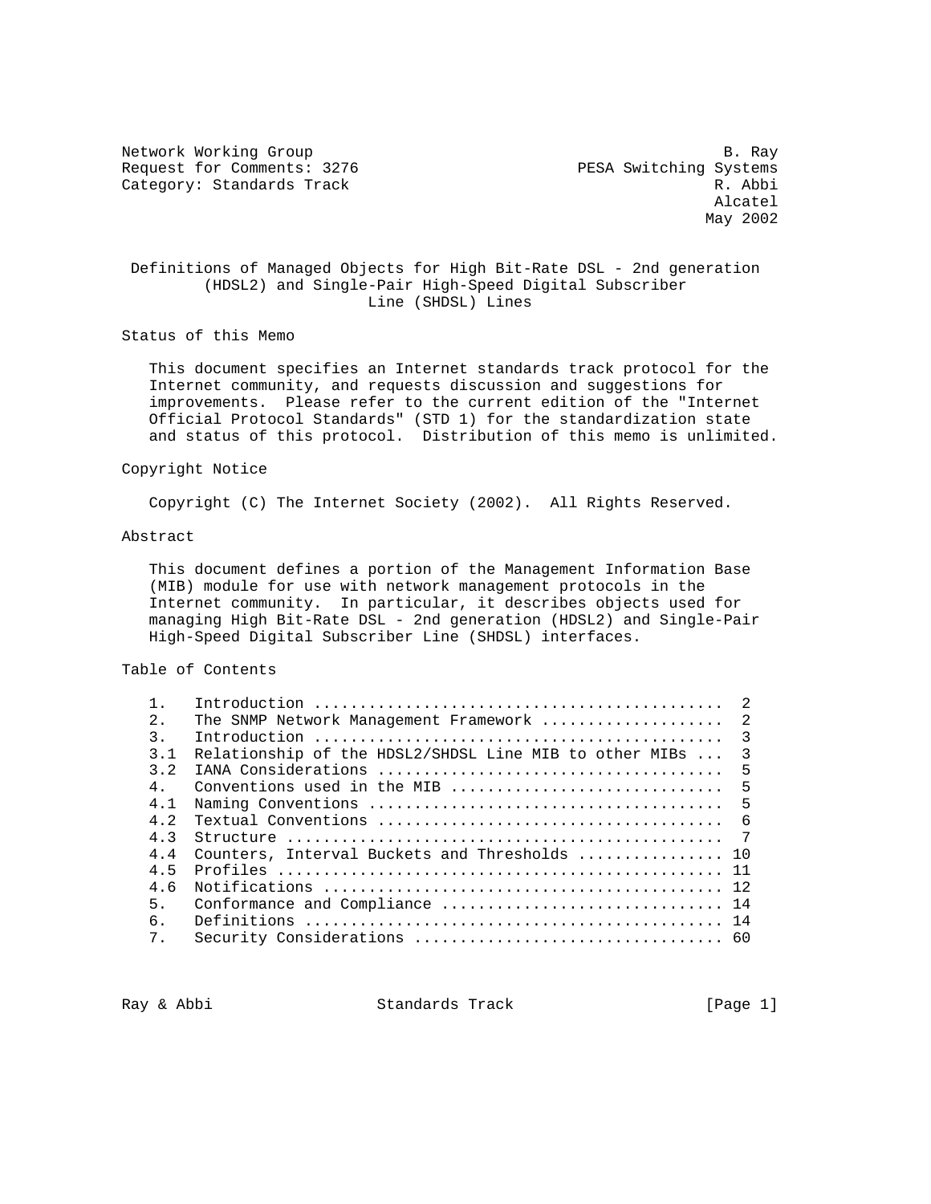Network Working Group B. Ray
Request for Comments: 3276 PESA Switching Systems
Category: Standards Track R. Abbi
Alcatel
May 2002

# Definitions of Managed Objects for High Bit-Rate DSL - 2nd generation (HDSL2) and Single-Pair High-Speed Digital Subscriber Line (SHDSL) Lines

## Status of this Memo

This document specifies an Internet standards track protocol for the Internet community, and requests discussion and suggestions for improvements. Please refer to the current edition of the "Internet Official Protocol Standards" (STD 1) for the standardization state and status of this protocol. Distribution of this memo is unlimited.

## Copyright Notice

Copyright (C) The Internet Society (2002). All Rights Reserved.

## Abstract

This document defines a portion of the Management Information Base (MIB) module for use with network management protocols in the Internet community. In particular, it describes objects used for managing High Bit-Rate DSL - 2nd generation (HDSL2) and Single-Pair High-Speed Digital Subscriber Line (SHDSL) interfaces.

## Table of Contents

```
1.   Introduction ............................................  2
2.   The SNMP Network Management Framework ...................  2
3.   Introduction ............................................  3
3.1  Relationship of the HDSL2/SHDSL Line MIB to other MIBs ...  3
3.2  IANA Considerations .....................................  5
4.   Conventions used in the MIB .............................  5
4.1  Naming Conventions ......................................  5
4.2  Textual Conventions .....................................  6
4.3  Structure ...............................................  7
4.4  Counters, Interval Buckets and Thresholds ............... 10
4.5  Profiles ................................................ 11
4.6  Notifications ........................................... 12
5.   Conformance and Compliance .............................. 14
6.   Definitions ............................................. 14
7.   Security Considerations ................................. 60
```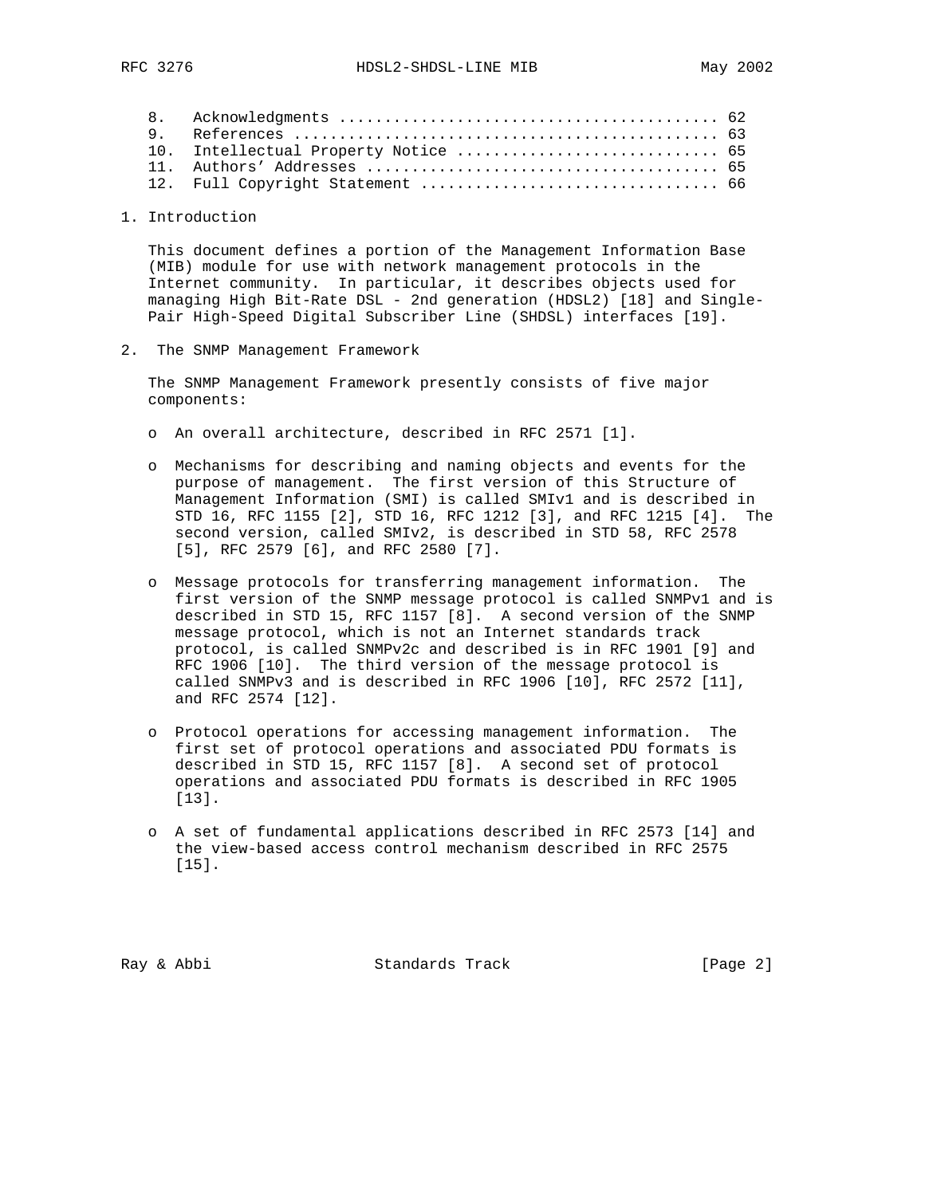8. Acknowledgments ......................................... 62
9. References .............................................. 63
10. Intellectual Property Notice ............................ 65
11. Authors' Addresses ...................................... 65
12. Full Copyright Statement ................................ 66

## 1. Introduction

This document defines a portion of the Management Information Base (MIB) module for use with network management protocols in the Internet community. In particular, it describes objects used for managing High Bit-Rate DSL - 2nd generation (HDSL2) [18] and Single-Pair High-Speed Digital Subscriber Line (SHDSL) interfaces [19].

## 2. The SNMP Management Framework

The SNMP Management Framework presently consists of five major components:

- An overall architecture, described in RFC 2571 [1].

- Mechanisms for describing and naming objects and events for the purpose of management. The first version of this Structure of Management Information (SMI) is called SMIv1 and is described in STD 16, RFC 1155 [2], STD 16, RFC 1212 [3], and RFC 1215 [4]. The second version, called SMIv2, is described in STD 58, RFC 2578 [5], RFC 2579 [6], and RFC 2580 [7].

- Message protocols for transferring management information. The first version of the SNMP message protocol is called SNMPv1 and is described in STD 15, RFC 1157 [8]. A second version of the SNMP message protocol, which is not an Internet standards track protocol, is called SNMPv2c and described is in RFC 1901 [9] and RFC 1906 [10]. The third version of the message protocol is called SNMPv3 and is described in RFC 1906 [10], RFC 2572 [11], and RFC 2574 [12].

- Protocol operations for accessing management information. The first set of protocol operations and associated PDU formats is described in STD 15, RFC 1157 [8]. A second set of protocol operations and associated PDU formats is described in RFC 1905 [13].

- A set of fundamental applications described in RFC 2573 [14] and the view-based access control mechanism described in RFC 2575 [15].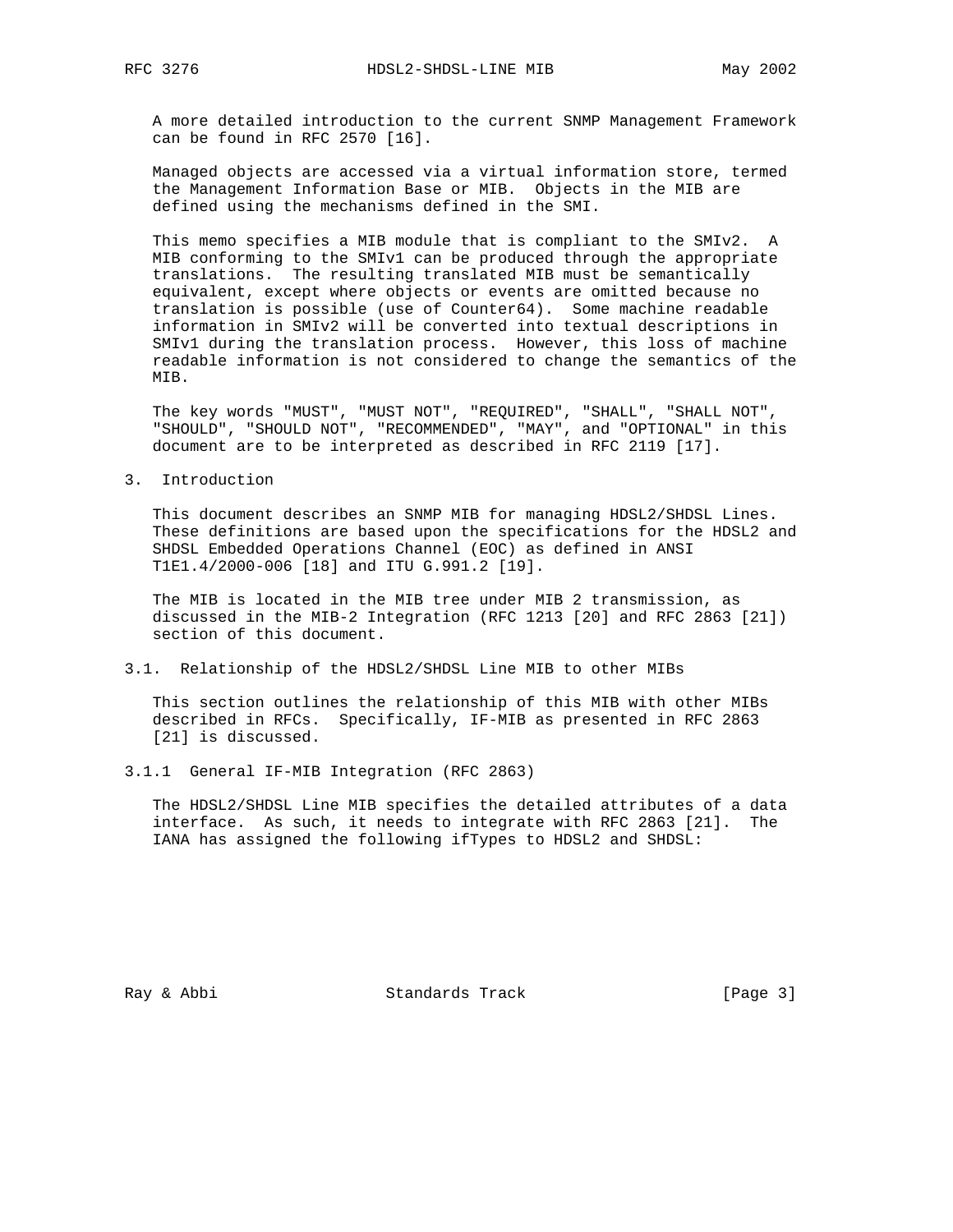A more detailed introduction to the current SNMP Management Framework can be found in RFC 2570 [16].

Managed objects are accessed via a virtual information store, termed the Management Information Base or MIB. Objects in the MIB are defined using the mechanisms defined in the SMI.

This memo specifies a MIB module that is compliant to the SMIv2. A MIB conforming to the SMIv1 can be produced through the appropriate translations. The resulting translated MIB must be semantically equivalent, except where objects or events are omitted because no translation is possible (use of Counter64). Some machine readable information in SMIv2 will be converted into textual descriptions in SMIv1 during the translation process. However, this loss of machine readable information is not considered to change the semantics of the MIB.

The key words "MUST", "MUST NOT", "REQUIRED", "SHALL", "SHALL NOT", "SHOULD", "SHOULD NOT", "RECOMMENDED", "MAY", and "OPTIONAL" in this document are to be interpreted as described in RFC 2119 [17].

## 3. Introduction

This document describes an SNMP MIB for managing HDSL2/SHDSL Lines. These definitions are based upon the specifications for the HDSL2 and SHDSL Embedded Operations Channel (EOC) as defined in ANSI T1E1.4/2000-006 [18] and ITU G.991.2 [19].

The MIB is located in the MIB tree under MIB 2 transmission, as discussed in the MIB-2 Integration (RFC 1213 [20] and RFC 2863 [21]) section of this document.

### 3.1. Relationship of the HDSL2/SHDSL Line MIB to other MIBs

This section outlines the relationship of this MIB with other MIBs described in RFCs. Specifically, IF-MIB as presented in RFC 2863 [21] is discussed.

#### 3.1.1 General IF-MIB Integration (RFC 2863)

The HDSL2/SHDSL Line MIB specifies the detailed attributes of a data interface. As such, it needs to integrate with RFC 2863 [21]. The IANA has assigned the following ifTypes to HDSL2 and SHDSL: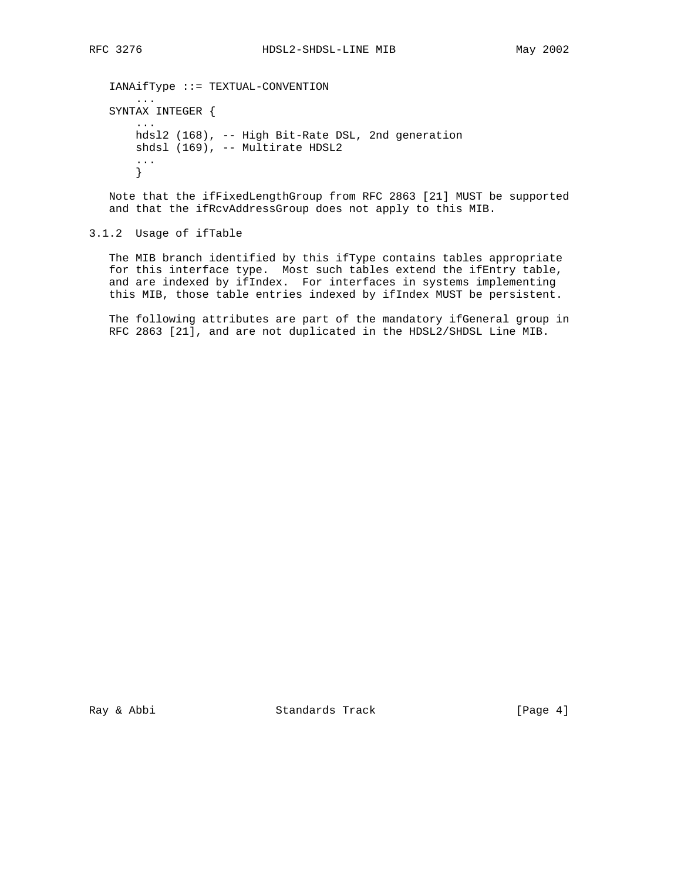```
IANAifType ::= TEXTUAL-CONVENTION
    ...
SYNTAX INTEGER {
    ...
    hdsl2 (168), -- High Bit-Rate DSL, 2nd generation
    shdsl (169), -- Multirate HDSL2
    ...
    }
```

Note that the ifFixedLengthGroup from RFC 2863 [21] MUST be supported and that the ifRcvAddressGroup does not apply to this MIB.

### 3.1.2 Usage of ifTable

The MIB branch identified by this ifType contains tables appropriate for this interface type. Most such tables extend the ifEntry table, and are indexed by ifIndex. For interfaces in systems implementing this MIB, those table entries indexed by ifIndex MUST be persistent.

The following attributes are part of the mandatory ifGeneral group in RFC 2863 [21], and are not duplicated in the HDSL2/SHDSL Line MIB.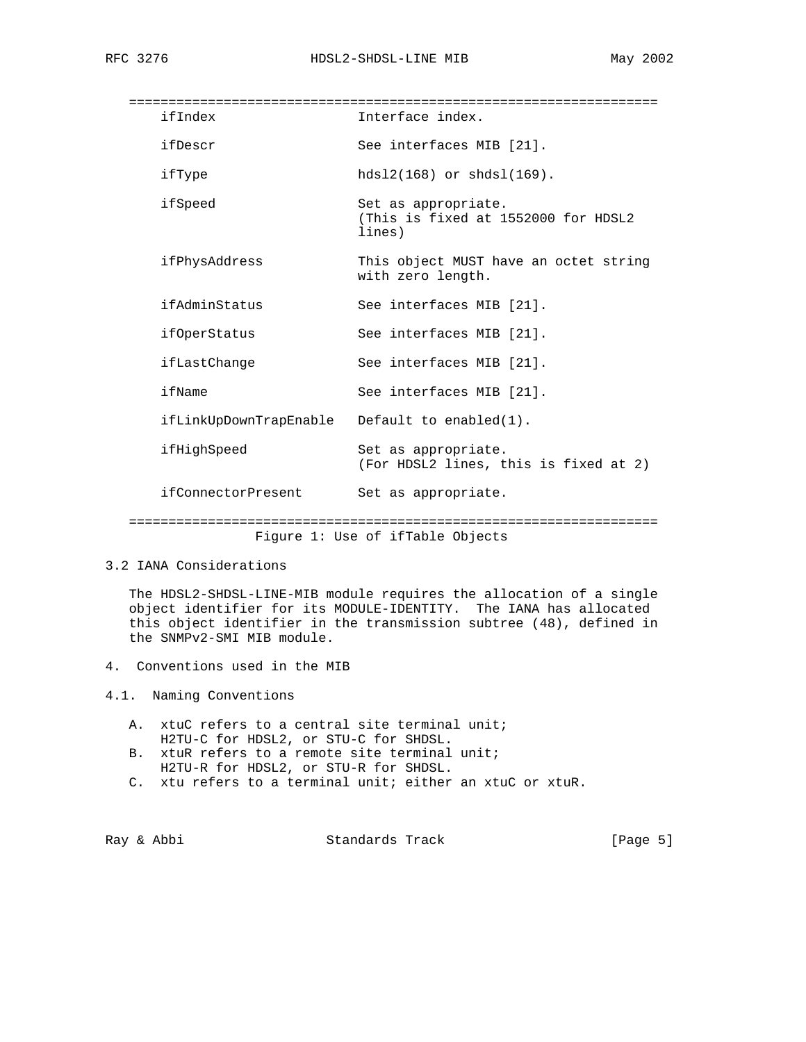| Object | Usage |
|---|---|
| ifIndex | Interface index. |
| ifDescr | See interfaces MIB [21]. |
| ifType | hdsl2(168) or shdsl(169). |
| ifSpeed | Set as appropriate. (This is fixed at 1552000 for HDSL2 lines) |
| ifPhysAddress | This object MUST have an octet string with zero length. |
| ifAdminStatus | See interfaces MIB [21]. |
| ifOperStatus | See interfaces MIB [21]. |
| ifLastChange | See interfaces MIB [21]. |
| ifName | See interfaces MIB [21]. |
| ifLinkUpDownTrapEnable | Default to enabled(1). |
| ifHighSpeed | Set as appropriate. (For HDSL2 lines, this is fixed at 2) |
| ifConnectorPresent | Set as appropriate. |

Figure 1: Use of ifTable Objects

## 3.2 IANA Considerations

The HDSL2-SHDSL-LINE-MIB module requires the allocation of a single object identifier for its MODULE-IDENTITY. The IANA has allocated this object identifier in the transmission subtree (48), defined in the SNMPv2-SMI MIB module.

# 4. Conventions used in the MIB

## 4.1. Naming Conventions

A. xtuC refers to a central site terminal unit; H2TU-C for HDSL2, or STU-C for SHDSL.
B. xtuR refers to a remote site terminal unit; H2TU-R for HDSL2, or STU-R for SHDSL.
C. xtu refers to a terminal unit; either an xtuC or xtuR.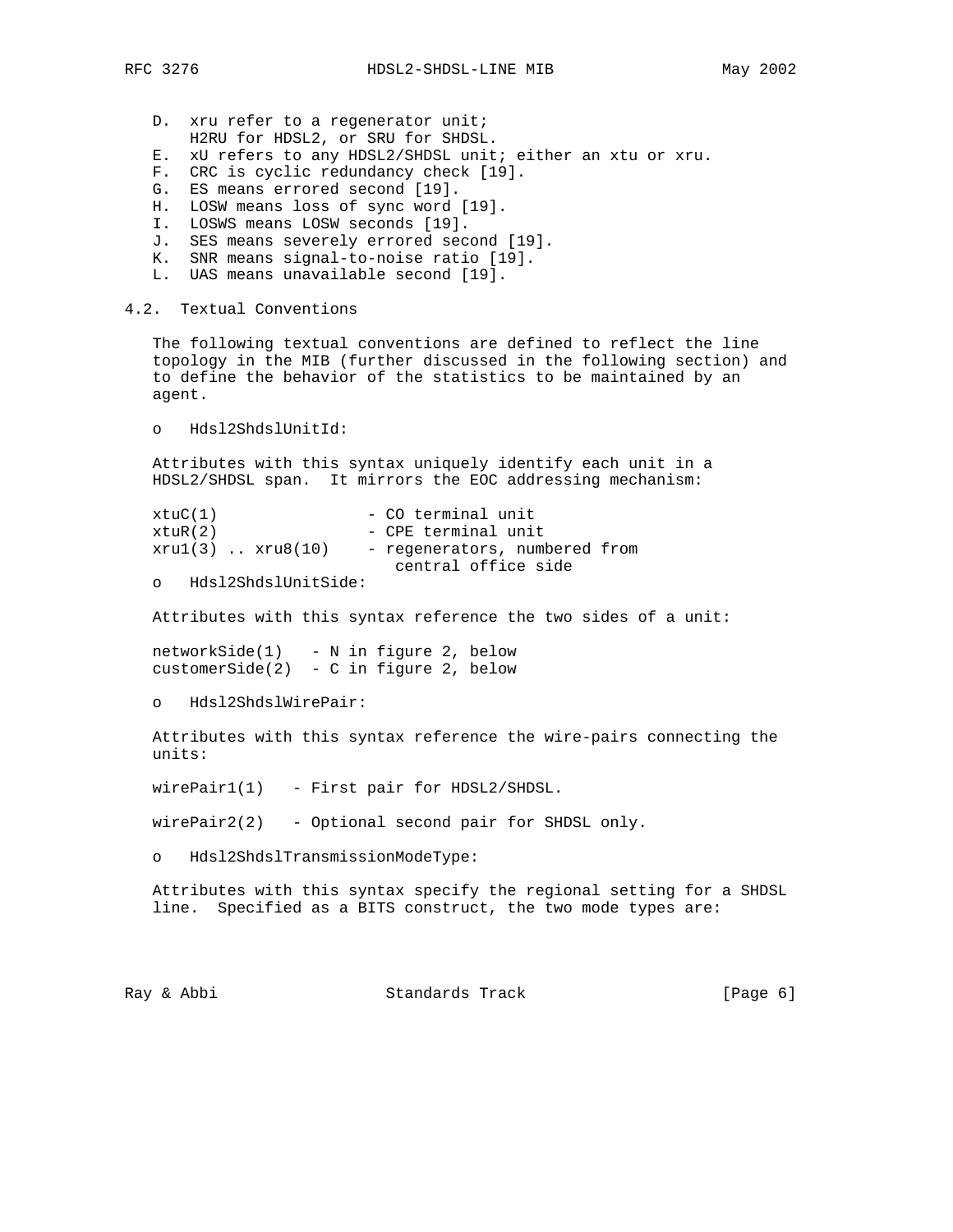D. xru refer to a regenerator unit; H2RU for HDSL2, or SRU for SHDSL.
E. xU refers to any HDSL2/SHDSL unit; either an xtu or xru.
F. CRC is cyclic redundancy check [19].
G. ES means errored second [19].
H. LOSW means loss of sync word [19].
I. LOSWS means LOSW seconds [19].
J. SES means severely errored second [19].
K. SNR means signal-to-noise ratio [19].
L. UAS means unavailable second [19].

### 4.2. Textual Conventions

The following textual conventions are defined to reflect the line topology in the MIB (further discussed in the following section) and to define the behavior of the statistics to be maintained by an agent.

- Hdsl2ShdslUnitId:

Attributes with this syntax uniquely identify each unit in a HDSL2/SHDSL span. It mirrors the EOC addressing mechanism:

```
xtuC(1)                - CO terminal unit
xtuR(2)                - CPE terminal unit
xru1(3) .. xru8(10)    - regenerators, numbered from
                          central office side
```

- Hdsl2ShdslUnitSide:

Attributes with this syntax reference the two sides of a unit:

```
networkSide(1)   - N in figure 2, below
customerSide(2)  - C in figure 2, below
```

- Hdsl2ShdslWirePair:

Attributes with this syntax reference the wire-pairs connecting the units:

```
wirePair1(1)   - First pair for HDSL2/SHDSL.

wirePair2(2)   - Optional second pair for SHDSL only.
```

- Hdsl2ShdslTransmissionModeType:

Attributes with this syntax specify the regional setting for a SHDSL line. Specified as a BITS construct, the two mode types are: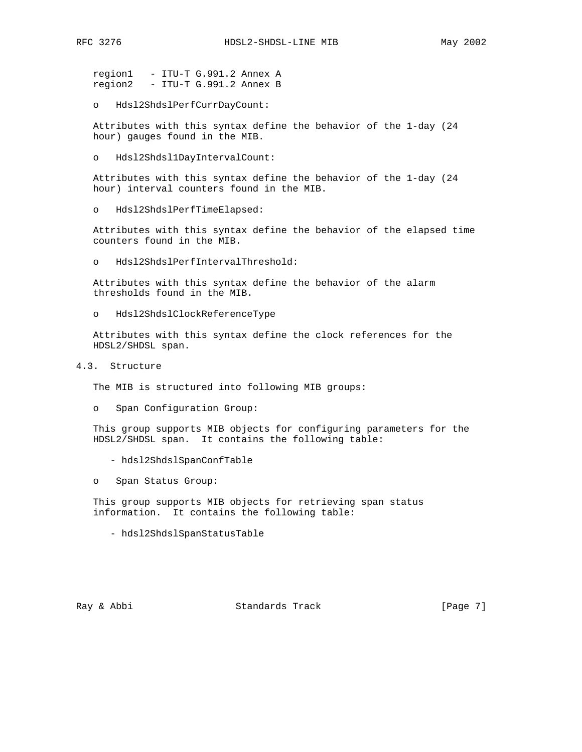region1   - ITU-T G.991.2 Annex A
region2   - ITU-T G.991.2 Annex B

- Hdsl2ShdslPerfCurrDayCount:

Attributes with this syntax define the behavior of the 1-day (24 hour) gauges found in the MIB.

- Hdsl2Shdsl1DayIntervalCount:

Attributes with this syntax define the behavior of the 1-day (24 hour) interval counters found in the MIB.

- Hdsl2ShdslPerfTimeElapsed:

Attributes with this syntax define the behavior of the elapsed time counters found in the MIB.

- Hdsl2ShdslPerfIntervalThreshold:

Attributes with this syntax define the behavior of the alarm thresholds found in the MIB.

- Hdsl2ShdslClockReferenceType

Attributes with this syntax define the clock references for the HDSL2/SHDSL span.

## 4.3. Structure

The MIB is structured into following MIB groups:

- Span Configuration Group:

This group supports MIB objects for configuring parameters for the HDSL2/SHDSL span. It contains the following table:

  - hdsl2ShdslSpanConfTable

- Span Status Group:

This group supports MIB objects for retrieving span status information. It contains the following table:

  - hdsl2ShdslSpanStatusTable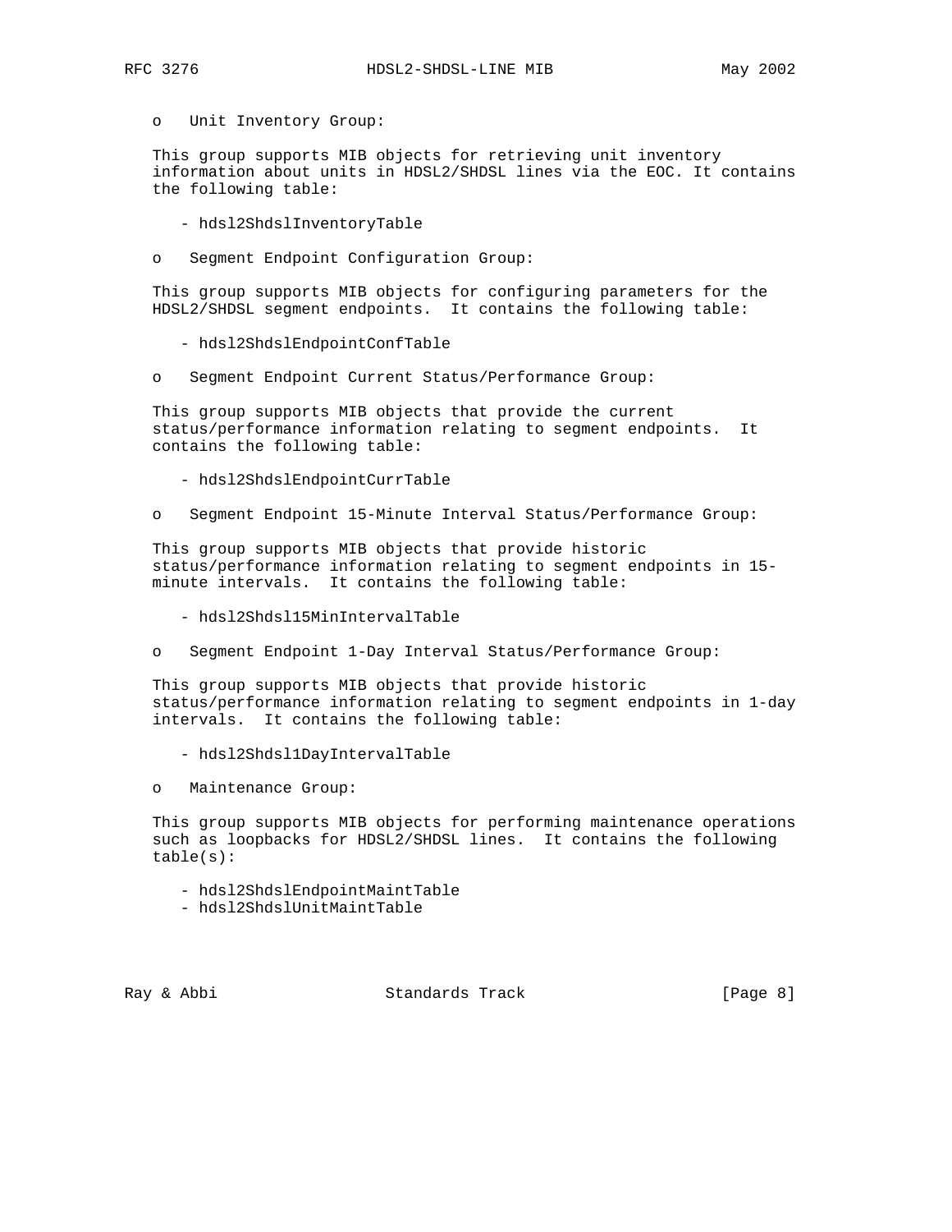- Unit Inventory Group:

  This group supports MIB objects for retrieving unit inventory information about units in HDSL2/SHDSL lines via the EOC. It contains the following table:

  - hdsl2ShdslInventoryTable

- Segment Endpoint Configuration Group:

  This group supports MIB objects for configuring parameters for the HDSL2/SHDSL segment endpoints. It contains the following table:

  - hdsl2ShdslEndpointConfTable

- Segment Endpoint Current Status/Performance Group:

  This group supports MIB objects that provide the current status/performance information relating to segment endpoints. It contains the following table:

  - hdsl2ShdslEndpointCurrTable

- Segment Endpoint 15-Minute Interval Status/Performance Group:

  This group supports MIB objects that provide historic status/performance information relating to segment endpoints in 15-minute intervals. It contains the following table:

  - hdsl2Shdsl15MinIntervalTable

- Segment Endpoint 1-Day Interval Status/Performance Group:

  This group supports MIB objects that provide historic status/performance information relating to segment endpoints in 1-day intervals. It contains the following table:

  - hdsl2Shdsl1DayIntervalTable

- Maintenance Group:

  This group supports MIB objects for performing maintenance operations such as loopbacks for HDSL2/SHDSL lines. It contains the following table(s):

  - hdsl2ShdslEndpointMaintTable
  - hdsl2ShdslUnitMaintTable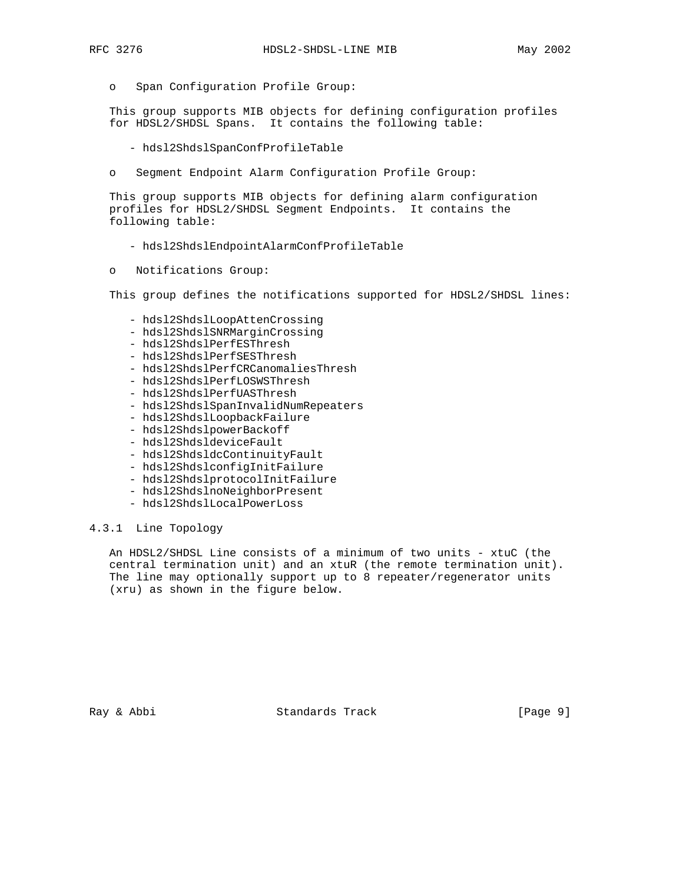o   Span Configuration Profile Group:

This group supports MIB objects for defining configuration profiles for HDSL2/SHDSL Spans.  It contains the following table:

- hdsl2ShdslSpanConfProfileTable

o   Segment Endpoint Alarm Configuration Profile Group:

This group supports MIB objects for defining alarm configuration profiles for HDSL2/SHDSL Segment Endpoints.  It contains the following table:

- hdsl2ShdslEndpointAlarmConfProfileTable

o   Notifications Group:

This group defines the notifications supported for HDSL2/SHDSL lines:

- hdsl2ShdslLoopAttenCrossing
- hdsl2ShdslSNRMarginCrossing
- hdsl2ShdslPerfESThresh
- hdsl2ShdslPerfSESThresh
- hdsl2ShdslPerfCRCanomaliesThresh
- hdsl2ShdslPerfLOSWSThresh
- hdsl2ShdslPerfUASThresh
- hdsl2ShdslSpanInvalidNumRepeaters
- hdsl2ShdslLoopbackFailure
- hdsl2ShdslpowerBackoff
- hdsl2ShdsldeviceFault
- hdsl2ShdsldcContinuityFault
- hdsl2ShdslconfigInitFailure
- hdsl2ShdslprotocolInitFailure
- hdsl2ShdslnoNeighborPresent
- hdsl2ShdslLocalPowerLoss

### 4.3.1  Line Topology

An HDSL2/SHDSL Line consists of a minimum of two units - xtuC (the central termination unit) and an xtuR (the remote termination unit). The line may optionally support up to 8 repeater/regenerator units (xru) as shown in the figure below.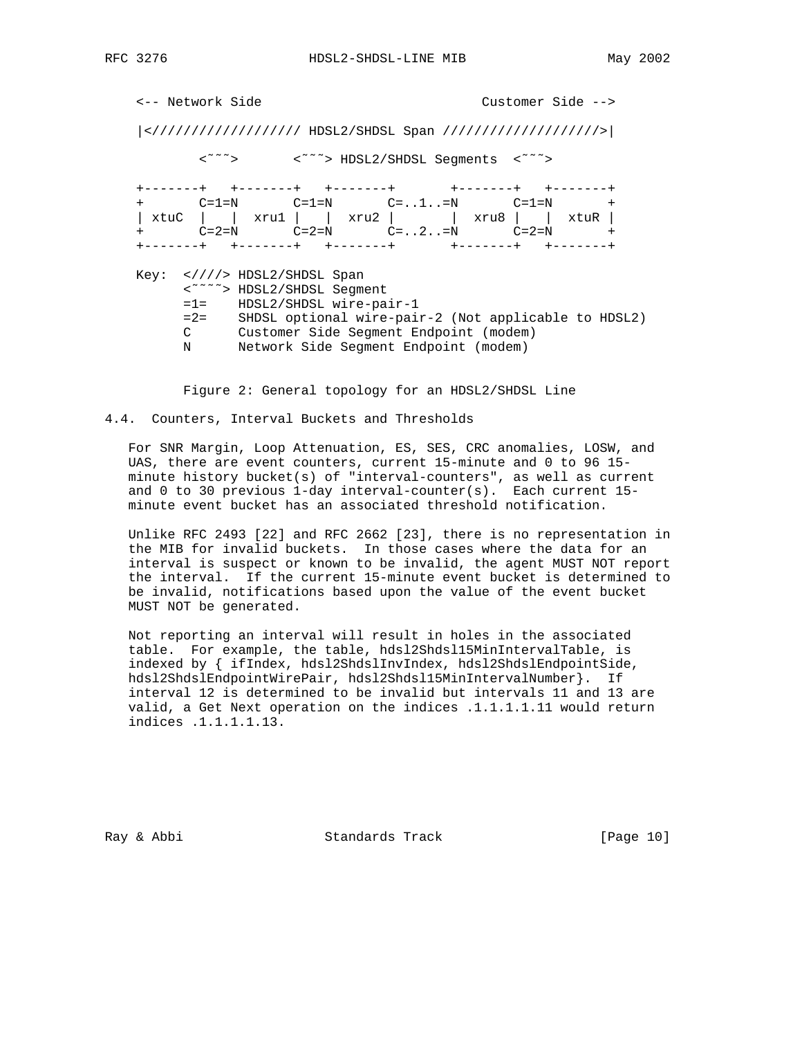```
<-- Network Side                              Customer Side -->

|<////////////////// HDSL2/SHDSL Span ///////////////////>|

        <~~~>       <~~~> HDSL2/SHDSL Segments  <~~~>

+-------+   +-------+   +-------+       +-------+   +-------+
+       C=1=N       C=1=N       C=..1..=N       C=1=N       +
| xtuC  |   |  xru1 |   |  xru2 |       |  xru8 |   |  xtuR |
+       C=2=N       C=2=N       C=..2..=N       C=2=N       +
+-------+   +-------+   +-------+       +-------+   +-------+

Key:  <////> HDSL2/SHDSL Span
      <~~~~> HDSL2/SHDSL Segment
      =1=    HDSL2/SHDSL wire-pair-1
      =2=    SHDSL optional wire-pair-2 (Not applicable to HDSL2)
      C      Customer Side Segment Endpoint (modem)
      N      Network Side Segment Endpoint (modem)
```

Figure 2: General topology for an HDSL2/SHDSL Line

## 4.4. Counters, Interval Buckets and Thresholds

For SNR Margin, Loop Attenuation, ES, SES, CRC anomalies, LOSW, and UAS, there are event counters, current 15-minute and 0 to 96 15-minute history bucket(s) of "interval-counters", as well as current and 0 to 30 previous 1-day interval-counter(s). Each current 15-minute event bucket has an associated threshold notification.

Unlike RFC 2493 [22] and RFC 2662 [23], there is no representation in the MIB for invalid buckets. In those cases where the data for an interval is suspect or known to be invalid, the agent MUST NOT report the interval. If the current 15-minute event bucket is determined to be invalid, notifications based upon the value of the event bucket MUST NOT be generated.

Not reporting an interval will result in holes in the associated table. For example, the table, hdsl2Shdsl15MinIntervalTable, is indexed by { ifIndex, hdsl2ShdslInvIndex, hdsl2ShdslEndpointSide, hdsl2ShdslEndpointWirePair, hdsl2Shdsl15MinIntervalNumber}. If interval 12 is determined to be invalid but intervals 11 and 13 are valid, a Get Next operation on the indices .1.1.1.1.11 would return indices .1.1.1.1.13.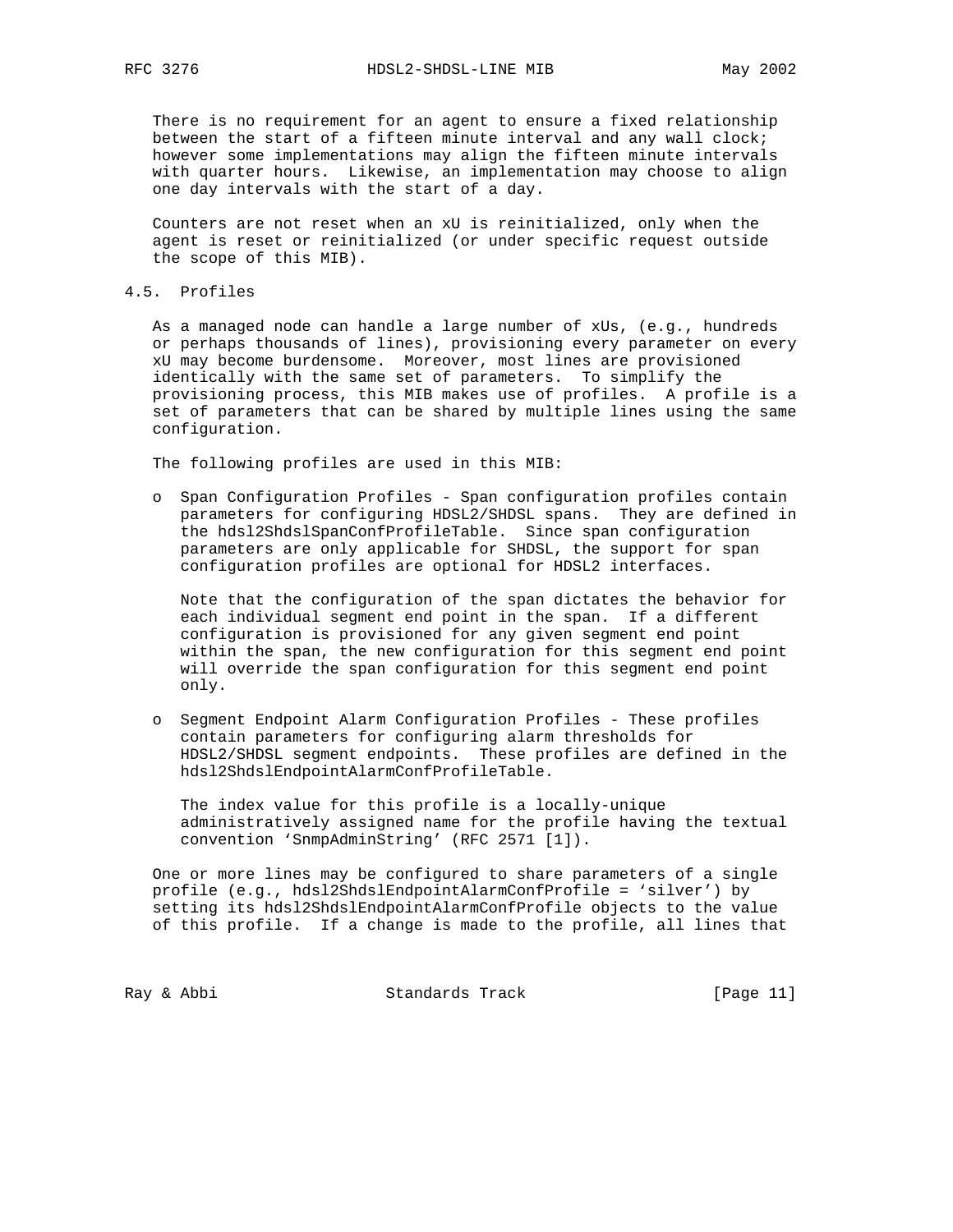There is no requirement for an agent to ensure a fixed relationship between the start of a fifteen minute interval and any wall clock; however some implementations may align the fifteen minute intervals with quarter hours. Likewise, an implementation may choose to align one day intervals with the start of a day.

Counters are not reset when an xU is reinitialized, only when the agent is reset or reinitialized (or under specific request outside the scope of this MIB).

## 4.5. Profiles

As a managed node can handle a large number of xUs, (e.g., hundreds or perhaps thousands of lines), provisioning every parameter on every xU may become burdensome. Moreover, most lines are provisioned identically with the same set of parameters. To simplify the provisioning process, this MIB makes use of profiles. A profile is a set of parameters that can be shared by multiple lines using the same configuration.

The following profiles are used in this MIB:

- Span Configuration Profiles - Span configuration profiles contain parameters for configuring HDSL2/SHDSL spans. They are defined in the hdsl2ShdslSpanConfProfileTable. Since span configuration parameters are only applicable for SHDSL, the support for span configuration profiles are optional for HDSL2 interfaces.

  Note that the configuration of the span dictates the behavior for each individual segment end point in the span. If a different configuration is provisioned for any given segment end point within the span, the new configuration for this segment end point will override the span configuration for this segment end point only.

- Segment Endpoint Alarm Configuration Profiles - These profiles contain parameters for configuring alarm thresholds for HDSL2/SHDSL segment endpoints. These profiles are defined in the hdsl2ShdslEndpointAlarmConfProfileTable.

  The index value for this profile is a locally-unique administratively assigned name for the profile having the textual convention 'SnmpAdminString' (RFC 2571 [1]).

One or more lines may be configured to share parameters of a single profile (e.g., hdsl2ShdslEndpointAlarmConfProfile = 'silver') by setting its hdsl2ShdslEndpointAlarmConfProfile objects to the value of this profile. If a change is made to the profile, all lines that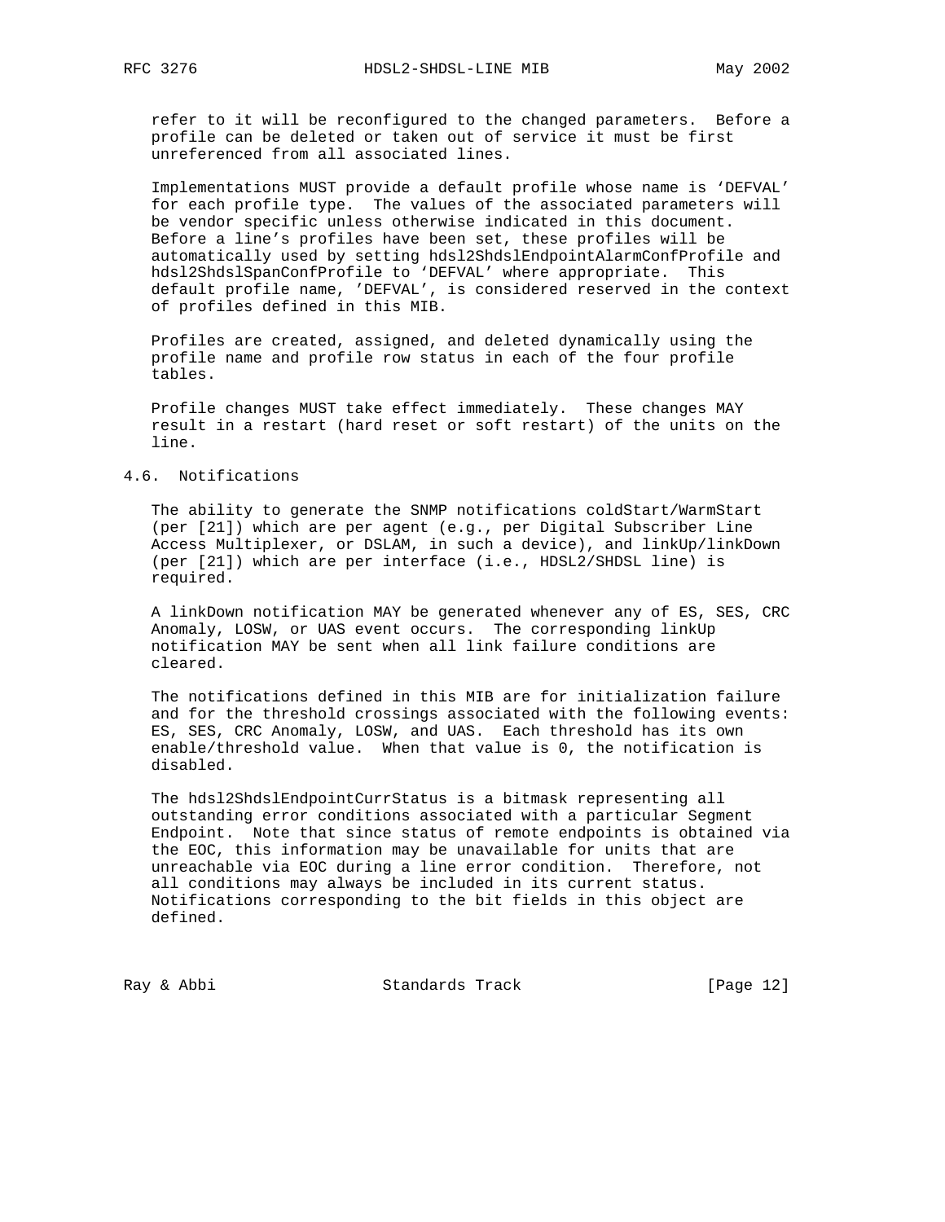refer to it will be reconfigured to the changed parameters. Before a profile can be deleted or taken out of service it must be first unreferenced from all associated lines.

Implementations MUST provide a default profile whose name is 'DEFVAL' for each profile type. The values of the associated parameters will be vendor specific unless otherwise indicated in this document. Before a line's profiles have been set, these profiles will be automatically used by setting hdsl2ShdslEndpointAlarmConfProfile and hdsl2ShdslSpanConfProfile to 'DEFVAL' where appropriate. This default profile name, 'DEFVAL', is considered reserved in the context of profiles defined in this MIB.

Profiles are created, assigned, and deleted dynamically using the profile name and profile row status in each of the four profile tables.

Profile changes MUST take effect immediately. These changes MAY result in a restart (hard reset or soft restart) of the units on the line.

## 4.6. Notifications

The ability to generate the SNMP notifications coldStart/WarmStart (per [21]) which are per agent (e.g., per Digital Subscriber Line Access Multiplexer, or DSLAM, in such a device), and linkUp/linkDown (per [21]) which are per interface (i.e., HDSL2/SHDSL line) is required.

A linkDown notification MAY be generated whenever any of ES, SES, CRC Anomaly, LOSW, or UAS event occurs. The corresponding linkUp notification MAY be sent when all link failure conditions are cleared.

The notifications defined in this MIB are for initialization failure and for the threshold crossings associated with the following events: ES, SES, CRC Anomaly, LOSW, and UAS. Each threshold has its own enable/threshold value. When that value is 0, the notification is disabled.

The hdsl2ShdslEndpointCurrStatus is a bitmask representing all outstanding error conditions associated with a particular Segment Endpoint. Note that since status of remote endpoints is obtained via the EOC, this information may be unavailable for units that are unreachable via EOC during a line error condition. Therefore, not all conditions may always be included in its current status. Notifications corresponding to the bit fields in this object are defined.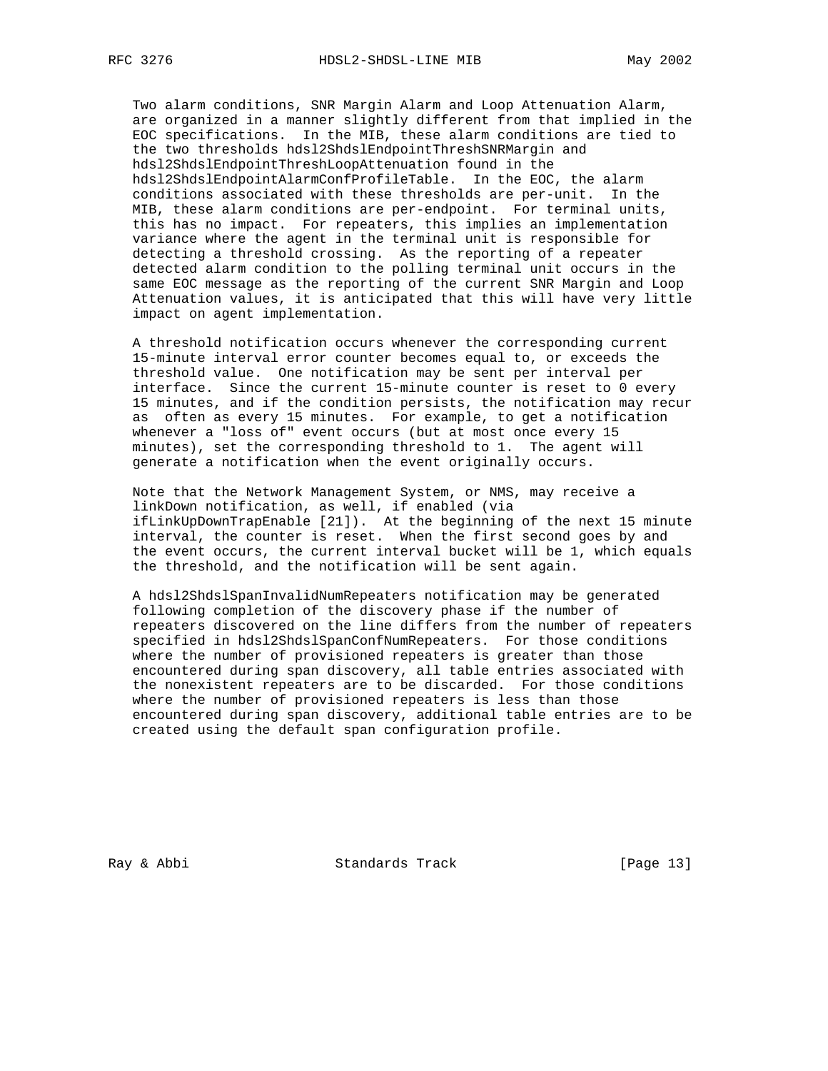Two alarm conditions, SNR Margin Alarm and Loop Attenuation Alarm, are organized in a manner slightly different from that implied in the EOC specifications. In the MIB, these alarm conditions are tied to the two thresholds hdsl2ShdslEndpointThreshSNRMargin and hdsl2ShdslEndpointThreshLoopAttenuation found in the hdsl2ShdslEndpointAlarmConfProfileTable. In the EOC, the alarm conditions associated with these thresholds are per-unit. In the MIB, these alarm conditions are per-endpoint. For terminal units, this has no impact. For repeaters, this implies an implementation variance where the agent in the terminal unit is responsible for detecting a threshold crossing. As the reporting of a repeater detected alarm condition to the polling terminal unit occurs in the same EOC message as the reporting of the current SNR Margin and Loop Attenuation values, it is anticipated that this will have very little impact on agent implementation.

A threshold notification occurs whenever the corresponding current 15-minute interval error counter becomes equal to, or exceeds the threshold value. One notification may be sent per interval per interface. Since the current 15-minute counter is reset to 0 every 15 minutes, and if the condition persists, the notification may recur as often as every 15 minutes. For example, to get a notification whenever a "loss of" event occurs (but at most once every 15 minutes), set the corresponding threshold to 1. The agent will generate a notification when the event originally occurs.

Note that the Network Management System, or NMS, may receive a linkDown notification, as well, if enabled (via ifLinkUpDownTrapEnable [21]). At the beginning of the next 15 minute interval, the counter is reset. When the first second goes by and the event occurs, the current interval bucket will be 1, which equals the threshold, and the notification will be sent again.

A hdsl2ShdslSpanInvalidNumRepeaters notification may be generated following completion of the discovery phase if the number of repeaters discovered on the line differs from the number of repeaters specified in hdsl2ShdslSpanConfNumRepeaters. For those conditions where the number of provisioned repeaters is greater than those encountered during span discovery, all table entries associated with the nonexistent repeaters are to be discarded. For those conditions where the number of provisioned repeaters is less than those encountered during span discovery, additional table entries are to be created using the default span configuration profile.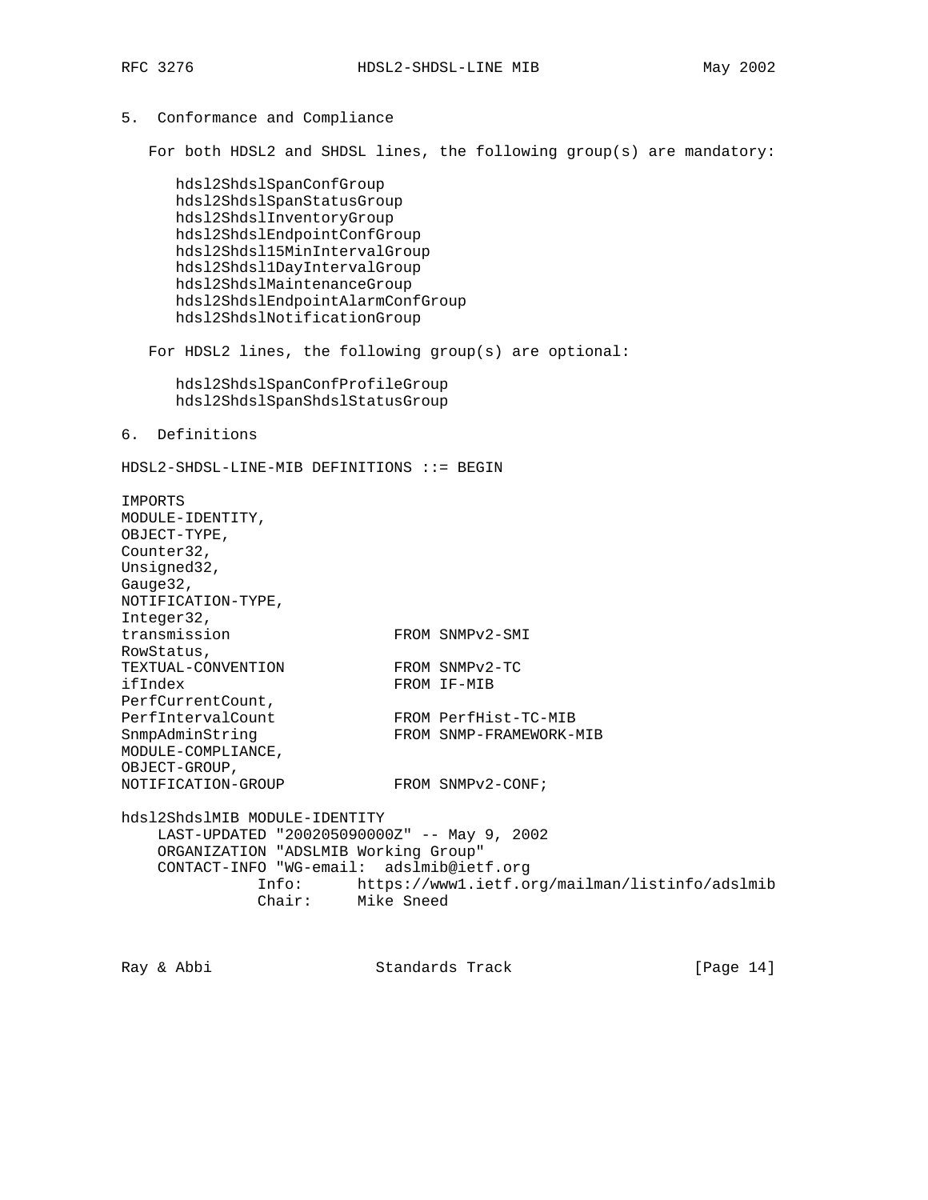## 5. Conformance and Compliance

For both HDSL2 and SHDSL lines, the following group(s) are mandatory:

```
hdsl2ShdslSpanConfGroup
hdsl2ShdslSpanStatusGroup
hdsl2ShdslInventoryGroup
hdsl2ShdslEndpointConfGroup
hdsl2Shdsl15MinIntervalGroup
hdsl2Shdsl1DayIntervalGroup
hdsl2ShdslMaintenanceGroup
hdsl2ShdslEndpointAlarmConfGroup
hdsl2ShdslNotificationGroup
```

For HDSL2 lines, the following group(s) are optional:

```
hdsl2ShdslSpanConfProfileGroup
hdsl2ShdslSpanShdslStatusGroup
```

## 6. Definitions

```
HDSL2-SHDSL-LINE-MIB DEFINITIONS ::= BEGIN

IMPORTS
MODULE-IDENTITY,
OBJECT-TYPE,
Counter32,
Unsigned32,
Gauge32,
NOTIFICATION-TYPE,
Integer32,
transmission                FROM SNMPv2-SMI
RowStatus,
TEXTUAL-CONVENTION          FROM SNMPv2-TC
ifIndex                     FROM IF-MIB
PerfCurrentCount,
PerfIntervalCount           FROM PerfHist-TC-MIB
SnmpAdminString             FROM SNMP-FRAMEWORK-MIB
MODULE-COMPLIANCE,
OBJECT-GROUP,
NOTIFICATION-GROUP          FROM SNMPv2-CONF;

hdsl2ShdslMIB MODULE-IDENTITY
    LAST-UPDATED "200205090000Z" -- May 9, 2002
    ORGANIZATION "ADSLMIB Working Group"
    CONTACT-INFO "WG-email:  adslmib@ietf.org
               Info:      https://www1.ietf.org/mailman/listinfo/adslmib
               Chair:     Mike Sneed
```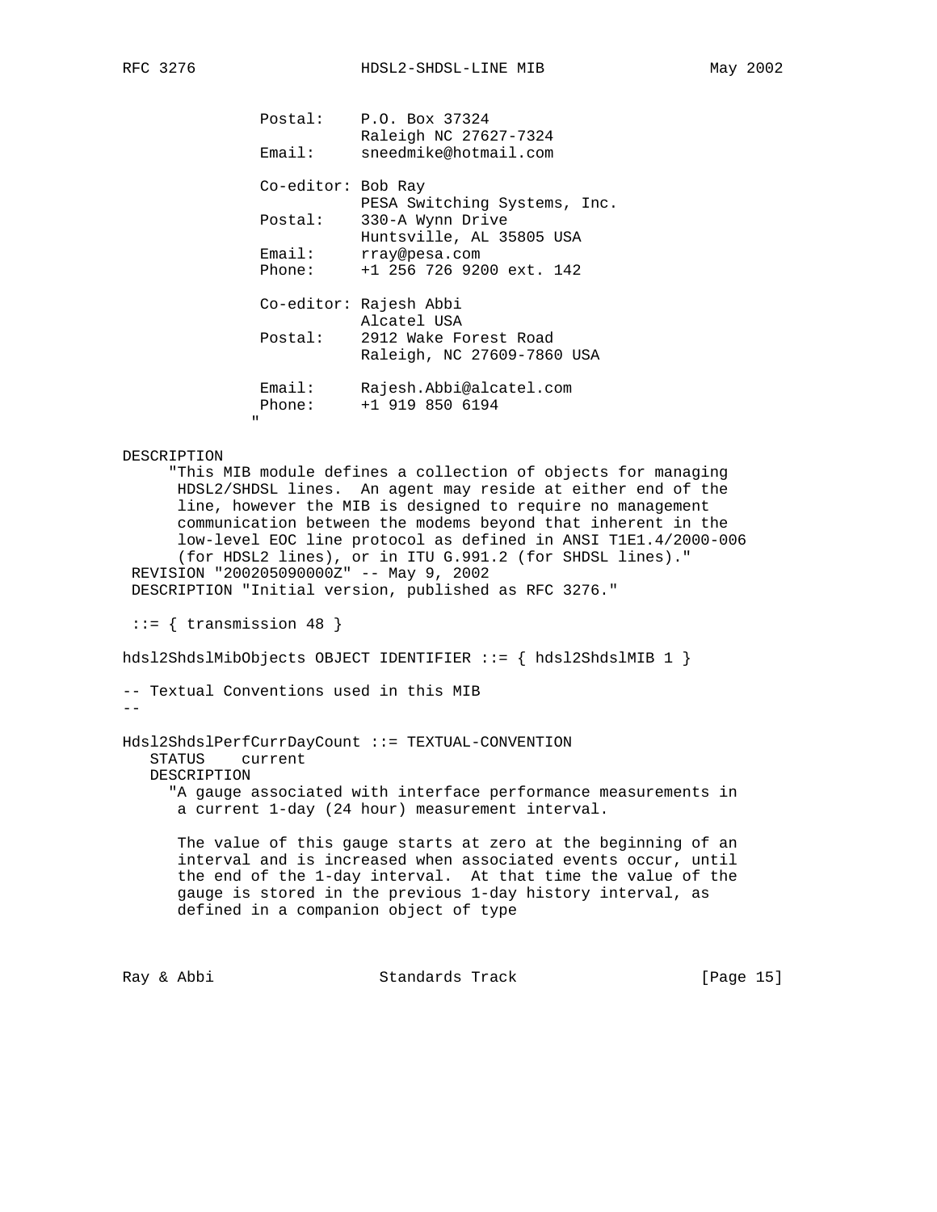```
                Postal:    P.O. Box 37324
                           Raleigh NC 27627-7324
                Email:     sneedmike@hotmail.com

                Co-editor: Bob Ray
                           PESA Switching Systems, Inc.
                Postal:    330-A Wynn Drive
                           Huntsville, AL 35805 USA
                Email:     rray@pesa.com
                Phone:     +1 256 726 9200 ext. 142

                Co-editor: Rajesh Abbi
                           Alcatel USA
                Postal:    2912 Wake Forest Road
                           Raleigh, NC 27609-7860 USA

                Email:     Rajesh.Abbi@alcatel.com
                Phone:     +1 919 850 6194
               "

DESCRIPTION
     "This MIB module defines a collection of objects for managing
      HDSL2/SHDSL lines.  An agent may reside at either end of the
      line, however the MIB is designed to require no management
      communication between the modems beyond that inherent in the
      low-level EOC line protocol as defined in ANSI T1E1.4/2000-006
      (for HDSL2 lines), or in ITU G.991.2 (for SHDSL lines)."
 REVISION "200205090000Z" -- May 9, 2002
 DESCRIPTION "Initial version, published as RFC 3276."

 ::= { transmission 48 }

hdsl2ShdslMibObjects OBJECT IDENTIFIER ::= { hdsl2ShdslMIB 1 }

-- Textual Conventions used in this MIB
--

Hdsl2ShdslPerfCurrDayCount ::= TEXTUAL-CONVENTION
   STATUS    current
   DESCRIPTION
     "A gauge associated with interface performance measurements in
      a current 1-day (24 hour) measurement interval.

      The value of this gauge starts at zero at the beginning of an
      interval and is increased when associated events occur, until
      the end of the 1-day interval.  At that time the value of the
      gauge is stored in the previous 1-day history interval, as
      defined in a companion object of type
```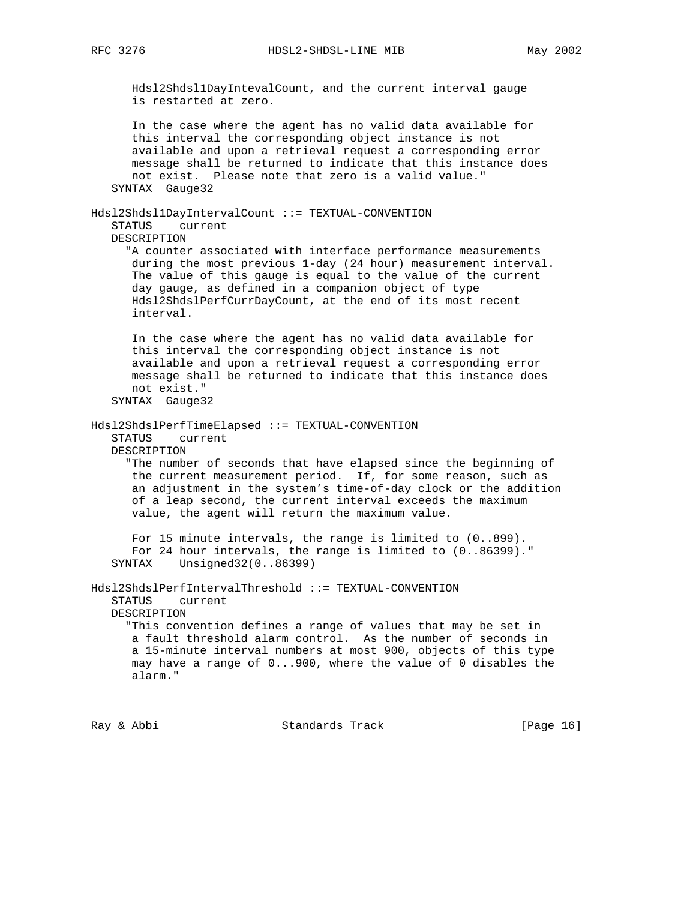```
      Hdsl2Shdsl1DayIntevalCount, and the current interval gauge
      is restarted at zero.

      In the case where the agent has no valid data available for
      this interval the corresponding object instance is not
      available and upon a retrieval request a corresponding error
      message shall be returned to indicate that this instance does
      not exist.  Please note that zero is a valid value."
   SYNTAX  Gauge32

Hdsl2Shdsl1DayIntervalCount ::= TEXTUAL-CONVENTION
   STATUS    current
   DESCRIPTION
     "A counter associated with interface performance measurements
      during the most previous 1-day (24 hour) measurement interval.
      The value of this gauge is equal to the value of the current
      day gauge, as defined in a companion object of type
      Hdsl2ShdslPerfCurrDayCount, at the end of its most recent
      interval.

      In the case where the agent has no valid data available for
      this interval the corresponding object instance is not
      available and upon a retrieval request a corresponding error
      message shall be returned to indicate that this instance does
      not exist."
   SYNTAX  Gauge32

Hdsl2ShdslPerfTimeElapsed ::= TEXTUAL-CONVENTION
   STATUS    current
   DESCRIPTION
     "The number of seconds that have elapsed since the beginning of
      the current measurement period.  If, for some reason, such as
      an adjustment in the system's time-of-day clock or the addition
      of a leap second, the current interval exceeds the maximum
      value, the agent will return the maximum value.

      For 15 minute intervals, the range is limited to (0..899).
      For 24 hour intervals, the range is limited to (0..86399)."
   SYNTAX    Unsigned32(0..86399)

Hdsl2ShdslPerfIntervalThreshold ::= TEXTUAL-CONVENTION
   STATUS    current
   DESCRIPTION
     "This convention defines a range of values that may be set in
      a fault threshold alarm control.  As the number of seconds in
      a 15-minute interval numbers at most 900, objects of this type
      may have a range of 0...900, where the value of 0 disables the
      alarm."
```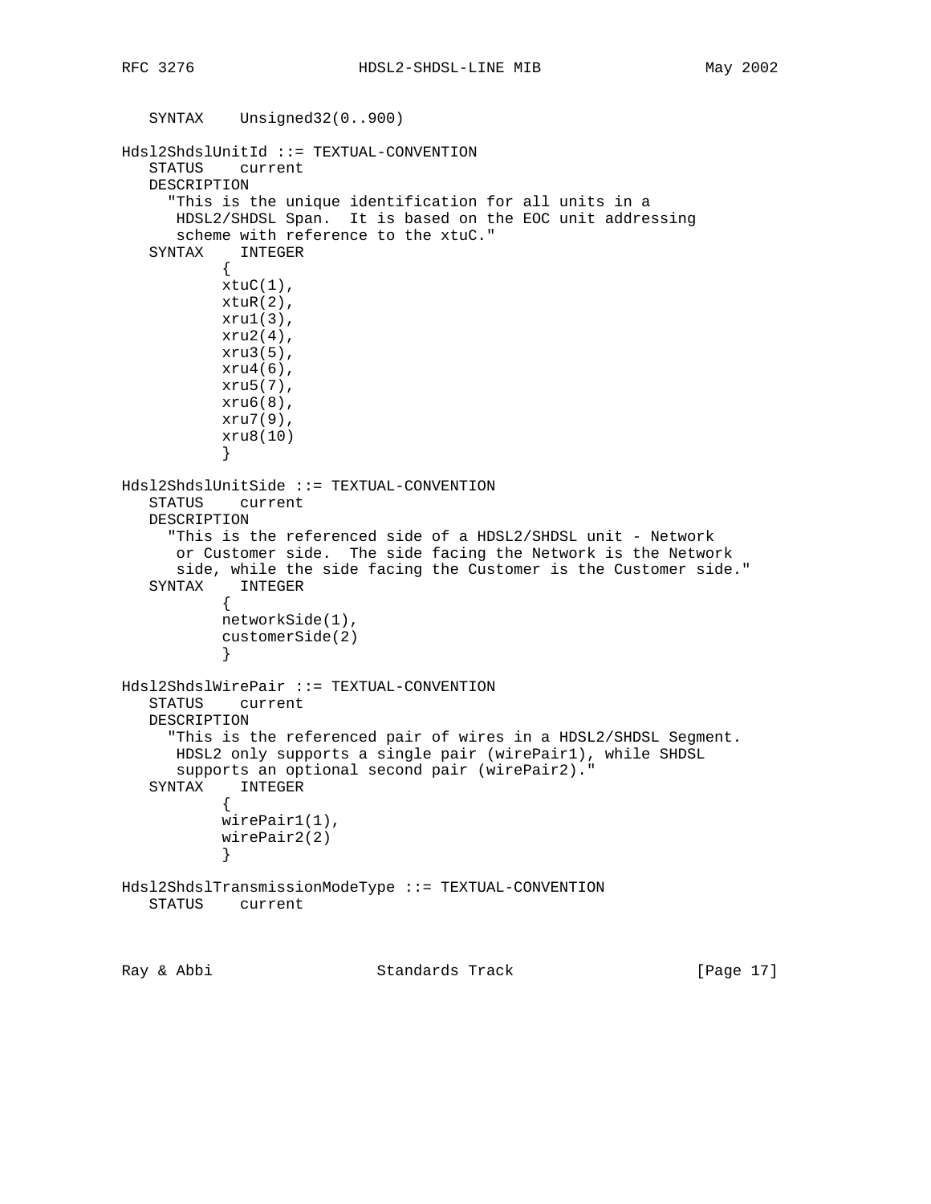```
   SYNTAX    Unsigned32(0..900)

Hdsl2ShdslUnitId ::= TEXTUAL-CONVENTION
   STATUS    current
   DESCRIPTION
     "This is the unique identification for all units in a
      HDSL2/SHDSL Span.  It is based on the EOC unit addressing
      scheme with reference to the xtuC."
   SYNTAX    INTEGER
           {
           xtuC(1),
           xtuR(2),
           xru1(3),
           xru2(4),
           xru3(5),
           xru4(6),
           xru5(7),
           xru6(8),
           xru7(9),
           xru8(10)
           }

Hdsl2ShdslUnitSide ::= TEXTUAL-CONVENTION
   STATUS    current
   DESCRIPTION
     "This is the referenced side of a HDSL2/SHDSL unit - Network
      or Customer side.  The side facing the Network is the Network
      side, while the side facing the Customer is the Customer side."
   SYNTAX    INTEGER
           {
           networkSide(1),
           customerSide(2)
           }

Hdsl2ShdslWirePair ::= TEXTUAL-CONVENTION
   STATUS    current
   DESCRIPTION
     "This is the referenced pair of wires in a HDSL2/SHDSL Segment.
      HDSL2 only supports a single pair (wirePair1), while SHDSL
      supports an optional second pair (wirePair2)."
   SYNTAX    INTEGER
           {
           wirePair1(1),
           wirePair2(2)
           }

Hdsl2ShdslTransmissionModeType ::= TEXTUAL-CONVENTION
   STATUS    current
```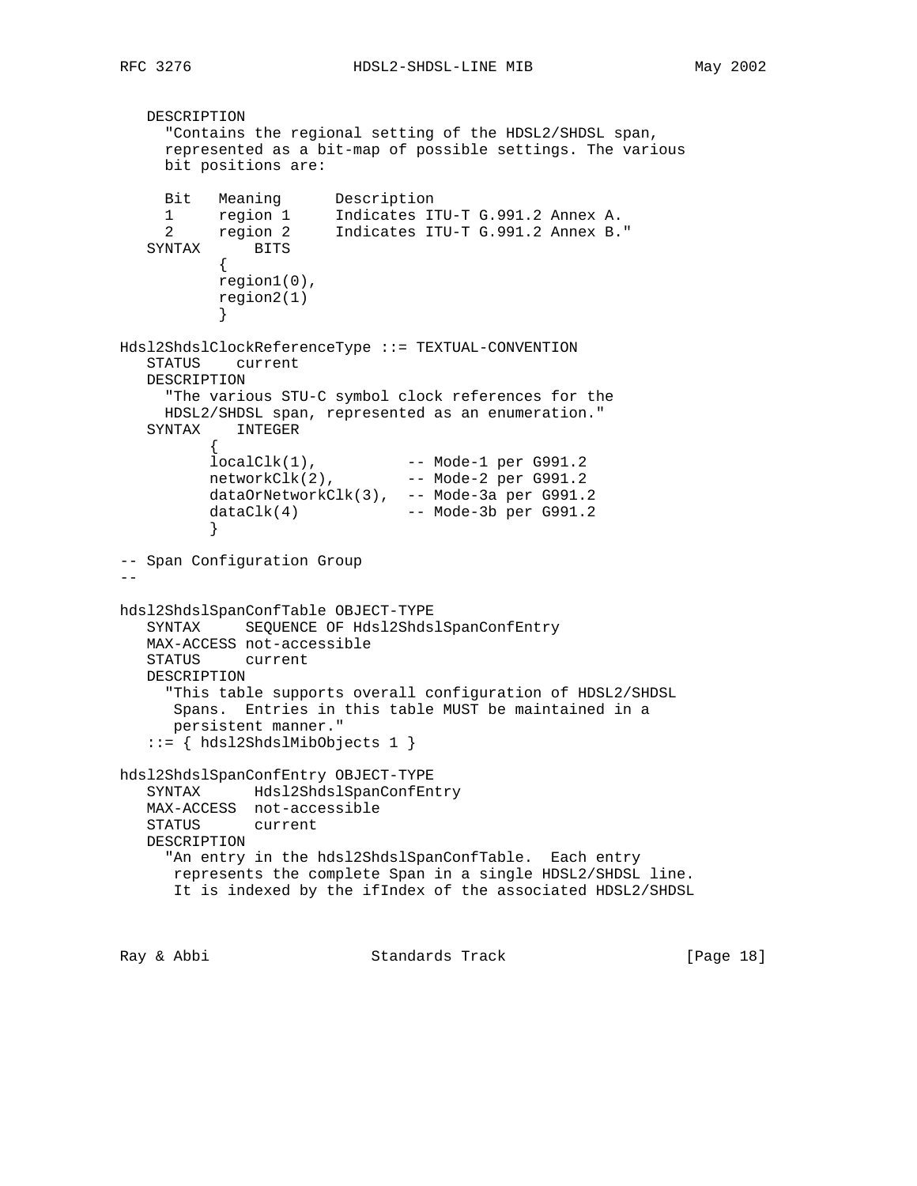```
   DESCRIPTION
     "Contains the regional setting of the HDSL2/SHDSL span,
     represented as a bit-map of possible settings. The various
     bit positions are:

     Bit   Meaning      Description
     1     region 1     Indicates ITU-T G.991.2 Annex A.
     2     region 2     Indicates ITU-T G.991.2 Annex B."
   SYNTAX      BITS
           {
           region1(0),
           region2(1)
           }

Hdsl2ShdslClockReferenceType ::= TEXTUAL-CONVENTION
   STATUS    current
   DESCRIPTION
     "The various STU-C symbol clock references for the
     HDSL2/SHDSL span, represented as an enumeration."
   SYNTAX    INTEGER
          {
          localClk(1),           -- Mode-1 per G991.2
          networkClk(2),         -- Mode-2 per G991.2
          dataOrNetworkClk(3),  -- Mode-3a per G991.2
          dataClk(4)             -- Mode-3b per G991.2
          }

-- Span Configuration Group
--

hdsl2ShdslSpanConfTable OBJECT-TYPE
   SYNTAX     SEQUENCE OF Hdsl2ShdslSpanConfEntry
   MAX-ACCESS not-accessible
   STATUS     current
   DESCRIPTION
     "This table supports overall configuration of HDSL2/SHDSL
      Spans.  Entries in this table MUST be maintained in a
      persistent manner."
   ::= { hdsl2ShdslMibObjects 1 }

hdsl2ShdslSpanConfEntry OBJECT-TYPE
   SYNTAX      Hdsl2ShdslSpanConfEntry
   MAX-ACCESS  not-accessible
   STATUS      current
   DESCRIPTION
     "An entry in the hdsl2ShdslSpanConfTable.  Each entry
      represents the complete Span in a single HDSL2/SHDSL line.
      It is indexed by the ifIndex of the associated HDSL2/SHDSL
```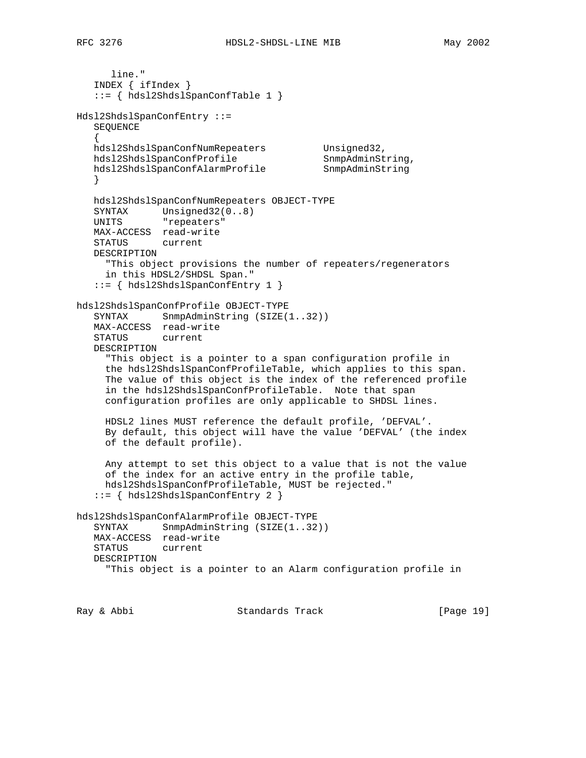```
      line."
   INDEX { ifIndex }
   ::= { hdsl2ShdslSpanConfTable 1 }

Hdsl2ShdslSpanConfEntry ::=
   SEQUENCE
   {
   hdsl2ShdslSpanConfNumRepeaters          Unsigned32,
   hdsl2ShdslSpanConfProfile               SnmpAdminString,
   hdsl2ShdslSpanConfAlarmProfile          SnmpAdminString
   }

   hdsl2ShdslSpanConfNumRepeaters OBJECT-TYPE
   SYNTAX      Unsigned32(0..8)
   UNITS       "repeaters"
   MAX-ACCESS  read-write
   STATUS      current
   DESCRIPTION
     "This object provisions the number of repeaters/regenerators
     in this HDSL2/SHDSL Span."
   ::= { hdsl2ShdslSpanConfEntry 1 }

hdsl2ShdslSpanConfProfile OBJECT-TYPE
   SYNTAX      SnmpAdminString (SIZE(1..32))
   MAX-ACCESS  read-write
   STATUS      current
   DESCRIPTION
     "This object is a pointer to a span configuration profile in
     the hdsl2ShdslSpanConfProfileTable, which applies to this span.
     The value of this object is the index of the referenced profile
     in the hdsl2ShdslSpanConfProfileTable.  Note that span
     configuration profiles are only applicable to SHDSL lines.

     HDSL2 lines MUST reference the default profile, 'DEFVAL'.
     By default, this object will have the value 'DEFVAL' (the index
     of the default profile).

     Any attempt to set this object to a value that is not the value
     of the index for an active entry in the profile table,
     hdsl2ShdslSpanConfProfileTable, MUST be rejected."
   ::= { hdsl2ShdslSpanConfEntry 2 }

hdsl2ShdslSpanConfAlarmProfile OBJECT-TYPE
   SYNTAX      SnmpAdminString (SIZE(1..32))
   MAX-ACCESS  read-write
   STATUS      current
   DESCRIPTION
     "This object is a pointer to an Alarm configuration profile in
```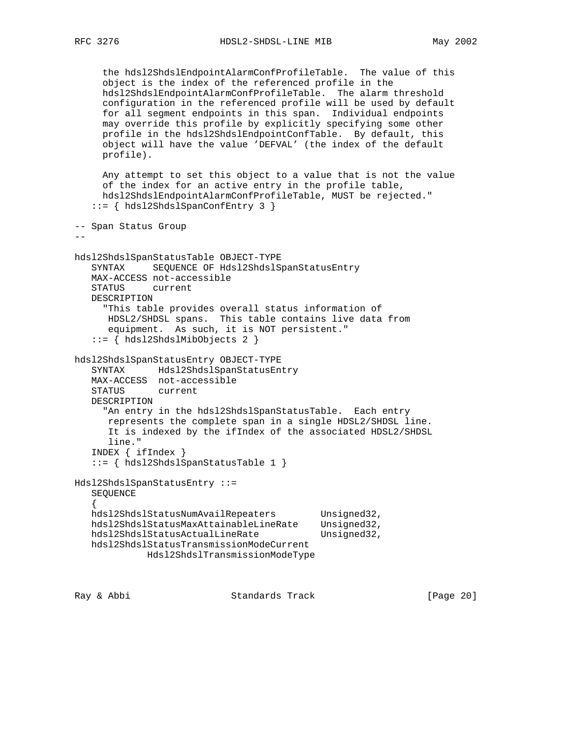```
      the hdsl2ShdslEndpointAlarmConfProfileTable.  The value of this
      object is the index of the referenced profile in the
      hdsl2ShdslEndpointAlarmConfProfileTable.  The alarm threshold
      configuration in the referenced profile will be used by default
      for all segment endpoints in this span.  Individual endpoints
      may override this profile by explicitly specifying some other
      profile in the hdsl2ShdslEndpointConfTable.  By default, this
      object will have the value 'DEFVAL' (the index of the default
      profile).

      Any attempt to set this object to a value that is not the value
      of the index for an active entry in the profile table,
      hdsl2ShdslEndpointAlarmConfProfileTable, MUST be rejected."
   ::= { hdsl2ShdslSpanConfEntry 3 }

-- Span Status Group
--

hdsl2ShdslSpanStatusTable OBJECT-TYPE
   SYNTAX      SEQUENCE OF Hdsl2ShdslSpanStatusEntry
   MAX-ACCESS not-accessible
   STATUS     current
   DESCRIPTION
     "This table provides overall status information of
      HDSL2/SHDSL spans.  This table contains live data from
      equipment.  As such, it is NOT persistent."
   ::= { hdsl2ShdslMibObjects 2 }

hdsl2ShdslSpanStatusEntry OBJECT-TYPE
   SYNTAX      Hdsl2ShdslSpanStatusEntry
   MAX-ACCESS  not-accessible
   STATUS      current
   DESCRIPTION
     "An entry in the hdsl2ShdslSpanStatusTable.  Each entry
      represents the complete span in a single HDSL2/SHDSL line.
      It is indexed by the ifIndex of the associated HDSL2/SHDSL
      line."
   INDEX { ifIndex }
   ::= { hdsl2ShdslSpanStatusTable 1 }

Hdsl2ShdslSpanStatusEntry ::=
   SEQUENCE
   {
   hdsl2ShdslStatusNumAvailRepeaters        Unsigned32,
   hdsl2ShdslStatusMaxAttainableLineRate    Unsigned32,
   hdsl2ShdslStatusActualLineRate           Unsigned32,
   hdsl2ShdslStatusTransmissionModeCurrent
             Hdsl2ShdslTransmissionModeType
```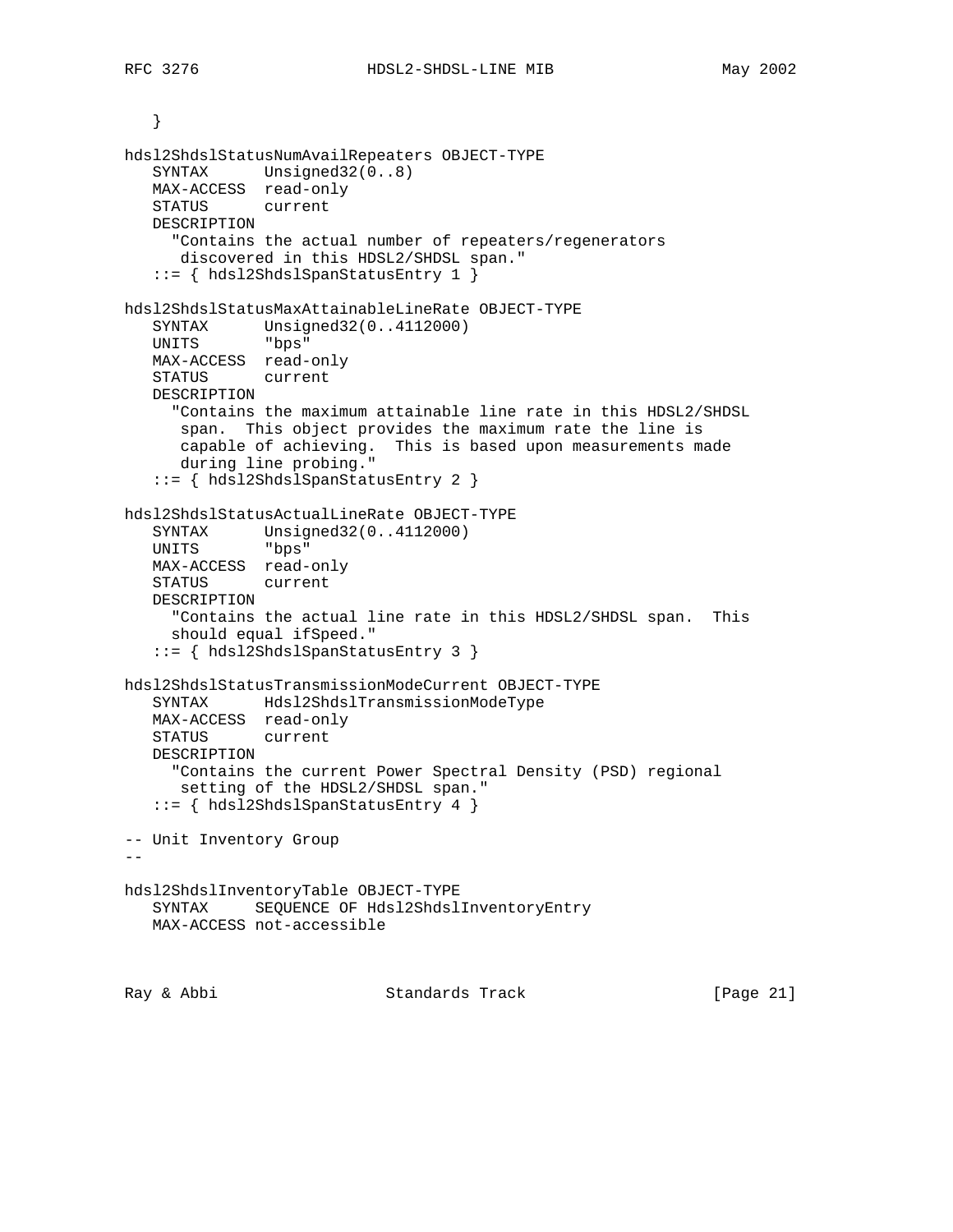```
   }

hdsl2ShdslStatusNumAvailRepeaters OBJECT-TYPE
   SYNTAX      Unsigned32(0..8)
   MAX-ACCESS  read-only
   STATUS      current
   DESCRIPTION
     "Contains the actual number of repeaters/regenerators
      discovered in this HDSL2/SHDSL span."
   ::= { hdsl2ShdslSpanStatusEntry 1 }

hdsl2ShdslStatusMaxAttainableLineRate OBJECT-TYPE
   SYNTAX      Unsigned32(0..4112000)
   UNITS       "bps"
   MAX-ACCESS  read-only
   STATUS      current
   DESCRIPTION
     "Contains the maximum attainable line rate in this HDSL2/SHDSL
      span.  This object provides the maximum rate the line is
      capable of achieving.  This is based upon measurements made
      during line probing."
   ::= { hdsl2ShdslSpanStatusEntry 2 }

hdsl2ShdslStatusActualLineRate OBJECT-TYPE
   SYNTAX      Unsigned32(0..4112000)
   UNITS       "bps"
   MAX-ACCESS  read-only
   STATUS      current
   DESCRIPTION
     "Contains the actual line rate in this HDSL2/SHDSL span.  This
     should equal ifSpeed."
   ::= { hdsl2ShdslSpanStatusEntry 3 }

hdsl2ShdslStatusTransmissionModeCurrent OBJECT-TYPE
   SYNTAX      Hdsl2ShdslTransmissionModeType
   MAX-ACCESS  read-only
   STATUS      current
   DESCRIPTION
     "Contains the current Power Spectral Density (PSD) regional
      setting of the HDSL2/SHDSL span."
   ::= { hdsl2ShdslSpanStatusEntry 4 }

-- Unit Inventory Group
--

hdsl2ShdslInventoryTable OBJECT-TYPE
   SYNTAX     SEQUENCE OF Hdsl2ShdslInventoryEntry
   MAX-ACCESS not-accessible
```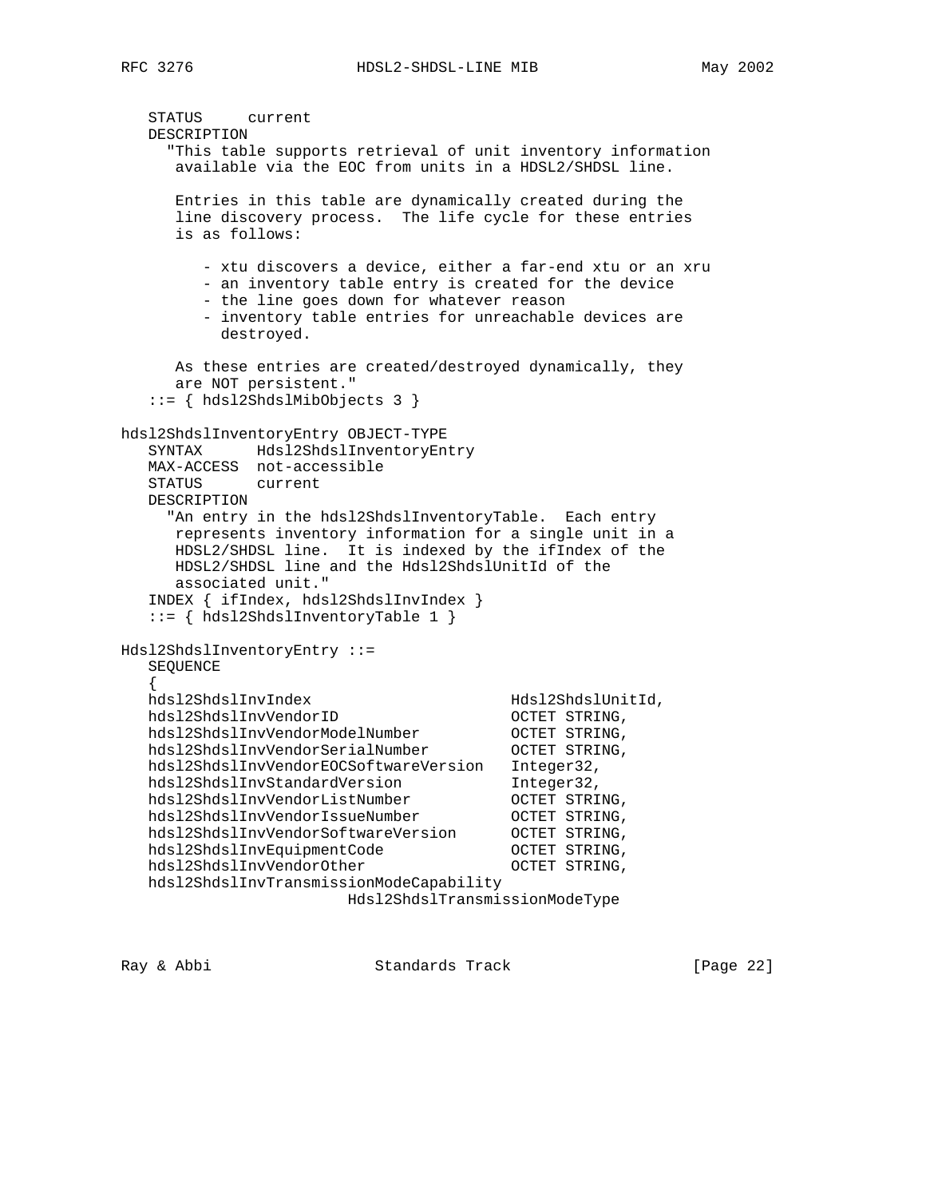```
   STATUS      current
   DESCRIPTION
     "This table supports retrieval of unit inventory information
      available via the EOC from units in a HDSL2/SHDSL line.

      Entries in this table are dynamically created during the
      line discovery process.  The life cycle for these entries
      is as follows:

         - xtu discovers a device, either a far-end xtu or an xru
         - an inventory table entry is created for the device
         - the line goes down for whatever reason
         - inventory table entries for unreachable devices are
           destroyed.

      As these entries are created/destroyed dynamically, they
      are NOT persistent."
   ::= { hdsl2ShdslMibObjects 3 }

hdsl2ShdslInventoryEntry OBJECT-TYPE
   SYNTAX      Hdsl2ShdslInventoryEntry
   MAX-ACCESS  not-accessible
   STATUS      current
   DESCRIPTION
     "An entry in the hdsl2ShdslInventoryTable.  Each entry
      represents inventory information for a single unit in a
      HDSL2/SHDSL line.  It is indexed by the ifIndex of the
      HDSL2/SHDSL line and the Hdsl2ShdslUnitId of the
      associated unit."
   INDEX { ifIndex, hdsl2ShdslInvIndex }
   ::= { hdsl2ShdslInventoryTable 1 }

Hdsl2ShdslInventoryEntry ::=
   SEQUENCE
   {
   hdsl2ShdslInvIndex                     Hdsl2ShdslUnitId,
   hdsl2ShdslInvVendorID                  OCTET STRING,
   hdsl2ShdslInvVendorModelNumber         OCTET STRING,
   hdsl2ShdslInvVendorSerialNumber        OCTET STRING,
   hdsl2ShdslInvVendorEOCSoftwareVersion  Integer32,
   hdsl2ShdslInvStandardVersion           Integer32,
   hdsl2ShdslInvVendorListNumber          OCTET STRING,
   hdsl2ShdslInvVendorIssueNumber         OCTET STRING,
   hdsl2ShdslInvVendorSoftwareVersion     OCTET STRING,
   hdsl2ShdslInvEquipmentCode             OCTET STRING,
   hdsl2ShdslInvVendorOther               OCTET STRING,
   hdsl2ShdslInvTransmissionModeCapability
                         Hdsl2ShdslTransmissionModeType
```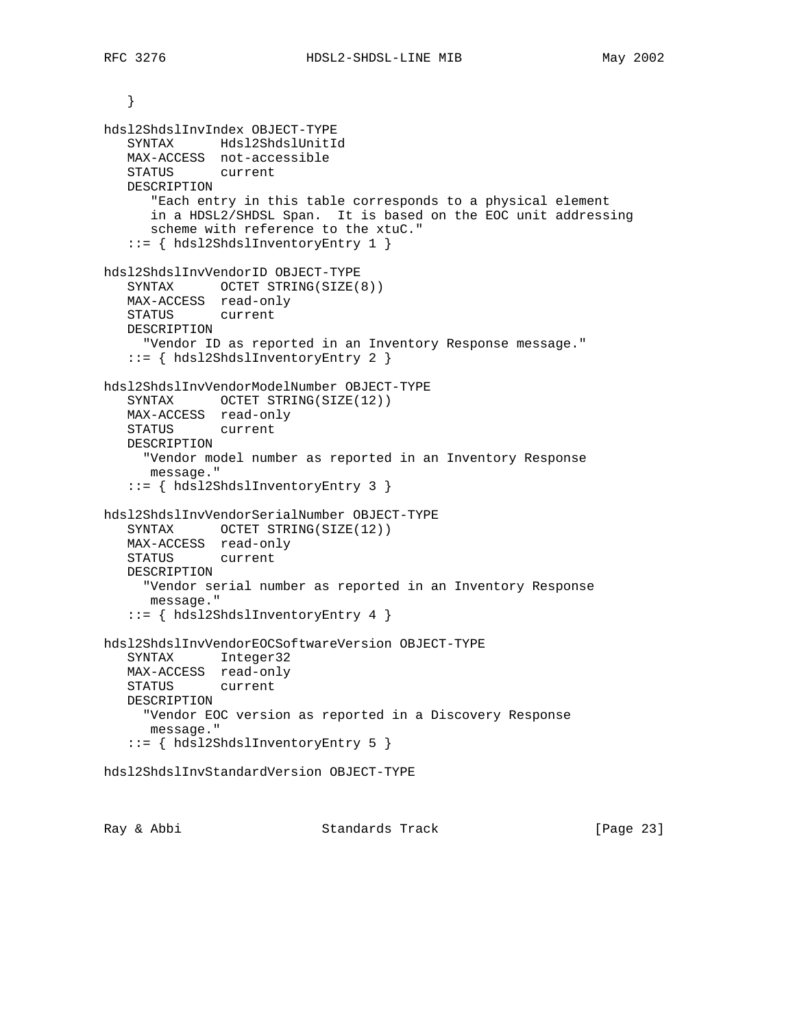```
   }

hdsl2ShdslInvIndex OBJECT-TYPE
   SYNTAX      Hdsl2ShdslUnitId
   MAX-ACCESS  not-accessible
   STATUS      current
   DESCRIPTION
      "Each entry in this table corresponds to a physical element
      in a HDSL2/SHDSL Span.  It is based on the EOC unit addressing
      scheme with reference to the xtuC."
   ::= { hdsl2ShdslInventoryEntry 1 }

hdsl2ShdslInvVendorID OBJECT-TYPE
   SYNTAX      OCTET STRING(SIZE(8))
   MAX-ACCESS  read-only
   STATUS      current
   DESCRIPTION
     "Vendor ID as reported in an Inventory Response message."
   ::= { hdsl2ShdslInventoryEntry 2 }

hdsl2ShdslInvVendorModelNumber OBJECT-TYPE
   SYNTAX      OCTET STRING(SIZE(12))
   MAX-ACCESS  read-only
   STATUS      current
   DESCRIPTION
     "Vendor model number as reported in an Inventory Response
      message."
   ::= { hdsl2ShdslInventoryEntry 3 }

hdsl2ShdslInvVendorSerialNumber OBJECT-TYPE
   SYNTAX      OCTET STRING(SIZE(12))
   MAX-ACCESS  read-only
   STATUS      current
   DESCRIPTION
     "Vendor serial number as reported in an Inventory Response
      message."
   ::= { hdsl2ShdslInventoryEntry 4 }

hdsl2ShdslInvVendorEOCSoftwareVersion OBJECT-TYPE
   SYNTAX      Integer32
   MAX-ACCESS  read-only
   STATUS      current
   DESCRIPTION
     "Vendor EOC version as reported in a Discovery Response
      message."
   ::= { hdsl2ShdslInventoryEntry 5 }

hdsl2ShdslInvStandardVersion OBJECT-TYPE
```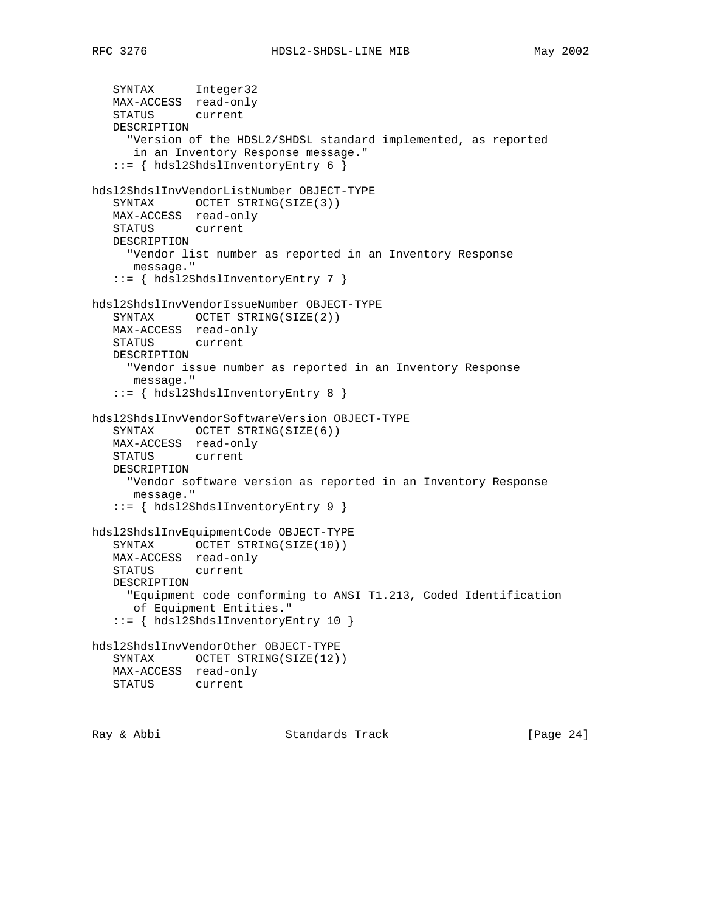```
   SYNTAX      Integer32
   MAX-ACCESS  read-only
   STATUS      current
   DESCRIPTION
     "Version of the HDSL2/SHDSL standard implemented, as reported
      in an Inventory Response message."
   ::= { hdsl2ShdslInventoryEntry 6 }

hdsl2ShdslInvVendorListNumber OBJECT-TYPE
   SYNTAX      OCTET STRING(SIZE(3))
   MAX-ACCESS  read-only
   STATUS      current
   DESCRIPTION
     "Vendor list number as reported in an Inventory Response
      message."
   ::= { hdsl2ShdslInventoryEntry 7 }

hdsl2ShdslInvVendorIssueNumber OBJECT-TYPE
   SYNTAX      OCTET STRING(SIZE(2))
   MAX-ACCESS  read-only
   STATUS      current
   DESCRIPTION
     "Vendor issue number as reported in an Inventory Response
      message."
   ::= { hdsl2ShdslInventoryEntry 8 }

hdsl2ShdslInvVendorSoftwareVersion OBJECT-TYPE
   SYNTAX      OCTET STRING(SIZE(6))
   MAX-ACCESS  read-only
   STATUS      current
   DESCRIPTION
     "Vendor software version as reported in an Inventory Response
      message."
   ::= { hdsl2ShdslInventoryEntry 9 }

hdsl2ShdslInvEquipmentCode OBJECT-TYPE
   SYNTAX      OCTET STRING(SIZE(10))
   MAX-ACCESS  read-only
   STATUS      current
   DESCRIPTION
     "Equipment code conforming to ANSI T1.213, Coded Identification
      of Equipment Entities."
   ::= { hdsl2ShdslInventoryEntry 10 }

hdsl2ShdslInvVendorOther OBJECT-TYPE
   SYNTAX      OCTET STRING(SIZE(12))
   MAX-ACCESS  read-only
   STATUS      current
```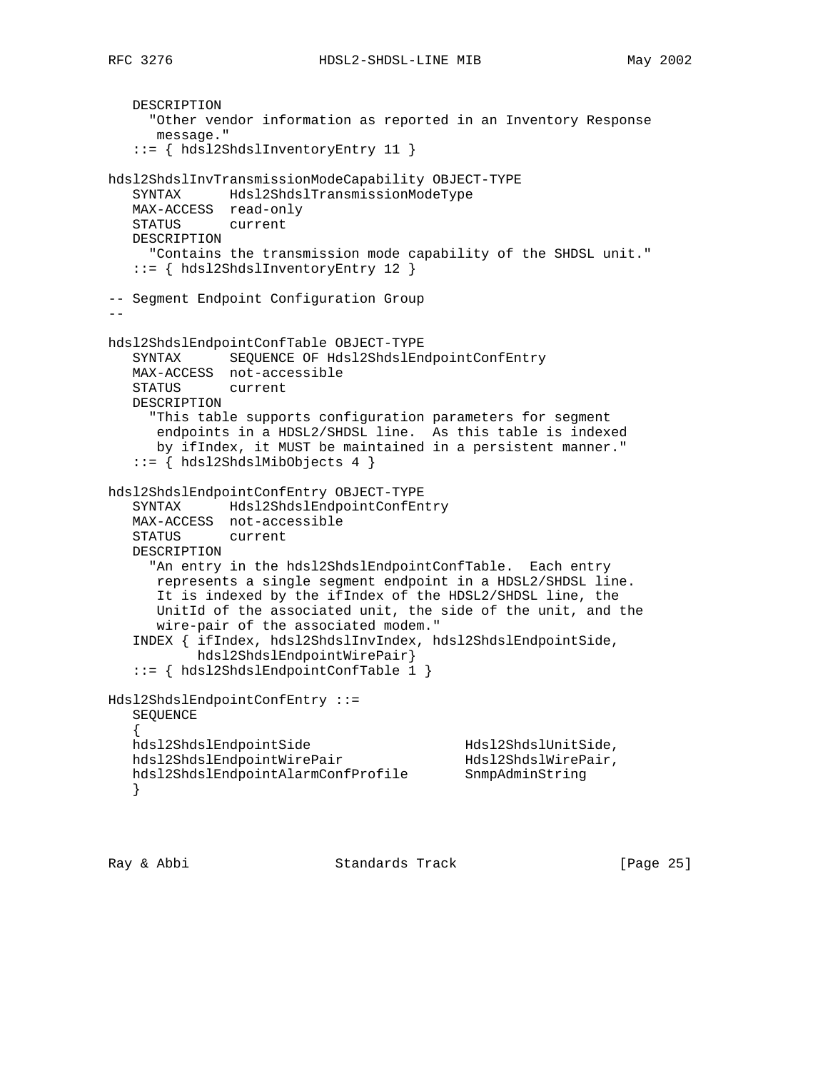```
   DESCRIPTION
     "Other vendor information as reported in an Inventory Response
      message."
   ::= { hdsl2ShdslInventoryEntry 11 }

hdsl2ShdslInvTransmissionModeCapability OBJECT-TYPE
   SYNTAX      Hdsl2ShdslTransmissionModeType
   MAX-ACCESS  read-only
   STATUS      current
   DESCRIPTION
     "Contains the transmission mode capability of the SHDSL unit."
   ::= { hdsl2ShdslInventoryEntry 12 }

-- Segment Endpoint Configuration Group
--

hdsl2ShdslEndpointConfTable OBJECT-TYPE
   SYNTAX      SEQUENCE OF Hdsl2ShdslEndpointConfEntry
   MAX-ACCESS  not-accessible
   STATUS      current
   DESCRIPTION
     "This table supports configuration parameters for segment
      endpoints in a HDSL2/SHDSL line.  As this table is indexed
      by ifIndex, it MUST be maintained in a persistent manner."
   ::= { hdsl2ShdslMibObjects 4 }

hdsl2ShdslEndpointConfEntry OBJECT-TYPE
   SYNTAX      Hdsl2ShdslEndpointConfEntry
   MAX-ACCESS  not-accessible
   STATUS      current
   DESCRIPTION
     "An entry in the hdsl2ShdslEndpointConfTable.  Each entry
      represents a single segment endpoint in a HDSL2/SHDSL line.
      It is indexed by the ifIndex of the HDSL2/SHDSL line, the
      UnitId of the associated unit, the side of the unit, and the
      wire-pair of the associated modem."
   INDEX { ifIndex, hdsl2ShdslInvIndex, hdsl2ShdslEndpointSide,
           hdsl2ShdslEndpointWirePair}
   ::= { hdsl2ShdslEndpointConfTable 1 }

Hdsl2ShdslEndpointConfEntry ::=
   SEQUENCE
   {
   hdsl2ShdslEndpointSide                   Hdsl2ShdslUnitSide,
   hdsl2ShdslEndpointWirePair               Hdsl2ShdslWirePair,
   hdsl2ShdslEndpointAlarmConfProfile       SnmpAdminString
   }
```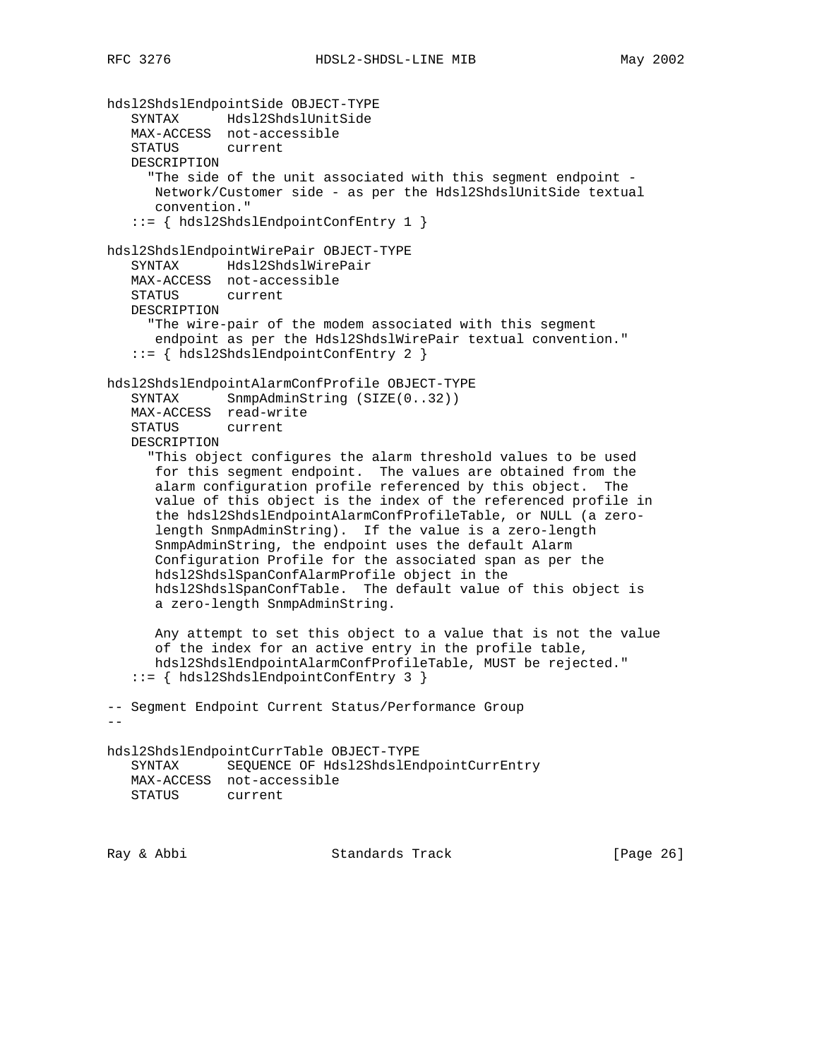```
hdsl2ShdslEndpointSide OBJECT-TYPE
   SYNTAX      Hdsl2ShdslUnitSide
   MAX-ACCESS  not-accessible
   STATUS      current
   DESCRIPTION
     "The side of the unit associated with this segment endpoint -
      Network/Customer side - as per the Hdsl2ShdslUnitSide textual
      convention."
   ::= { hdsl2ShdslEndpointConfEntry 1 }

hdsl2ShdslEndpointWirePair OBJECT-TYPE
   SYNTAX      Hdsl2ShdslWirePair
   MAX-ACCESS  not-accessible
   STATUS      current
   DESCRIPTION
     "The wire-pair of the modem associated with this segment
      endpoint as per the Hdsl2ShdslWirePair textual convention."
   ::= { hdsl2ShdslEndpointConfEntry 2 }

hdsl2ShdslEndpointAlarmConfProfile OBJECT-TYPE
   SYNTAX      SnmpAdminString (SIZE(0..32))
   MAX-ACCESS  read-write
   STATUS      current
   DESCRIPTION
     "This object configures the alarm threshold values to be used
      for this segment endpoint.  The values are obtained from the
      alarm configuration profile referenced by this object.  The
      value of this object is the index of the referenced profile in
      the hdsl2ShdslEndpointAlarmConfProfileTable, or NULL (a zero-
      length SnmpAdminString).  If the value is a zero-length
      SnmpAdminString, the endpoint uses the default Alarm
      Configuration Profile for the associated span as per the
      hdsl2ShdslSpanConfAlarmProfile object in the
      hdsl2ShdslSpanConfTable.  The default value of this object is
      a zero-length SnmpAdminString.

      Any attempt to set this object to a value that is not the value
      of the index for an active entry in the profile table,
      hdsl2ShdslEndpointAlarmConfProfileTable, MUST be rejected."
   ::= { hdsl2ShdslEndpointConfEntry 3 }

-- Segment Endpoint Current Status/Performance Group
--

hdsl2ShdslEndpointCurrTable OBJECT-TYPE
   SYNTAX      SEQUENCE OF Hdsl2ShdslEndpointCurrEntry
   MAX-ACCESS  not-accessible
   STATUS      current
```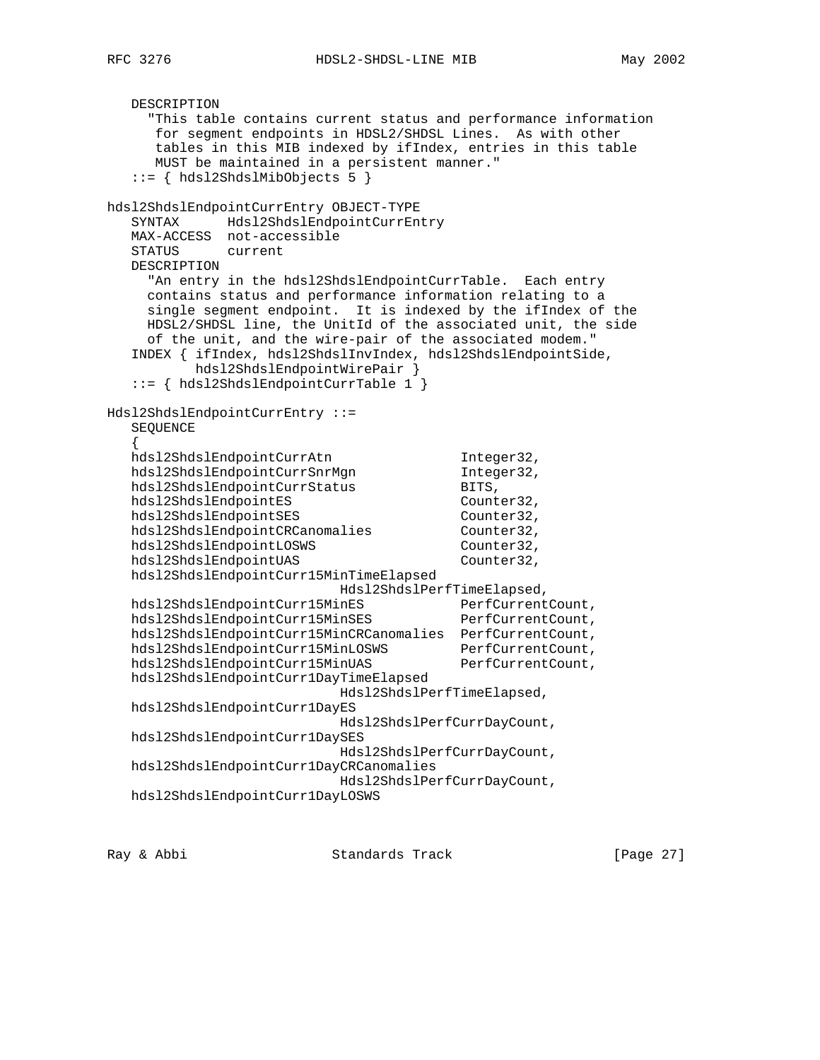```
   DESCRIPTION
     "This table contains current status and performance information
      for segment endpoints in HDSL2/SHDSL Lines.  As with other
      tables in this MIB indexed by ifIndex, entries in this table
      MUST be maintained in a persistent manner."
   ::= { hdsl2ShdslMibObjects 5 }

hdsl2ShdslEndpointCurrEntry OBJECT-TYPE
   SYNTAX      Hdsl2ShdslEndpointCurrEntry
   MAX-ACCESS  not-accessible
   STATUS      current
   DESCRIPTION
     "An entry in the hdsl2ShdslEndpointCurrTable.  Each entry
     contains status and performance information relating to a
     single segment endpoint.  It is indexed by the ifIndex of the
     HDSL2/SHDSL line, the UnitId of the associated unit, the side
     of the unit, and the wire-pair of the associated modem."
   INDEX { ifIndex, hdsl2ShdslInvIndex, hdsl2ShdslEndpointSide,
           hdsl2ShdslEndpointWirePair }
   ::= { hdsl2ShdslEndpointCurrTable 1 }

Hdsl2ShdslEndpointCurrEntry ::=
   SEQUENCE
   {
   hdsl2ShdslEndpointCurrAtn                 Integer32,
   hdsl2ShdslEndpointCurrSnrMgn              Integer32,
   hdsl2ShdslEndpointCurrStatus              BITS,
   hdsl2ShdslEndpointES                      Counter32,
   hdsl2ShdslEndpointSES                     Counter32,
   hdsl2ShdslEndpointCRCanomalies            Counter32,
   hdsl2ShdslEndpointLOSWS                   Counter32,
   hdsl2ShdslEndpointUAS                     Counter32,
   hdsl2ShdslEndpointCurr15MinTimeElapsed
                             Hdsl2ShdslPerfTimeElapsed,
   hdsl2ShdslEndpointCurr15MinES             PerfCurrentCount,
   hdsl2ShdslEndpointCurr15MinSES            PerfCurrentCount,
   hdsl2ShdslEndpointCurr15MinCRCanomalies   PerfCurrentCount,
   hdsl2ShdslEndpointCurr15MinLOSWS          PerfCurrentCount,
   hdsl2ShdslEndpointCurr15MinUAS            PerfCurrentCount,
   hdsl2ShdslEndpointCurr1DayTimeElapsed
                             Hdsl2ShdslPerfTimeElapsed,
   hdsl2ShdslEndpointCurr1DayES
                             Hdsl2ShdslPerfCurrDayCount,
   hdsl2ShdslEndpointCurr1DaySES
                             Hdsl2ShdslPerfCurrDayCount,
   hdsl2ShdslEndpointCurr1DayCRCanomalies
                             Hdsl2ShdslPerfCurrDayCount,
   hdsl2ShdslEndpointCurr1DayLOSWS
```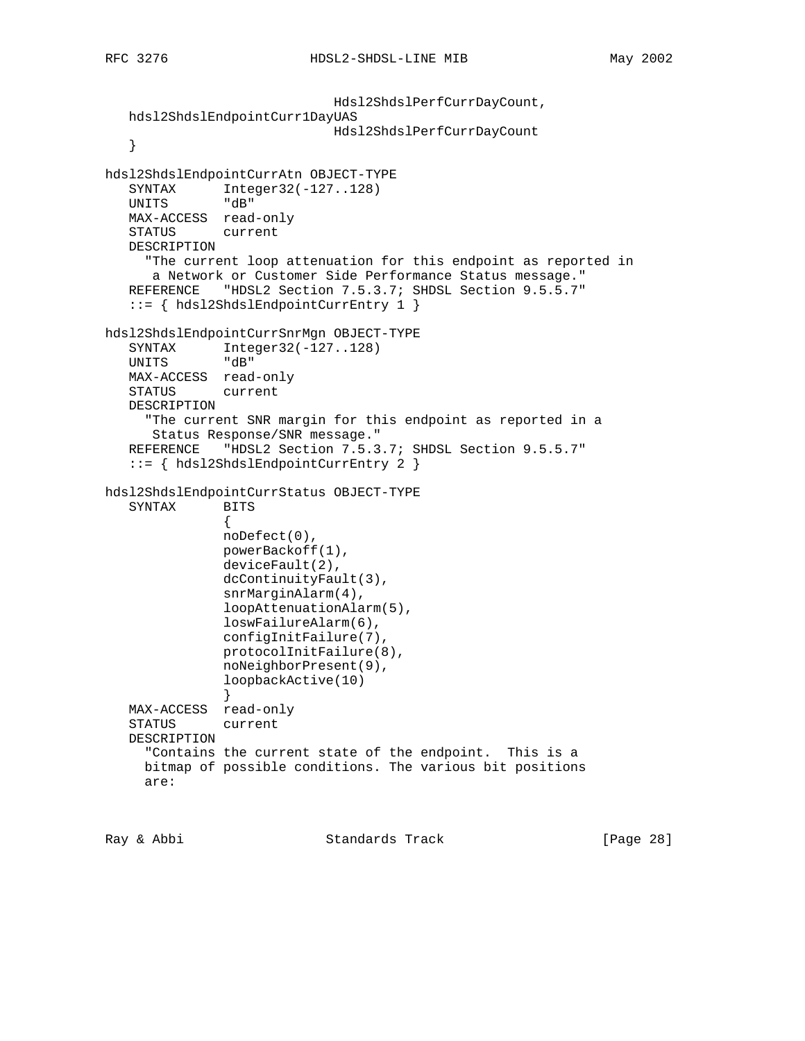```
                             Hdsl2ShdslPerfCurrDayCount,
   hdsl2ShdslEndpointCurr1DayUAS
                             Hdsl2ShdslPerfCurrDayCount
   }

hdsl2ShdslEndpointCurrAtn OBJECT-TYPE
   SYNTAX      Integer32(-127..128)
   UNITS       "dB"
   MAX-ACCESS  read-only
   STATUS      current
   DESCRIPTION
     "The current loop attenuation for this endpoint as reported in
      a Network or Customer Side Performance Status message."
   REFERENCE   "HDSL2 Section 7.5.3.7; SHDSL Section 9.5.5.7"
   ::= { hdsl2ShdslEndpointCurrEntry 1 }

hdsl2ShdslEndpointCurrSnrMgn OBJECT-TYPE
   SYNTAX      Integer32(-127..128)
   UNITS       "dB"
   MAX-ACCESS  read-only
   STATUS      current
   DESCRIPTION
     "The current SNR margin for this endpoint as reported in a
      Status Response/SNR message."
   REFERENCE   "HDSL2 Section 7.5.3.7; SHDSL Section 9.5.5.7"
   ::= { hdsl2ShdslEndpointCurrEntry 2 }

hdsl2ShdslEndpointCurrStatus OBJECT-TYPE
   SYNTAX      BITS
               {
               noDefect(0),
               powerBackoff(1),
               deviceFault(2),
               dcContinuityFault(3),
               snrMarginAlarm(4),
               loopAttenuationAlarm(5),
               loswFailureAlarm(6),
               configInitFailure(7),
               protocolInitFailure(8),
               noNeighborPresent(9),
               loopbackActive(10)
               }
   MAX-ACCESS  read-only
   STATUS      current
   DESCRIPTION
     "Contains the current state of the endpoint.  This is a
     bitmap of possible conditions. The various bit positions
     are:
```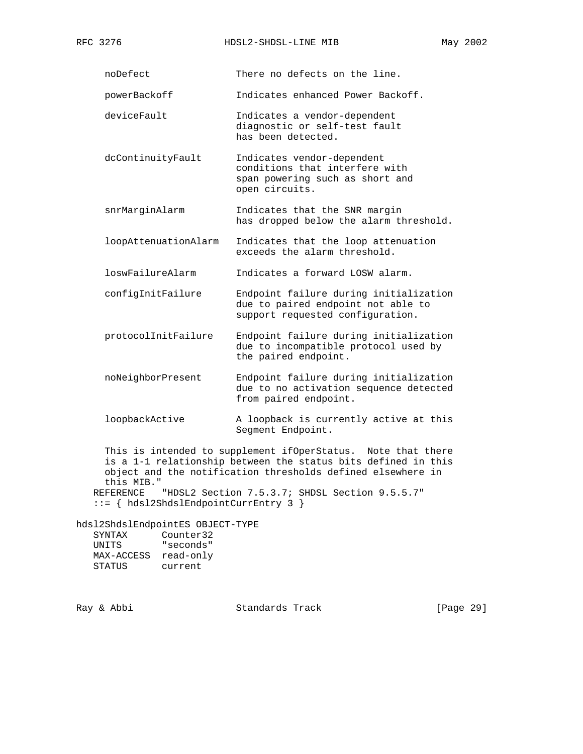```
     noDefect               There no defects on the line.

     powerBackoff           Indicates enhanced Power Backoff.

     deviceFault            Indicates a vendor-dependent
                            diagnostic or self-test fault
                            has been detected.

     dcContinuityFault      Indicates vendor-dependent
                            conditions that interfere with
                            span powering such as short and
                            open circuits.

     snrMarginAlarm         Indicates that the SNR margin
                            has dropped below the alarm threshold.

     loopAttenuationAlarm   Indicates that the loop attenuation
                            exceeds the alarm threshold.

     loswFailureAlarm       Indicates a forward LOSW alarm.

     configInitFailure      Endpoint failure during initialization
                            due to paired endpoint not able to
                            support requested configuration.

     protocolInitFailure    Endpoint failure during initialization
                            due to incompatible protocol used by
                            the paired endpoint.

     noNeighborPresent      Endpoint failure during initialization
                            due to no activation sequence detected
                            from paired endpoint.

     loopbackActive         A loopback is currently active at this
                            Segment Endpoint.

     This is intended to supplement ifOperStatus.  Note that there
     is a 1-1 relationship between the status bits defined in this
     object and the notification thresholds defined elsewhere in
     this MIB."
   REFERENCE   "HDSL2 Section 7.5.3.7; SHDSL Section 9.5.5.7"
   ::= { hdsl2ShdslEndpointCurrEntry 3 }

hdsl2ShdslEndpointES OBJECT-TYPE
   SYNTAX      Counter32
   UNITS       "seconds"
   MAX-ACCESS  read-only
   STATUS      current
```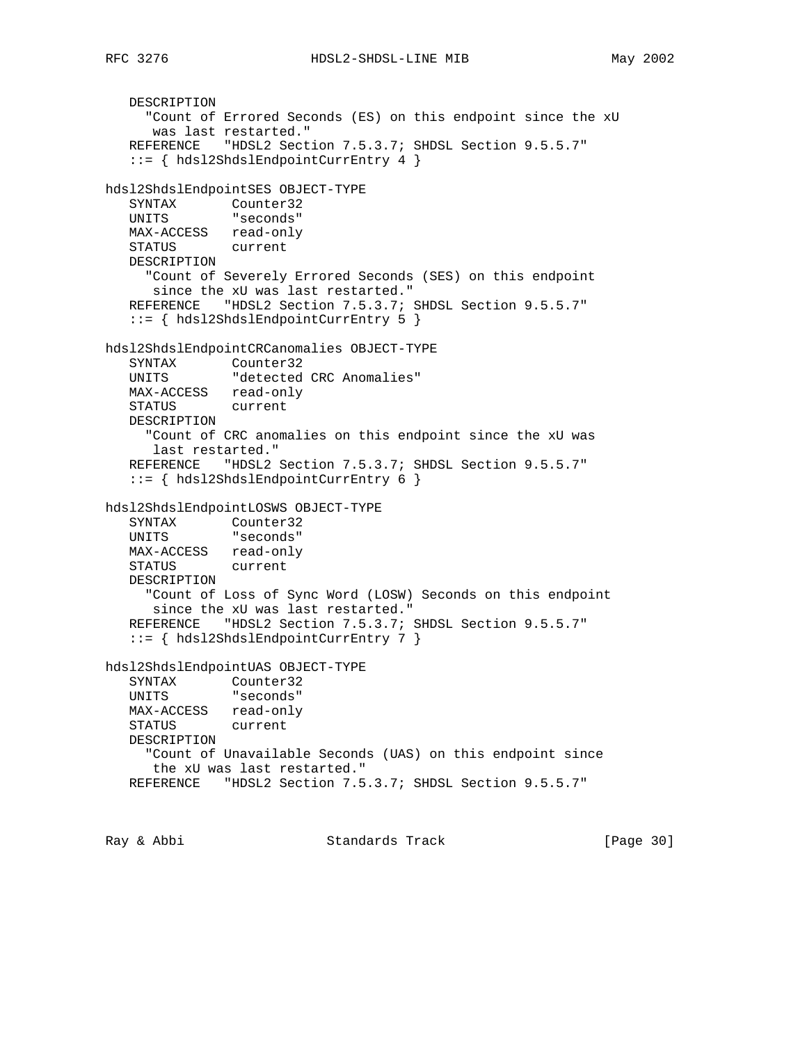```
   DESCRIPTION
     "Count of Errored Seconds (ES) on this endpoint since the xU
      was last restarted."
   REFERENCE   "HDSL2 Section 7.5.3.7; SHDSL Section 9.5.5.7"
   ::= { hdsl2ShdslEndpointCurrEntry 4 }

hdsl2ShdslEndpointSES OBJECT-TYPE
   SYNTAX       Counter32
   UNITS        "seconds"
   MAX-ACCESS   read-only
   STATUS       current
   DESCRIPTION
     "Count of Severely Errored Seconds (SES) on this endpoint
      since the xU was last restarted."
   REFERENCE   "HDSL2 Section 7.5.3.7; SHDSL Section 9.5.5.7"
   ::= { hdsl2ShdslEndpointCurrEntry 5 }

hdsl2ShdslEndpointCRCanomalies OBJECT-TYPE
   SYNTAX       Counter32
   UNITS        "detected CRC Anomalies"
   MAX-ACCESS   read-only
   STATUS       current
   DESCRIPTION
     "Count of CRC anomalies on this endpoint since the xU was
      last restarted."
   REFERENCE   "HDSL2 Section 7.5.3.7; SHDSL Section 9.5.5.7"
   ::= { hdsl2ShdslEndpointCurrEntry 6 }

hdsl2ShdslEndpointLOSWS OBJECT-TYPE
   SYNTAX       Counter32
   UNITS        "seconds"
   MAX-ACCESS   read-only
   STATUS       current
   DESCRIPTION
     "Count of Loss of Sync Word (LOSW) Seconds on this endpoint
      since the xU was last restarted."
   REFERENCE   "HDSL2 Section 7.5.3.7; SHDSL Section 9.5.5.7"
   ::= { hdsl2ShdslEndpointCurrEntry 7 }

hdsl2ShdslEndpointUAS OBJECT-TYPE
   SYNTAX       Counter32
   UNITS        "seconds"
   MAX-ACCESS   read-only
   STATUS       current
   DESCRIPTION
     "Count of Unavailable Seconds (UAS) on this endpoint since
      the xU was last restarted."
   REFERENCE   "HDSL2 Section 7.5.3.7; SHDSL Section 9.5.5.7"
```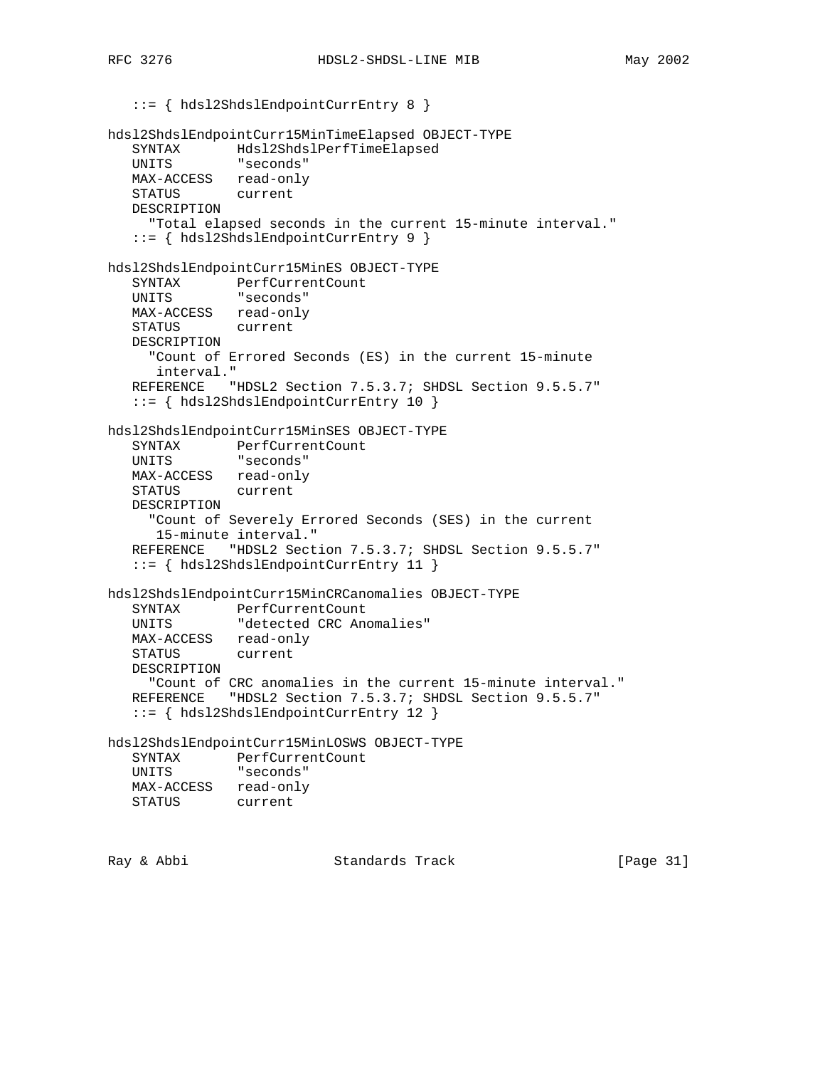```
   ::= { hdsl2ShdslEndpointCurrEntry 8 }

hdsl2ShdslEndpointCurr15MinTimeElapsed OBJECT-TYPE
   SYNTAX       Hdsl2ShdslPerfTimeElapsed
   UNITS        "seconds"
   MAX-ACCESS   read-only
   STATUS       current
   DESCRIPTION
     "Total elapsed seconds in the current 15-minute interval."
   ::= { hdsl2ShdslEndpointCurrEntry 9 }

hdsl2ShdslEndpointCurr15MinES OBJECT-TYPE
   SYNTAX       PerfCurrentCount
   UNITS        "seconds"
   MAX-ACCESS   read-only
   STATUS       current
   DESCRIPTION
     "Count of Errored Seconds (ES) in the current 15-minute
      interval."
   REFERENCE   "HDSL2 Section 7.5.3.7; SHDSL Section 9.5.5.7"
   ::= { hdsl2ShdslEndpointCurrEntry 10 }

hdsl2ShdslEndpointCurr15MinSES OBJECT-TYPE
   SYNTAX       PerfCurrentCount
   UNITS        "seconds"
   MAX-ACCESS   read-only
   STATUS       current
   DESCRIPTION
     "Count of Severely Errored Seconds (SES) in the current
      15-minute interval."
   REFERENCE   "HDSL2 Section 7.5.3.7; SHDSL Section 9.5.5.7"
   ::= { hdsl2ShdslEndpointCurrEntry 11 }

hdsl2ShdslEndpointCurr15MinCRCanomalies OBJECT-TYPE
   SYNTAX       PerfCurrentCount
   UNITS        "detected CRC Anomalies"
   MAX-ACCESS   read-only
   STATUS       current
   DESCRIPTION
     "Count of CRC anomalies in the current 15-minute interval."
   REFERENCE   "HDSL2 Section 7.5.3.7; SHDSL Section 9.5.5.7"
   ::= { hdsl2ShdslEndpointCurrEntry 12 }

hdsl2ShdslEndpointCurr15MinLOSWS OBJECT-TYPE
   SYNTAX       PerfCurrentCount
   UNITS        "seconds"
   MAX-ACCESS   read-only
   STATUS       current
```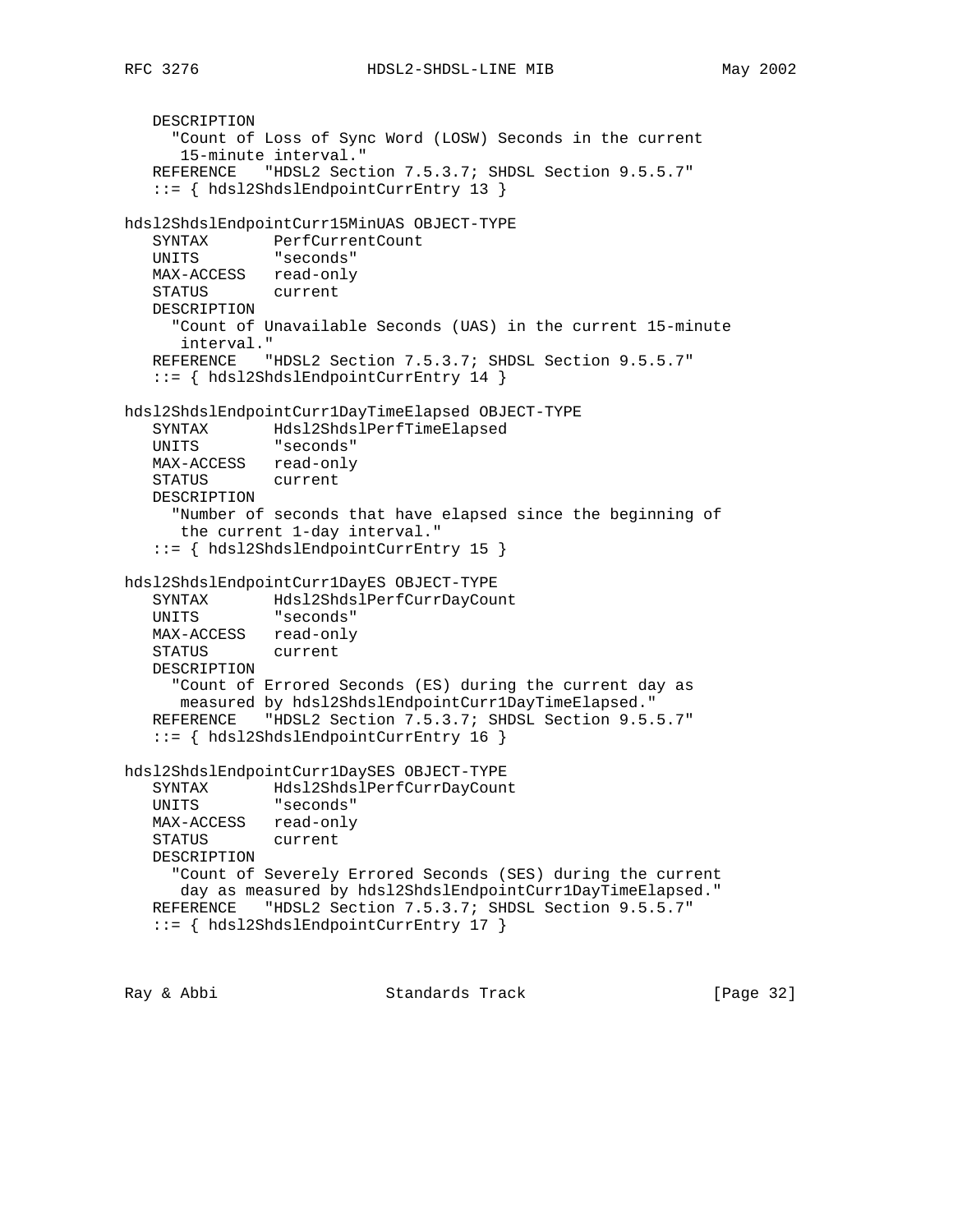```
   DESCRIPTION
     "Count of Loss of Sync Word (LOSW) Seconds in the current
      15-minute interval."
   REFERENCE   "HDSL2 Section 7.5.3.7; SHDSL Section 9.5.5.7"
   ::= { hdsl2ShdslEndpointCurrEntry 13 }

hdsl2ShdslEndpointCurr15MinUAS OBJECT-TYPE
   SYNTAX       PerfCurrentCount
   UNITS        "seconds"
   MAX-ACCESS   read-only
   STATUS       current
   DESCRIPTION
     "Count of Unavailable Seconds (UAS) in the current 15-minute
      interval."
   REFERENCE   "HDSL2 Section 7.5.3.7; SHDSL Section 9.5.5.7"
   ::= { hdsl2ShdslEndpointCurrEntry 14 }

hdsl2ShdslEndpointCurr1DayTimeElapsed OBJECT-TYPE
   SYNTAX       Hdsl2ShdslPerfTimeElapsed
   UNITS        "seconds"
   MAX-ACCESS   read-only
   STATUS       current
   DESCRIPTION
     "Number of seconds that have elapsed since the beginning of
      the current 1-day interval."
   ::= { hdsl2ShdslEndpointCurrEntry 15 }

hdsl2ShdslEndpointCurr1DayES OBJECT-TYPE
   SYNTAX       Hdsl2ShdslPerfCurrDayCount
   UNITS        "seconds"
   MAX-ACCESS   read-only
   STATUS       current
   DESCRIPTION
     "Count of Errored Seconds (ES) during the current day as
      measured by hdsl2ShdslEndpointCurr1DayTimeElapsed."
   REFERENCE   "HDSL2 Section 7.5.3.7; SHDSL Section 9.5.5.7"
   ::= { hdsl2ShdslEndpointCurrEntry 16 }

hdsl2ShdslEndpointCurr1DaySES OBJECT-TYPE
   SYNTAX       Hdsl2ShdslPerfCurrDayCount
   UNITS        "seconds"
   MAX-ACCESS   read-only
   STATUS       current
   DESCRIPTION
     "Count of Severely Errored Seconds (SES) during the current
      day as measured by hdsl2ShdslEndpointCurr1DayTimeElapsed."
   REFERENCE   "HDSL2 Section 7.5.3.7; SHDSL Section 9.5.5.7"
   ::= { hdsl2ShdslEndpointCurrEntry 17 }
```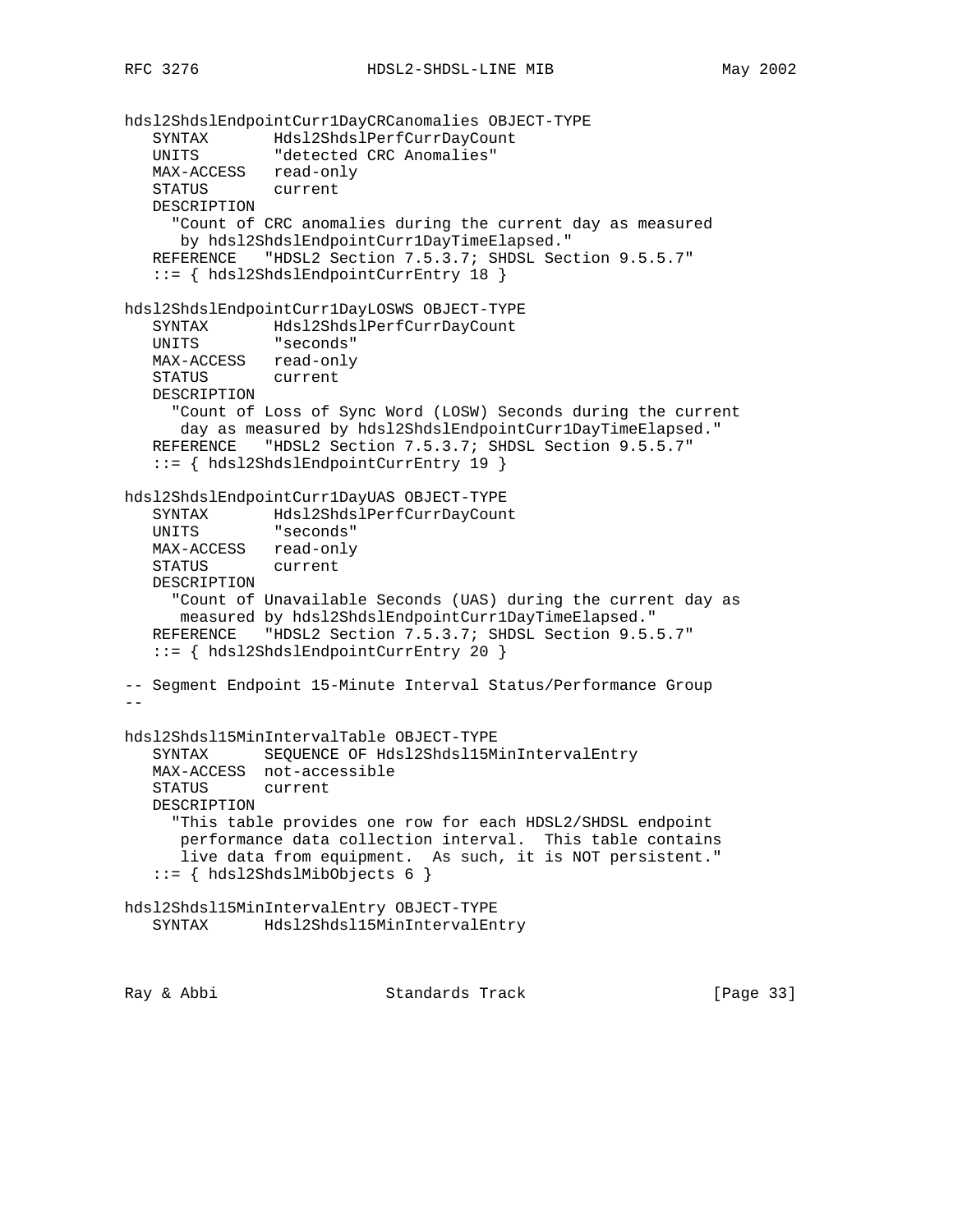```
hdsl2ShdslEndpointCurr1DayCRCanomalies OBJECT-TYPE
   SYNTAX       Hdsl2ShdslPerfCurrDayCount
   UNITS        "detected CRC Anomalies"
   MAX-ACCESS   read-only
   STATUS       current
   DESCRIPTION
     "Count of CRC anomalies during the current day as measured
      by hdsl2ShdslEndpointCurr1DayTimeElapsed."
   REFERENCE    "HDSL2 Section 7.5.3.7; SHDSL Section 9.5.5.7"
   ::= { hdsl2ShdslEndpointCurrEntry 18 }

hdsl2ShdslEndpointCurr1DayLOSWS OBJECT-TYPE
   SYNTAX       Hdsl2ShdslPerfCurrDayCount
   UNITS        "seconds"
   MAX-ACCESS   read-only
   STATUS       current
   DESCRIPTION
     "Count of Loss of Sync Word (LOSW) Seconds during the current
      day as measured by hdsl2ShdslEndpointCurr1DayTimeElapsed."
   REFERENCE    "HDSL2 Section 7.5.3.7; SHDSL Section 9.5.5.7"
   ::= { hdsl2ShdslEndpointCurrEntry 19 }

hdsl2ShdslEndpointCurr1DayUAS OBJECT-TYPE
   SYNTAX       Hdsl2ShdslPerfCurrDayCount
   UNITS        "seconds"
   MAX-ACCESS   read-only
   STATUS       current
   DESCRIPTION
     "Count of Unavailable Seconds (UAS) during the current day as
      measured by hdsl2ShdslEndpointCurr1DayTimeElapsed."
   REFERENCE    "HDSL2 Section 7.5.3.7; SHDSL Section 9.5.5.7"
   ::= { hdsl2ShdslEndpointCurrEntry 20 }

-- Segment Endpoint 15-Minute Interval Status/Performance Group
--

hdsl2Shdsl15MinIntervalTable OBJECT-TYPE
   SYNTAX      SEQUENCE OF Hdsl2Shdsl15MinIntervalEntry
   MAX-ACCESS  not-accessible
   STATUS      current
   DESCRIPTION
     "This table provides one row for each HDSL2/SHDSL endpoint
      performance data collection interval.  This table contains
      live data from equipment.  As such, it is NOT persistent."
   ::= { hdsl2ShdslMibObjects 6 }

hdsl2Shdsl15MinIntervalEntry OBJECT-TYPE
   SYNTAX      Hdsl2Shdsl15MinIntervalEntry
```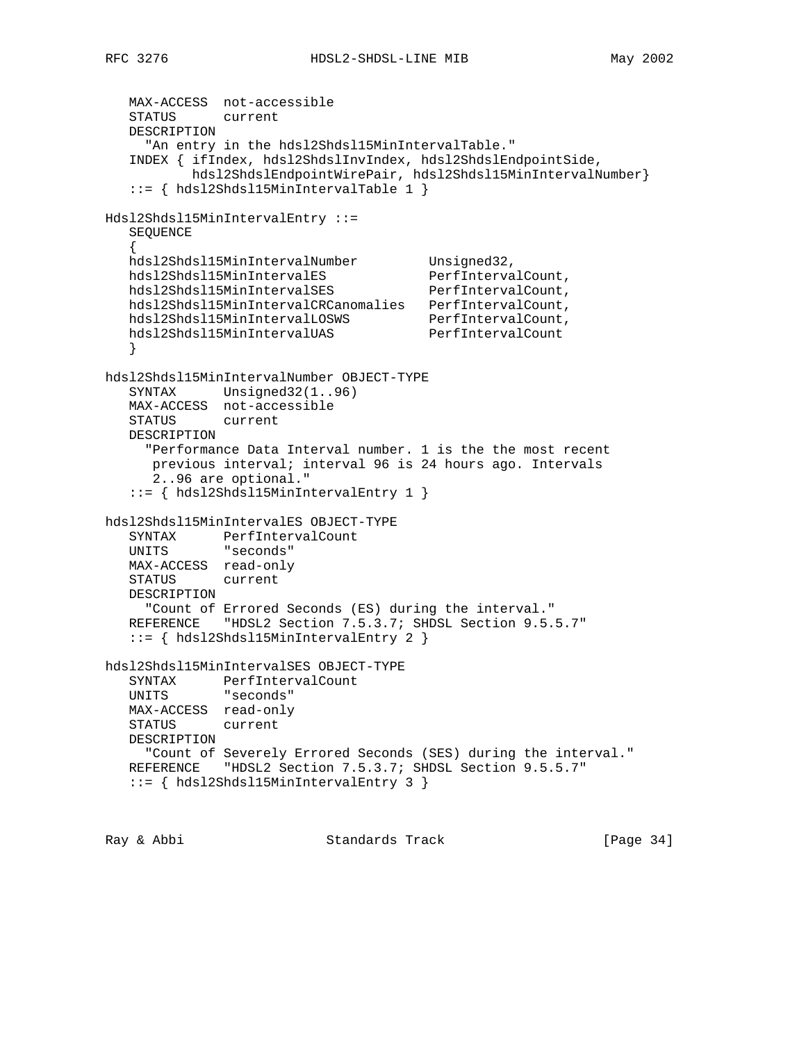```
   MAX-ACCESS  not-accessible
   STATUS      current
   DESCRIPTION
     "An entry in the hdsl2Shdsl15MinIntervalTable."
   INDEX { ifIndex, hdsl2ShdslInvIndex, hdsl2ShdslEndpointSide,
           hdsl2ShdslEndpointWirePair, hdsl2Shdsl15MinIntervalNumber}
   ::= { hdsl2Shdsl15MinIntervalTable 1 }

Hdsl2Shdsl15MinIntervalEntry ::=
   SEQUENCE
   {
   hdsl2Shdsl15MinIntervalNumber         Unsigned32,
   hdsl2Shdsl15MinIntervalES             PerfIntervalCount,
   hdsl2Shdsl15MinIntervalSES            PerfIntervalCount,
   hdsl2Shdsl15MinIntervalCRCanomalies   PerfIntervalCount,
   hdsl2Shdsl15MinIntervalLOSWS          PerfIntervalCount,
   hdsl2Shdsl15MinIntervalUAS            PerfIntervalCount
   }

hdsl2Shdsl15MinIntervalNumber OBJECT-TYPE
   SYNTAX      Unsigned32(1..96)
   MAX-ACCESS  not-accessible
   STATUS      current
   DESCRIPTION
     "Performance Data Interval number. 1 is the the most recent
      previous interval; interval 96 is 24 hours ago. Intervals
      2..96 are optional."
   ::= { hdsl2Shdsl15MinIntervalEntry 1 }

hdsl2Shdsl15MinIntervalES OBJECT-TYPE
   SYNTAX      PerfIntervalCount
   UNITS       "seconds"
   MAX-ACCESS  read-only
   STATUS      current
   DESCRIPTION
     "Count of Errored Seconds (ES) during the interval."
   REFERENCE   "HDSL2 Section 7.5.3.7; SHDSL Section 9.5.5.7"
   ::= { hdsl2Shdsl15MinIntervalEntry 2 }

hdsl2Shdsl15MinIntervalSES OBJECT-TYPE
   SYNTAX      PerfIntervalCount
   UNITS       "seconds"
   MAX-ACCESS  read-only
   STATUS      current
   DESCRIPTION
     "Count of Severely Errored Seconds (SES) during the interval."
   REFERENCE   "HDSL2 Section 7.5.3.7; SHDSL Section 9.5.5.7"
   ::= { hdsl2Shdsl15MinIntervalEntry 3 }
```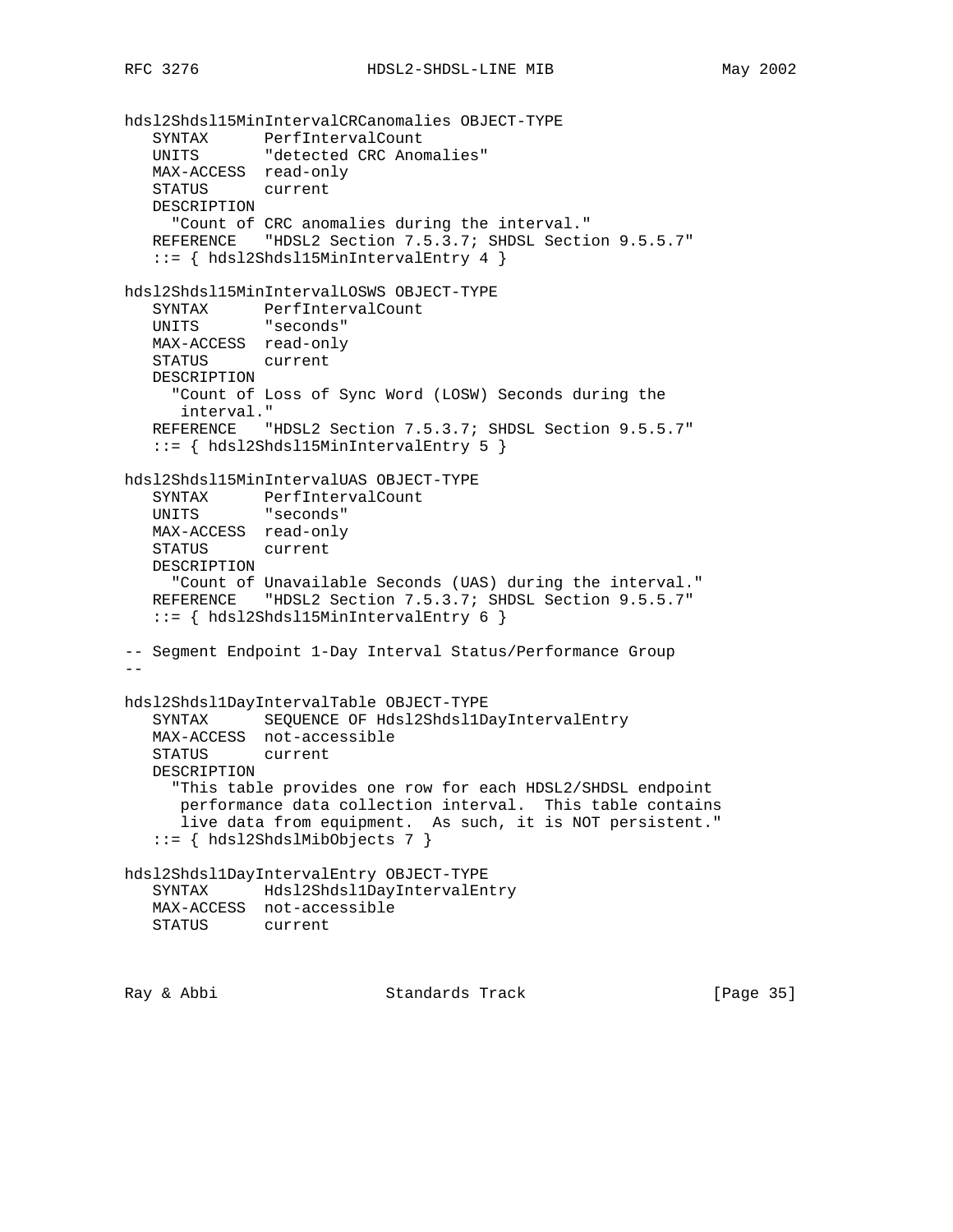```
hdsl2Shdsl15MinIntervalCRCanomalies OBJECT-TYPE
   SYNTAX      PerfIntervalCount
   UNITS       "detected CRC Anomalies"
   MAX-ACCESS  read-only
   STATUS      current
   DESCRIPTION
     "Count of CRC anomalies during the interval."
   REFERENCE   "HDSL2 Section 7.5.3.7; SHDSL Section 9.5.5.7"
   ::= { hdsl2Shdsl15MinIntervalEntry 4 }

hdsl2Shdsl15MinIntervalLOSWS OBJECT-TYPE
   SYNTAX      PerfIntervalCount
   UNITS       "seconds"
   MAX-ACCESS  read-only
   STATUS      current
   DESCRIPTION
     "Count of Loss of Sync Word (LOSW) Seconds during the
      interval."
   REFERENCE   "HDSL2 Section 7.5.3.7; SHDSL Section 9.5.5.7"
   ::= { hdsl2Shdsl15MinIntervalEntry 5 }

hdsl2Shdsl15MinIntervalUAS OBJECT-TYPE
   SYNTAX      PerfIntervalCount
   UNITS       "seconds"
   MAX-ACCESS  read-only
   STATUS      current
   DESCRIPTION
     "Count of Unavailable Seconds (UAS) during the interval."
   REFERENCE   "HDSL2 Section 7.5.3.7; SHDSL Section 9.5.5.7"
   ::= { hdsl2Shdsl15MinIntervalEntry 6 }

-- Segment Endpoint 1-Day Interval Status/Performance Group
--

hdsl2Shdsl1DayIntervalTable OBJECT-TYPE
   SYNTAX      SEQUENCE OF Hdsl2Shdsl1DayIntervalEntry
   MAX-ACCESS  not-accessible
   STATUS      current
   DESCRIPTION
     "This table provides one row for each HDSL2/SHDSL endpoint
      performance data collection interval.  This table contains
      live data from equipment.  As such, it is NOT persistent."
   ::= { hdsl2ShdslMibObjects 7 }

hdsl2Shdsl1DayIntervalEntry OBJECT-TYPE
   SYNTAX      Hdsl2Shdsl1DayIntervalEntry
   MAX-ACCESS  not-accessible
   STATUS      current
```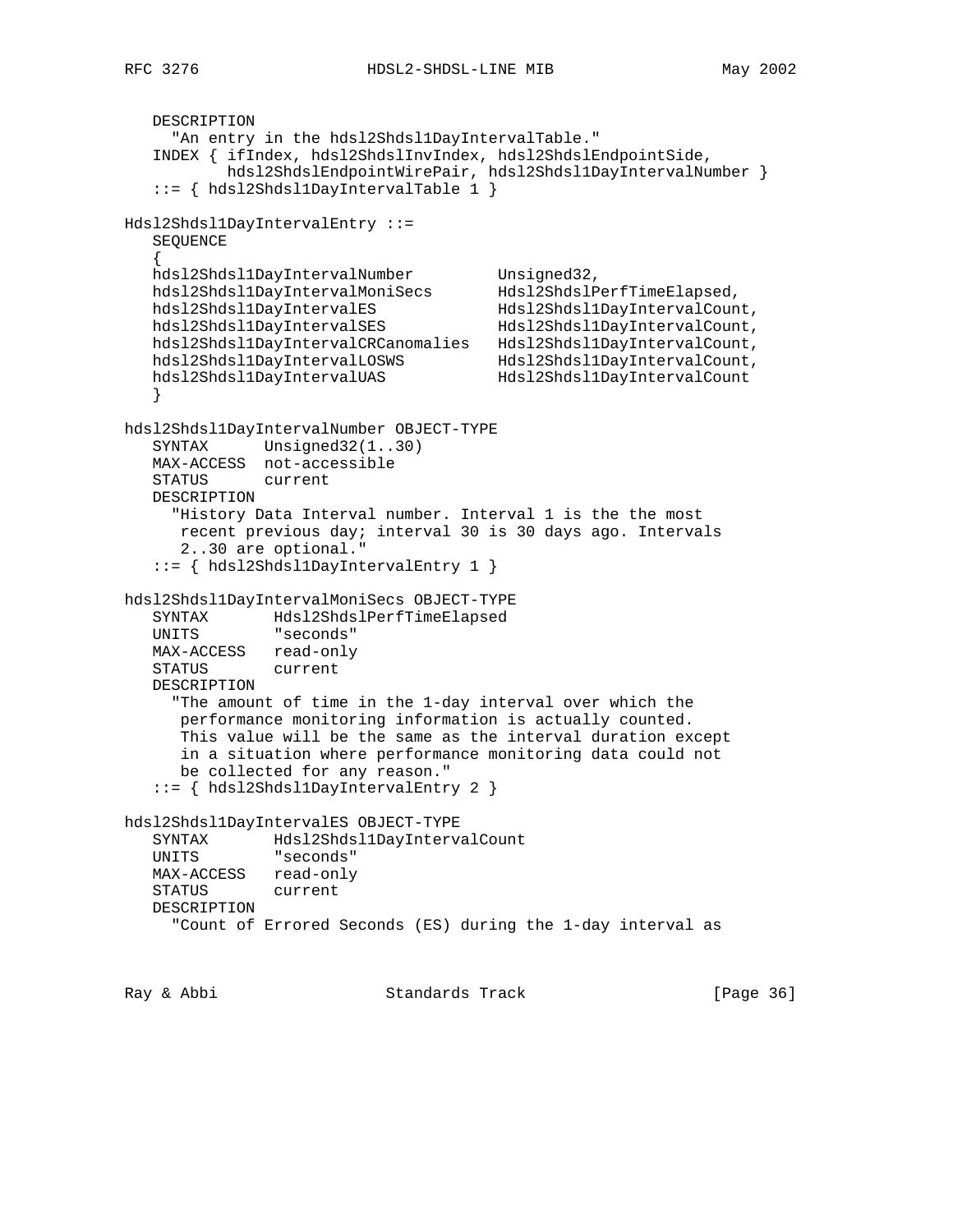```
   DESCRIPTION
     "An entry in the hdsl2Shdsl1DayIntervalTable."
   INDEX { ifIndex, hdsl2ShdslInvIndex, hdsl2ShdslEndpointSide,
           hdsl2ShdslEndpointWirePair, hdsl2Shdsl1DayIntervalNumber }
   ::= { hdsl2Shdsl1DayIntervalTable 1 }

Hdsl2Shdsl1DayIntervalEntry ::=
   SEQUENCE
   {
   hdsl2Shdsl1DayIntervalNumber         Unsigned32,
   hdsl2Shdsl1DayIntervalMoniSecs       Hdsl2ShdslPerfTimeElapsed,
   hdsl2Shdsl1DayIntervalES             Hdsl2Shdsl1DayIntervalCount,
   hdsl2Shdsl1DayIntervalSES            Hdsl2Shdsl1DayIntervalCount,
   hdsl2Shdsl1DayIntervalCRCanomalies   Hdsl2Shdsl1DayIntervalCount,
   hdsl2Shdsl1DayIntervalLOSWS          Hdsl2Shdsl1DayIntervalCount,
   hdsl2Shdsl1DayIntervalUAS            Hdsl2Shdsl1DayIntervalCount
   }

hdsl2Shdsl1DayIntervalNumber OBJECT-TYPE
   SYNTAX      Unsigned32(1..30)
   MAX-ACCESS  not-accessible
   STATUS      current
   DESCRIPTION
     "History Data Interval number. Interval 1 is the the most
      recent previous day; interval 30 is 30 days ago. Intervals
      2..30 are optional."
   ::= { hdsl2Shdsl1DayIntervalEntry 1 }

hdsl2Shdsl1DayIntervalMoniSecs OBJECT-TYPE
   SYNTAX       Hdsl2ShdslPerfTimeElapsed
   UNITS        "seconds"
   MAX-ACCESS   read-only
   STATUS       current
   DESCRIPTION
     "The amount of time in the 1-day interval over which the
      performance monitoring information is actually counted.
      This value will be the same as the interval duration except
      in a situation where performance monitoring data could not
      be collected for any reason."
   ::= { hdsl2Shdsl1DayIntervalEntry 2 }

hdsl2Shdsl1DayIntervalES OBJECT-TYPE
   SYNTAX       Hdsl2Shdsl1DayIntervalCount
   UNITS        "seconds"
   MAX-ACCESS   read-only
   STATUS       current
   DESCRIPTION
     "Count of Errored Seconds (ES) during the 1-day interval as
```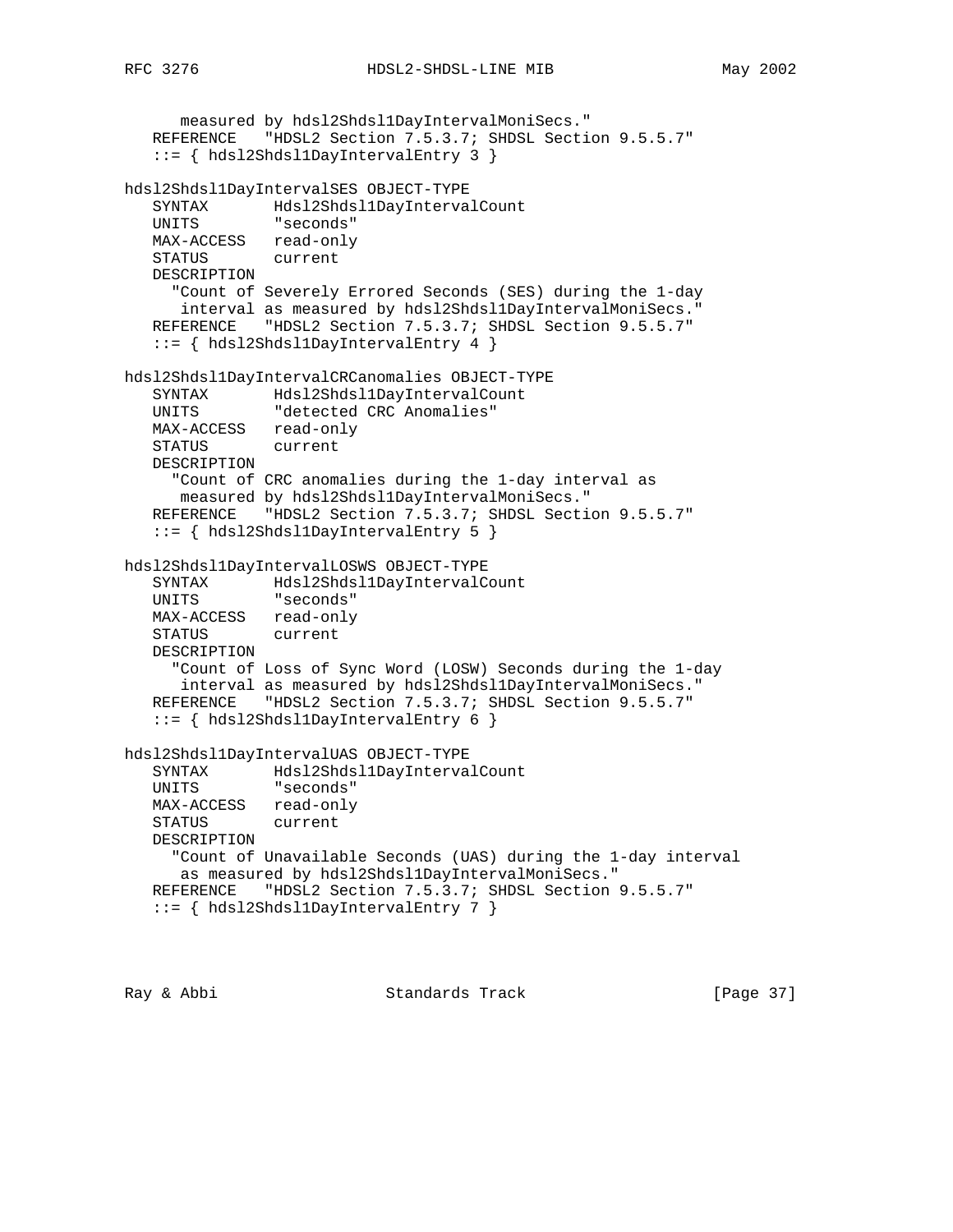```
      measured by hdsl2Shdsl1DayIntervalMoniSecs."
   REFERENCE   "HDSL2 Section 7.5.3.7; SHDSL Section 9.5.5.7"
   ::= { hdsl2Shdsl1DayIntervalEntry 3 }

hdsl2Shdsl1DayIntervalSES OBJECT-TYPE
   SYNTAX       Hdsl2Shdsl1DayIntervalCount
   UNITS        "seconds"
   MAX-ACCESS   read-only
   STATUS       current
   DESCRIPTION
     "Count of Severely Errored Seconds (SES) during the 1-day
      interval as measured by hdsl2Shdsl1DayIntervalMoniSecs."
   REFERENCE   "HDSL2 Section 7.5.3.7; SHDSL Section 9.5.5.7"
   ::= { hdsl2Shdsl1DayIntervalEntry 4 }

hdsl2Shdsl1DayIntervalCRCanomalies OBJECT-TYPE
   SYNTAX       Hdsl2Shdsl1DayIntervalCount
   UNITS        "detected CRC Anomalies"
   MAX-ACCESS   read-only
   STATUS       current
   DESCRIPTION
     "Count of CRC anomalies during the 1-day interval as
      measured by hdsl2Shdsl1DayIntervalMoniSecs."
   REFERENCE   "HDSL2 Section 7.5.3.7; SHDSL Section 9.5.5.7"
   ::= { hdsl2Shdsl1DayIntervalEntry 5 }

hdsl2Shdsl1DayIntervalLOSWS OBJECT-TYPE
   SYNTAX       Hdsl2Shdsl1DayIntervalCount
   UNITS        "seconds"
   MAX-ACCESS   read-only
   STATUS       current
   DESCRIPTION
     "Count of Loss of Sync Word (LOSW) Seconds during the 1-day
      interval as measured by hdsl2Shdsl1DayIntervalMoniSecs."
   REFERENCE   "HDSL2 Section 7.5.3.7; SHDSL Section 9.5.5.7"
   ::= { hdsl2Shdsl1DayIntervalEntry 6 }

hdsl2Shdsl1DayIntervalUAS OBJECT-TYPE
   SYNTAX       Hdsl2Shdsl1DayIntervalCount
   UNITS        "seconds"
   MAX-ACCESS   read-only
   STATUS       current
   DESCRIPTION
     "Count of Unavailable Seconds (UAS) during the 1-day interval
      as measured by hdsl2Shdsl1DayIntervalMoniSecs."
   REFERENCE   "HDSL2 Section 7.5.3.7; SHDSL Section 9.5.5.7"
   ::= { hdsl2Shdsl1DayIntervalEntry 7 }
```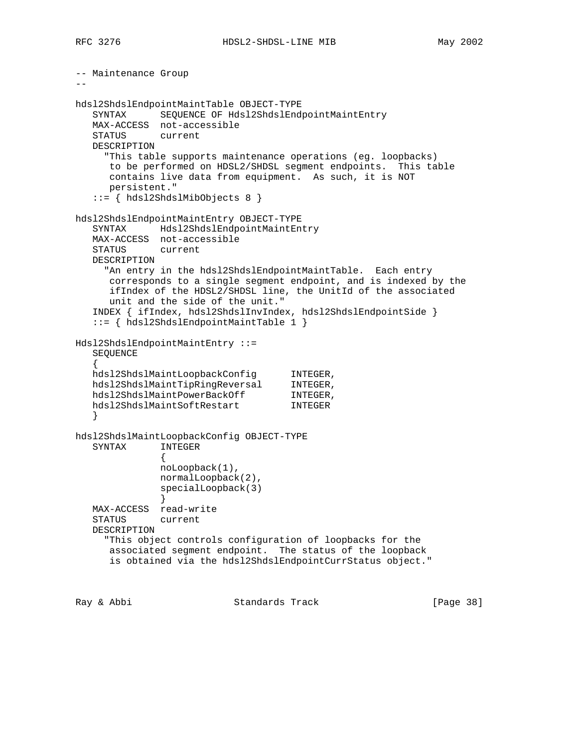```
-- Maintenance Group
--

hdsl2ShdslEndpointMaintTable OBJECT-TYPE
   SYNTAX      SEQUENCE OF Hdsl2ShdslEndpointMaintEntry
   MAX-ACCESS  not-accessible
   STATUS      current
   DESCRIPTION
     "This table supports maintenance operations (eg. loopbacks)
      to be performed on HDSL2/SHDSL segment endpoints.  This table
      contains live data from equipment.  As such, it is NOT
      persistent."
   ::= { hdsl2ShdslMibObjects 8 }

hdsl2ShdslEndpointMaintEntry OBJECT-TYPE
   SYNTAX      Hdsl2ShdslEndpointMaintEntry
   MAX-ACCESS  not-accessible
   STATUS      current
   DESCRIPTION
     "An entry in the hdsl2ShdslEndpointMaintTable.  Each entry
      corresponds to a single segment endpoint, and is indexed by the
      ifIndex of the HDSL2/SHDSL line, the UnitId of the associated
      unit and the side of the unit."
   INDEX { ifIndex, hdsl2ShdslInvIndex, hdsl2ShdslEndpointSide }
   ::= { hdsl2ShdslEndpointMaintTable 1 }

Hdsl2ShdslEndpointMaintEntry ::=
   SEQUENCE
   {
   hdsl2ShdslMaintLoopbackConfig      INTEGER,
   hdsl2ShdslMaintTipRingReversal     INTEGER,
   hdsl2ShdslMaintPowerBackOff        INTEGER,
   hdsl2ShdslMaintSoftRestart         INTEGER
   }

hdsl2ShdslMaintLoopbackConfig OBJECT-TYPE
   SYNTAX      INTEGER
               {
               noLoopback(1),
               normalLoopback(2),
               specialLoopback(3)
               }
   MAX-ACCESS  read-write
   STATUS      current
   DESCRIPTION
     "This object controls configuration of loopbacks for the
      associated segment endpoint.  The status of the loopback
      is obtained via the hdsl2ShdslEndpointCurrStatus object."
```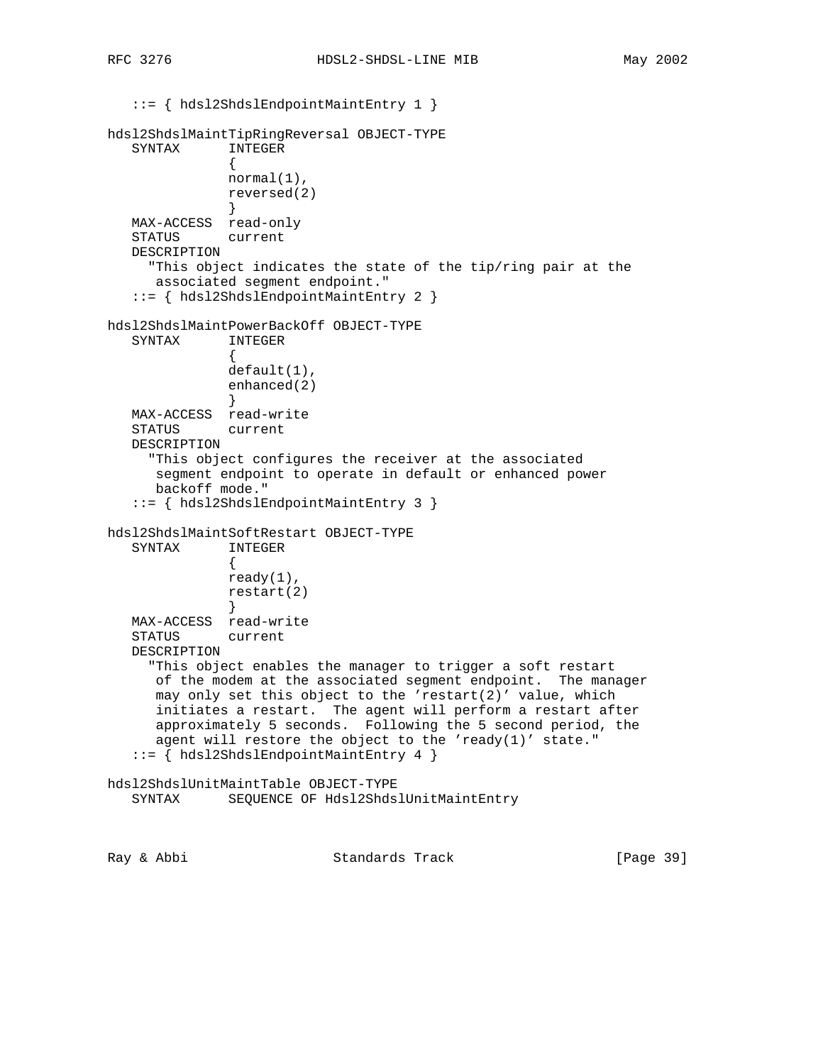```
   ::= { hdsl2ShdslEndpointMaintEntry 1 }

hdsl2ShdslMaintTipRingReversal OBJECT-TYPE
   SYNTAX      INTEGER
               {
               normal(1),
               reversed(2)
               }
   MAX-ACCESS  read-only
   STATUS      current
   DESCRIPTION
     "This object indicates the state of the tip/ring pair at the
      associated segment endpoint."
   ::= { hdsl2ShdslEndpointMaintEntry 2 }

hdsl2ShdslMaintPowerBackOff OBJECT-TYPE
   SYNTAX      INTEGER
               {
               default(1),
               enhanced(2)
               }
   MAX-ACCESS  read-write
   STATUS      current
   DESCRIPTION
     "This object configures the receiver at the associated
      segment endpoint to operate in default or enhanced power
      backoff mode."
   ::= { hdsl2ShdslEndpointMaintEntry 3 }

hdsl2ShdslMaintSoftRestart OBJECT-TYPE
   SYNTAX      INTEGER
               {
               ready(1),
               restart(2)
               }
   MAX-ACCESS  read-write
   STATUS      current
   DESCRIPTION
     "This object enables the manager to trigger a soft restart
      of the modem at the associated segment endpoint.  The manager
      may only set this object to the 'restart(2)' value, which
      initiates a restart.  The agent will perform a restart after
      approximately 5 seconds.  Following the 5 second period, the
      agent will restore the object to the 'ready(1)' state."
   ::= { hdsl2ShdslEndpointMaintEntry 4 }

hdsl2ShdslUnitMaintTable OBJECT-TYPE
   SYNTAX      SEQUENCE OF Hdsl2ShdslUnitMaintEntry
```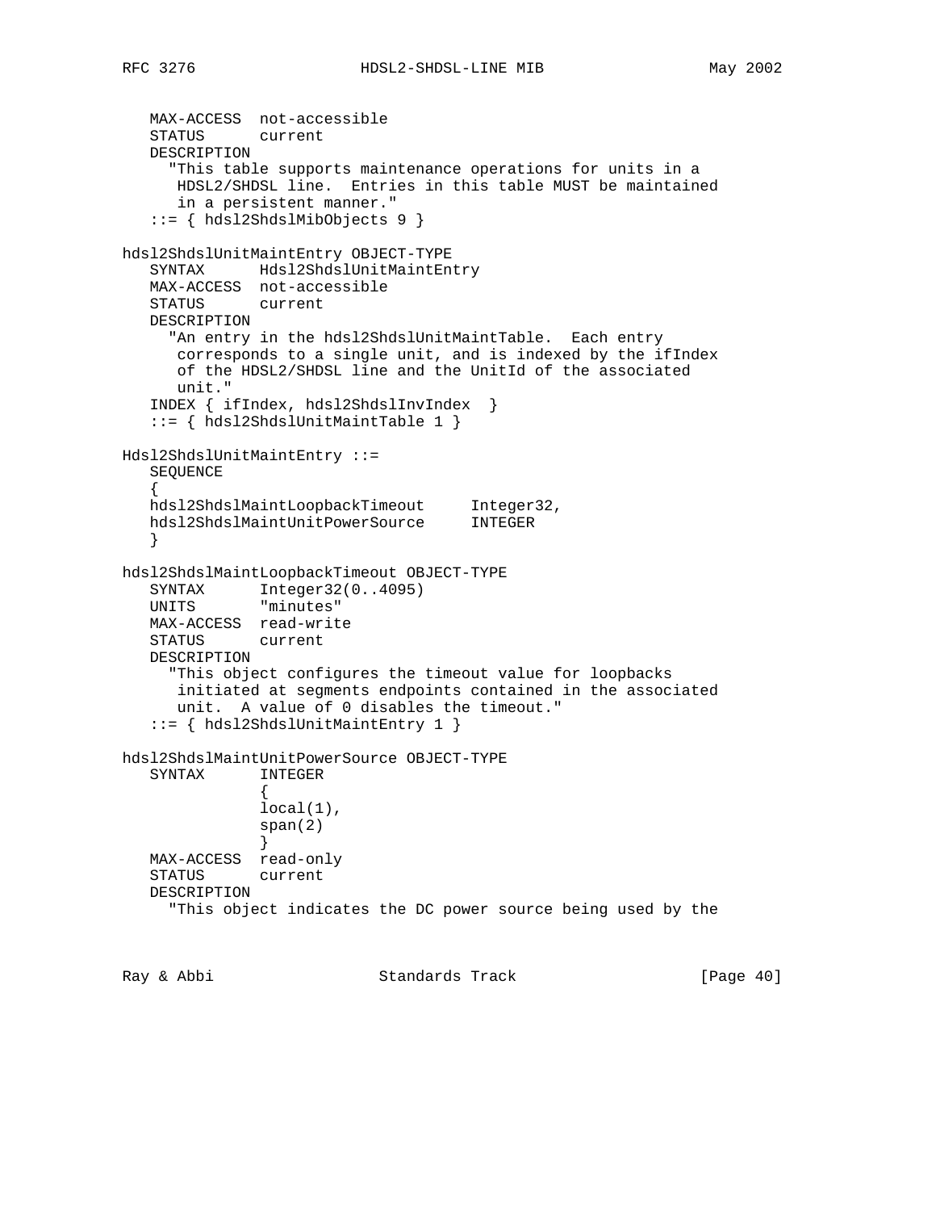```
   MAX-ACCESS  not-accessible
   STATUS      current
   DESCRIPTION
     "This table supports maintenance operations for units in a
      HDSL2/SHDSL line.  Entries in this table MUST be maintained
      in a persistent manner."
   ::= { hdsl2ShdslMibObjects 9 }

hdsl2ShdslUnitMaintEntry OBJECT-TYPE
   SYNTAX      Hdsl2ShdslUnitMaintEntry
   MAX-ACCESS  not-accessible
   STATUS      current
   DESCRIPTION
     "An entry in the hdsl2ShdslUnitMaintTable.  Each entry
      corresponds to a single unit, and is indexed by the ifIndex
      of the HDSL2/SHDSL line and the UnitId of the associated
      unit."
   INDEX { ifIndex, hdsl2ShdslInvIndex  }
   ::= { hdsl2ShdslUnitMaintTable 1 }

Hdsl2ShdslUnitMaintEntry ::=
   SEQUENCE
   {
   hdsl2ShdslMaintLoopbackTimeout     Integer32,
   hdsl2ShdslMaintUnitPowerSource     INTEGER
   }

hdsl2ShdslMaintLoopbackTimeout OBJECT-TYPE
   SYNTAX      Integer32(0..4095)
   UNITS       "minutes"
   MAX-ACCESS  read-write
   STATUS      current
   DESCRIPTION
     "This object configures the timeout value for loopbacks
      initiated at segments endpoints contained in the associated
      unit.  A value of 0 disables the timeout."
   ::= { hdsl2ShdslUnitMaintEntry 1 }

hdsl2ShdslMaintUnitPowerSource OBJECT-TYPE
   SYNTAX      INTEGER
               {
               local(1),
               span(2)
               }
   MAX-ACCESS  read-only
   STATUS      current
   DESCRIPTION
     "This object indicates the DC power source being used by the
```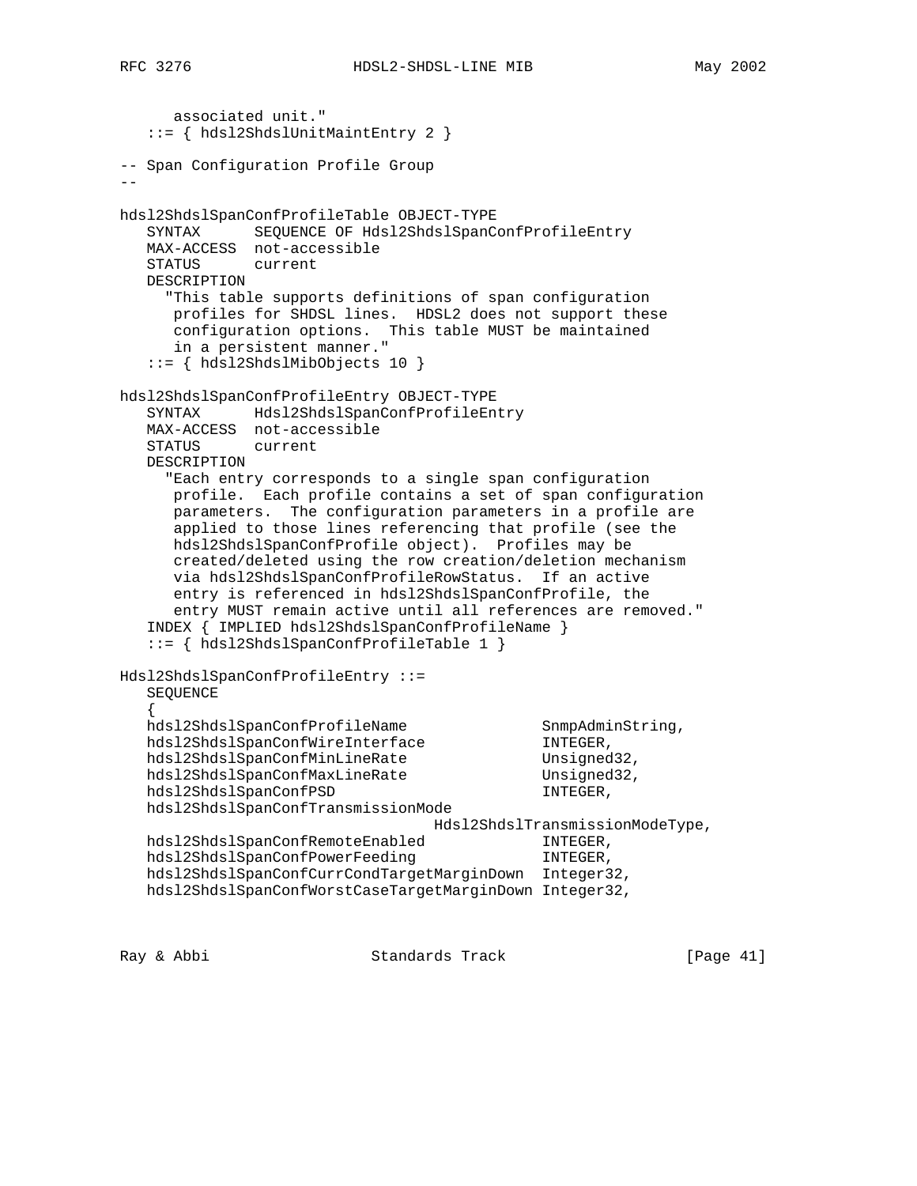```
      associated unit."
   ::= { hdsl2ShdslUnitMaintEntry 2 }

-- Span Configuration Profile Group
--

hdsl2ShdslSpanConfProfileTable OBJECT-TYPE
   SYNTAX      SEQUENCE OF Hdsl2ShdslSpanConfProfileEntry
   MAX-ACCESS  not-accessible
   STATUS      current
   DESCRIPTION
     "This table supports definitions of span configuration
      profiles for SHDSL lines.  HDSL2 does not support these
      configuration options.  This table MUST be maintained
      in a persistent manner."
   ::= { hdsl2ShdslMibObjects 10 }

hdsl2ShdslSpanConfProfileEntry OBJECT-TYPE
   SYNTAX      Hdsl2ShdslSpanConfProfileEntry
   MAX-ACCESS  not-accessible
   STATUS      current
   DESCRIPTION
     "Each entry corresponds to a single span configuration
      profile.  Each profile contains a set of span configuration
      parameters.  The configuration parameters in a profile are
      applied to those lines referencing that profile (see the
      hdsl2ShdslSpanConfProfile object).  Profiles may be
      created/deleted using the row creation/deletion mechanism
      via hdsl2ShdslSpanConfProfileRowStatus.  If an active
      entry is referenced in hdsl2ShdslSpanConfProfile, the
      entry MUST remain active until all references are removed."
   INDEX { IMPLIED hdsl2ShdslSpanConfProfileName }
   ::= { hdsl2ShdslSpanConfProfileTable 1 }

Hdsl2ShdslSpanConfProfileEntry ::=
   SEQUENCE
   {
   hdsl2ShdslSpanConfProfileName               SnmpAdminString,
   hdsl2ShdslSpanConfWireInterface             INTEGER,
   hdsl2ShdslSpanConfMinLineRate               Unsigned32,
   hdsl2ShdslSpanConfMaxLineRate               Unsigned32,
   hdsl2ShdslSpanConfPSD                       INTEGER,
   hdsl2ShdslSpanConfTransmissionMode
                                   Hdsl2ShdslTransmissionModeType,
   hdsl2ShdslSpanConfRemoteEnabled             INTEGER,
   hdsl2ShdslSpanConfPowerFeeding              INTEGER,
   hdsl2ShdslSpanConfCurrCondTargetMarginDown  Integer32,
   hdsl2ShdslSpanConfWorstCaseTargetMarginDown Integer32,
```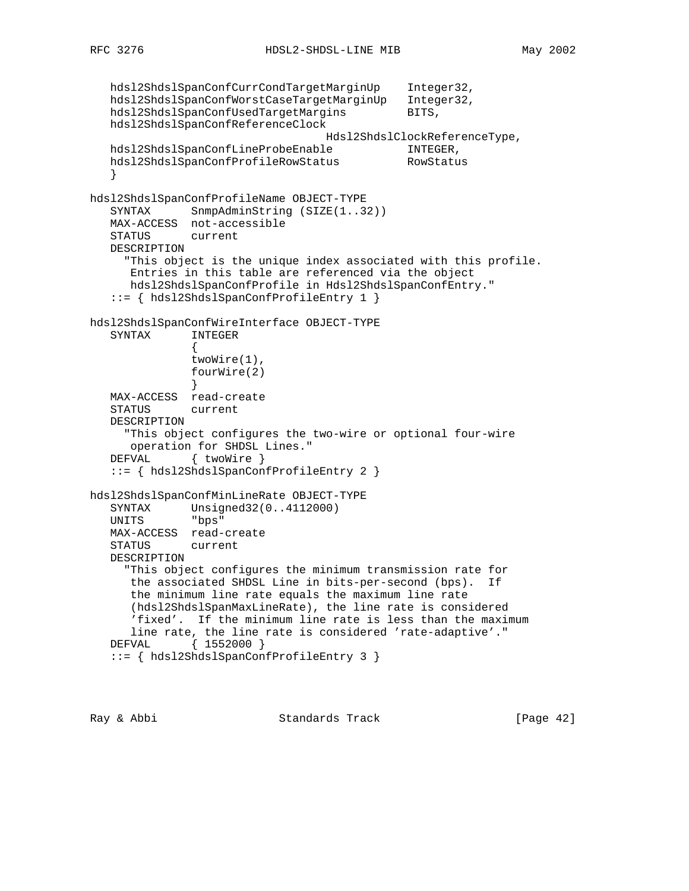```
   hdsl2ShdslSpanConfCurrCondTargetMarginUp    Integer32,
   hdsl2ShdslSpanConfWorstCaseTargetMarginUp   Integer32,
   hdsl2ShdslSpanConfUsedTargetMargins         BITS,
   hdsl2ShdslSpanConfReferenceClock
                                   Hdsl2ShdslClockReferenceType,
   hdsl2ShdslSpanConfLineProbeEnable           INTEGER,
   hdsl2ShdslSpanConfProfileRowStatus          RowStatus
   }

hdsl2ShdslSpanConfProfileName OBJECT-TYPE
   SYNTAX      SnmpAdminString (SIZE(1..32))
   MAX-ACCESS  not-accessible
   STATUS      current
   DESCRIPTION
     "This object is the unique index associated with this profile.
      Entries in this table are referenced via the object
      hdsl2ShdslSpanConfProfile in Hdsl2ShdslSpanConfEntry."
   ::= { hdsl2ShdslSpanConfProfileEntry 1 }

hdsl2ShdslSpanConfWireInterface OBJECT-TYPE
   SYNTAX      INTEGER
               {
               twoWire(1),
               fourWire(2)
               }
   MAX-ACCESS  read-create
   STATUS      current
   DESCRIPTION
     "This object configures the two-wire or optional four-wire
      operation for SHDSL Lines."
   DEFVAL      { twoWire }
   ::= { hdsl2ShdslSpanConfProfileEntry 2 }

hdsl2ShdslSpanConfMinLineRate OBJECT-TYPE
   SYNTAX      Unsigned32(0..4112000)
   UNITS       "bps"
   MAX-ACCESS  read-create
   STATUS      current
   DESCRIPTION
     "This object configures the minimum transmission rate for
      the associated SHDSL Line in bits-per-second (bps).  If
      the minimum line rate equals the maximum line rate
      (hdsl2ShdslSpanMaxLineRate), the line rate is considered
      'fixed'.  If the minimum line rate is less than the maximum
      line rate, the line rate is considered 'rate-adaptive'."
   DEFVAL      { 1552000 }
   ::= { hdsl2ShdslSpanConfProfileEntry 3 }
```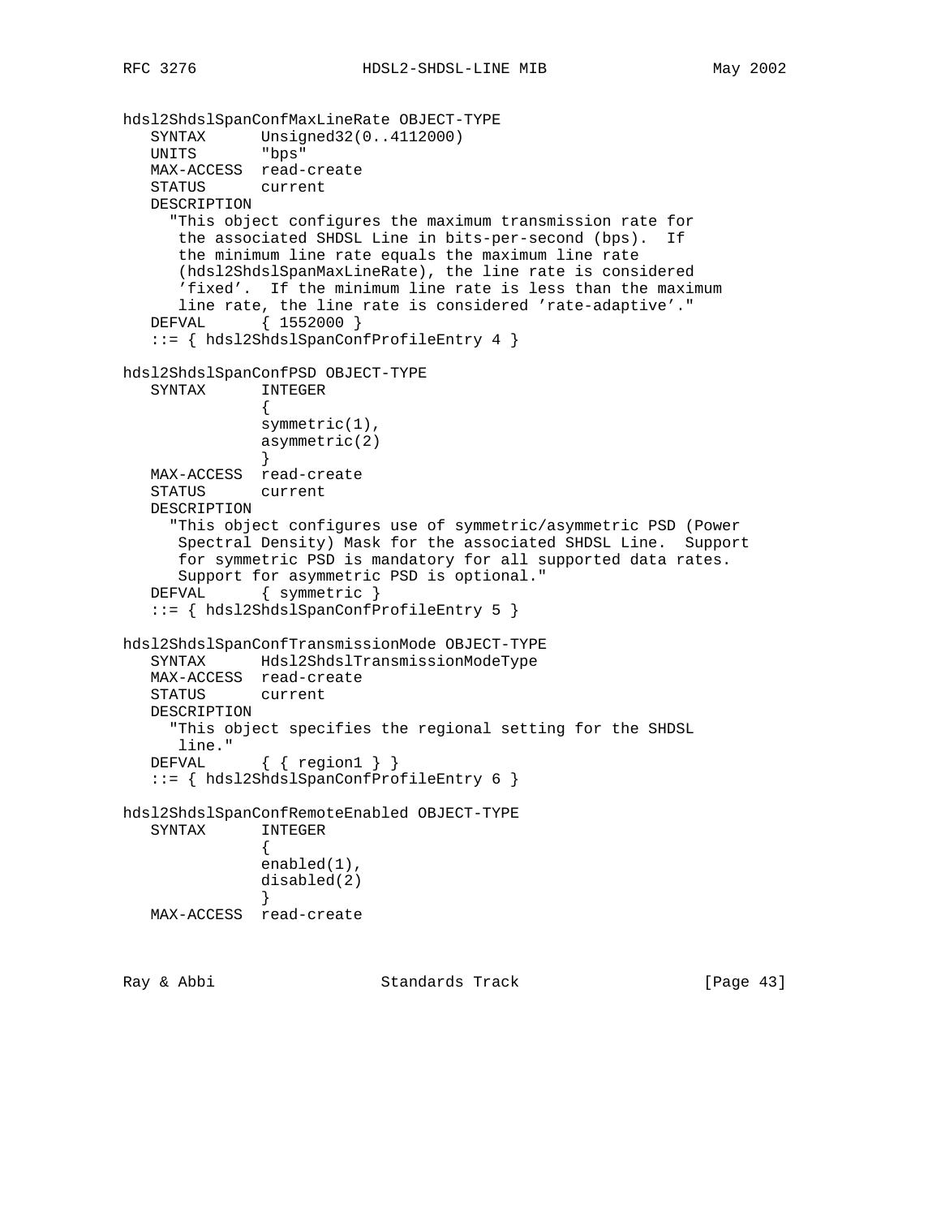```
hdsl2ShdslSpanConfMaxLineRate OBJECT-TYPE
   SYNTAX      Unsigned32(0..4112000)
   UNITS       "bps"
   MAX-ACCESS  read-create
   STATUS      current
   DESCRIPTION
     "This object configures the maximum transmission rate for
      the associated SHDSL Line in bits-per-second (bps).  If
      the minimum line rate equals the maximum line rate
      (hdsl2ShdslSpanMaxLineRate), the line rate is considered
      'fixed'.  If the minimum line rate is less than the maximum
      line rate, the line rate is considered 'rate-adaptive'."
   DEFVAL      { 1552000 }
   ::= { hdsl2ShdslSpanConfProfileEntry 4 }

hdsl2ShdslSpanConfPSD OBJECT-TYPE
   SYNTAX      INTEGER
               {
               symmetric(1),
               asymmetric(2)
               }
   MAX-ACCESS  read-create
   STATUS      current
   DESCRIPTION
     "This object configures use of symmetric/asymmetric PSD (Power
      Spectral Density) Mask for the associated SHDSL Line.  Support
      for symmetric PSD is mandatory for all supported data rates.
      Support for asymmetric PSD is optional."
   DEFVAL      { symmetric }
   ::= { hdsl2ShdslSpanConfProfileEntry 5 }

hdsl2ShdslSpanConfTransmissionMode OBJECT-TYPE
   SYNTAX      Hdsl2ShdslTransmissionModeType
   MAX-ACCESS  read-create
   STATUS      current
   DESCRIPTION
     "This object specifies the regional setting for the SHDSL
      line."
   DEFVAL      { { region1 } }
   ::= { hdsl2ShdslSpanConfProfileEntry 6 }

hdsl2ShdslSpanConfRemoteEnabled OBJECT-TYPE
   SYNTAX      INTEGER
               {
               enabled(1),
               disabled(2)
               }
   MAX-ACCESS  read-create
```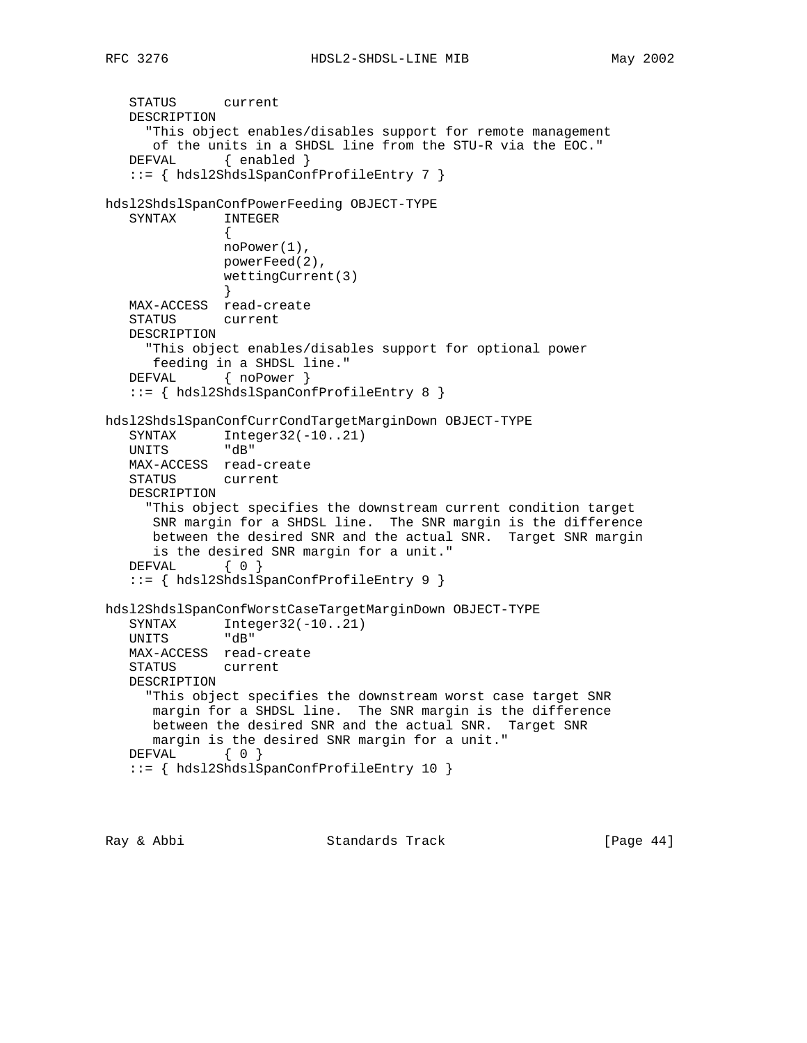```
   STATUS      current
   DESCRIPTION
     "This object enables/disables support for remote management
      of the units in a SHDSL line from the STU-R via the EOC."
   DEFVAL      { enabled }
   ::= { hdsl2ShdslSpanConfProfileEntry 7 }

hdsl2ShdslSpanConfPowerFeeding OBJECT-TYPE
   SYNTAX      INTEGER
               {
               noPower(1),
               powerFeed(2),
               wettingCurrent(3)
               }
   MAX-ACCESS  read-create
   STATUS      current
   DESCRIPTION
     "This object enables/disables support for optional power
      feeding in a SHDSL line."
   DEFVAL      { noPower }
   ::= { hdsl2ShdslSpanConfProfileEntry 8 }

hdsl2ShdslSpanConfCurrCondTargetMarginDown OBJECT-TYPE
   SYNTAX      Integer32(-10..21)
   UNITS       "dB"
   MAX-ACCESS  read-create
   STATUS      current
   DESCRIPTION
     "This object specifies the downstream current condition target
      SNR margin for a SHDSL line.  The SNR margin is the difference
      between the desired SNR and the actual SNR.  Target SNR margin
      is the desired SNR margin for a unit."
   DEFVAL      { 0 }
   ::= { hdsl2ShdslSpanConfProfileEntry 9 }

hdsl2ShdslSpanConfWorstCaseTargetMarginDown OBJECT-TYPE
   SYNTAX      Integer32(-10..21)
   UNITS       "dB"
   MAX-ACCESS  read-create
   STATUS      current
   DESCRIPTION
     "This object specifies the downstream worst case target SNR
      margin for a SHDSL line.  The SNR margin is the difference
      between the desired SNR and the actual SNR.  Target SNR
      margin is the desired SNR margin for a unit."
   DEFVAL      { 0 }
   ::= { hdsl2ShdslSpanConfProfileEntry 10 }
```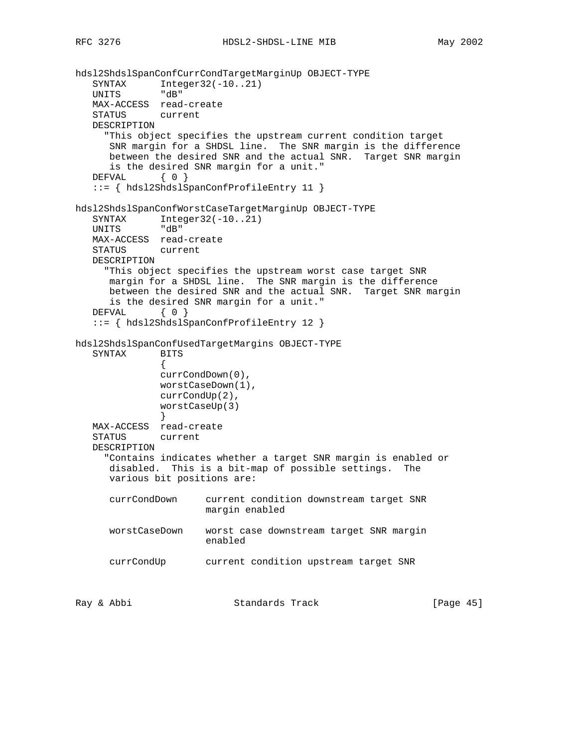```
hdsl2ShdslSpanConfCurrCondTargetMarginUp OBJECT-TYPE
   SYNTAX      Integer32(-10..21)
   UNITS       "dB"
   MAX-ACCESS  read-create
   STATUS      current
   DESCRIPTION
     "This object specifies the upstream current condition target
      SNR margin for a SHDSL line.  The SNR margin is the difference
      between the desired SNR and the actual SNR.  Target SNR margin
      is the desired SNR margin for a unit."
   DEFVAL      { 0 }
   ::= { hdsl2ShdslSpanConfProfileEntry 11 }

hdsl2ShdslSpanConfWorstCaseTargetMarginUp OBJECT-TYPE
   SYNTAX      Integer32(-10..21)
   UNITS       "dB"
   MAX-ACCESS  read-create
   STATUS      current
   DESCRIPTION
     "This object specifies the upstream worst case target SNR
      margin for a SHDSL line.  The SNR margin is the difference
      between the desired SNR and the actual SNR.  Target SNR margin
      is the desired SNR margin for a unit."
   DEFVAL      { 0 }
   ::= { hdsl2ShdslSpanConfProfileEntry 12 }

hdsl2ShdslSpanConfUsedTargetMargins OBJECT-TYPE
   SYNTAX      BITS
               {
               currCondDown(0),
               worstCaseDown(1),
               currCondUp(2),
               worstCaseUp(3)
               }
   MAX-ACCESS  read-create
   STATUS      current
   DESCRIPTION
     "Contains indicates whether a target SNR margin is enabled or
      disabled.  This is a bit-map of possible settings.  The
      various bit positions are:

      currCondDown     current condition downstream target SNR
                       margin enabled

      worstCaseDown    worst case downstream target SNR margin
                       enabled

      currCondUp       current condition upstream target SNR
```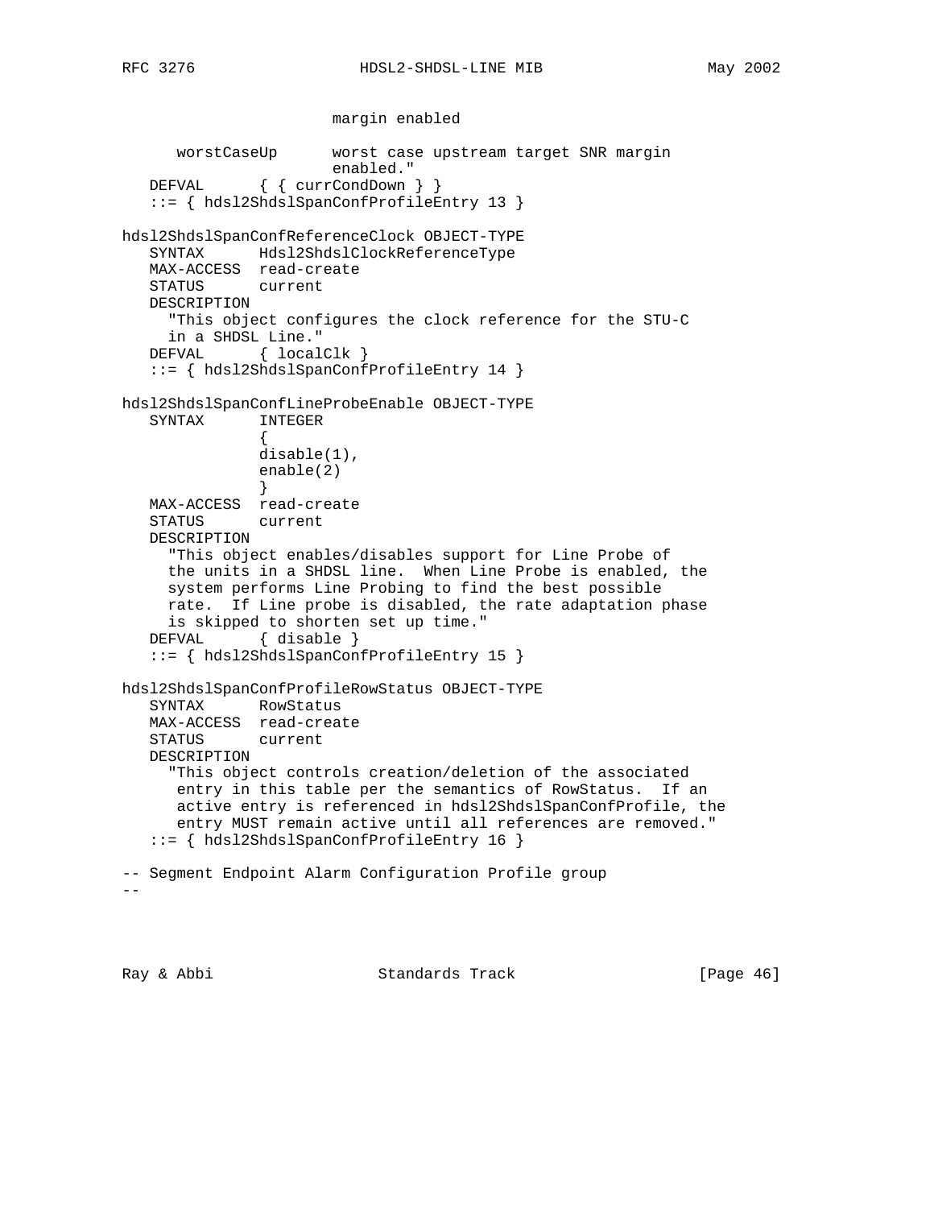```
                       margin enabled

      worstCaseUp      worst case upstream target SNR margin
                       enabled."
   DEFVAL      { { currCondDown } }
   ::= { hdsl2ShdslSpanConfProfileEntry 13 }

hdsl2ShdslSpanConfReferenceClock OBJECT-TYPE
   SYNTAX      Hdsl2ShdslClockReferenceType
   MAX-ACCESS  read-create
   STATUS      current
   DESCRIPTION
     "This object configures the clock reference for the STU-C
     in a SHDSL Line."
   DEFVAL      { localClk }
   ::= { hdsl2ShdslSpanConfProfileEntry 14 }

hdsl2ShdslSpanConfLineProbeEnable OBJECT-TYPE
   SYNTAX      INTEGER
               {
               disable(1),
               enable(2)
               }
   MAX-ACCESS  read-create
   STATUS      current
   DESCRIPTION
     "This object enables/disables support for Line Probe of
     the units in a SHDSL line.  When Line Probe is enabled, the
     system performs Line Probing to find the best possible
     rate.  If Line probe is disabled, the rate adaptation phase
     is skipped to shorten set up time."
   DEFVAL      { disable }
   ::= { hdsl2ShdslSpanConfProfileEntry 15 }

hdsl2ShdslSpanConfProfileRowStatus OBJECT-TYPE
   SYNTAX      RowStatus
   MAX-ACCESS  read-create
   STATUS      current
   DESCRIPTION
     "This object controls creation/deletion of the associated
      entry in this table per the semantics of RowStatus.  If an
      active entry is referenced in hdsl2ShdslSpanConfProfile, the
      entry MUST remain active until all references are removed."
   ::= { hdsl2ShdslSpanConfProfileEntry 16 }

-- Segment Endpoint Alarm Configuration Profile group
--
```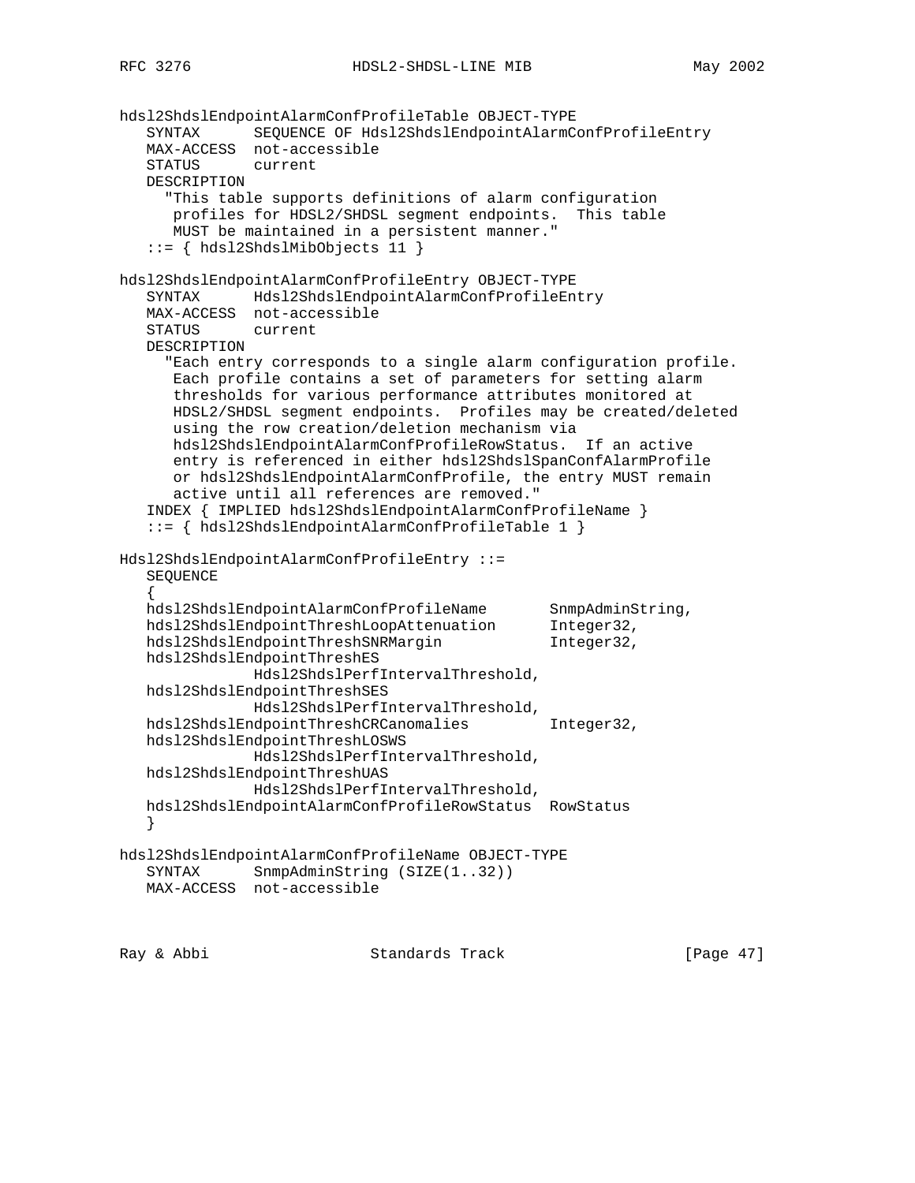```
hdsl2ShdslEndpointAlarmConfProfileTable OBJECT-TYPE
   SYNTAX      SEQUENCE OF Hdsl2ShdslEndpointAlarmConfProfileEntry
   MAX-ACCESS  not-accessible
   STATUS      current
   DESCRIPTION
     "This table supports definitions of alarm configuration
      profiles for HDSL2/SHDSL segment endpoints.  This table
      MUST be maintained in a persistent manner."
   ::= { hdsl2ShdslMibObjects 11 }

hdsl2ShdslEndpointAlarmConfProfileEntry OBJECT-TYPE
   SYNTAX      Hdsl2ShdslEndpointAlarmConfProfileEntry
   MAX-ACCESS  not-accessible
   STATUS      current
   DESCRIPTION
     "Each entry corresponds to a single alarm configuration profile.
      Each profile contains a set of parameters for setting alarm
      thresholds for various performance attributes monitored at
      HDSL2/SHDSL segment endpoints.  Profiles may be created/deleted
      using the row creation/deletion mechanism via
      hdsl2ShdslEndpointAlarmConfProfileRowStatus.  If an active
      entry is referenced in either hdsl2ShdslSpanConfAlarmProfile
      or hdsl2ShdslEndpointAlarmConfProfile, the entry MUST remain
      active until all references are removed."
   INDEX { IMPLIED hdsl2ShdslEndpointAlarmConfProfileName }
   ::= { hdsl2ShdslEndpointAlarmConfProfileTable 1 }

Hdsl2ShdslEndpointAlarmConfProfileEntry ::=
   SEQUENCE
   {
   hdsl2ShdslEndpointAlarmConfProfileName       SnmpAdminString,
   hdsl2ShdslEndpointThreshLoopAttenuation      Integer32,
   hdsl2ShdslEndpointThreshSNRMargin            Integer32,
   hdsl2ShdslEndpointThreshES
              Hdsl2ShdslPerfIntervalThreshold,
   hdsl2ShdslEndpointThreshSES
              Hdsl2ShdslPerfIntervalThreshold,
   hdsl2ShdslEndpointThreshCRCanomalies         Integer32,
   hdsl2ShdslEndpointThreshLOSWS
              Hdsl2ShdslPerfIntervalThreshold,
   hdsl2ShdslEndpointThreshUAS
              Hdsl2ShdslPerfIntervalThreshold,
   hdsl2ShdslEndpointAlarmConfProfileRowStatus  RowStatus
   }

hdsl2ShdslEndpointAlarmConfProfileName OBJECT-TYPE
   SYNTAX      SnmpAdminString (SIZE(1..32))
   MAX-ACCESS  not-accessible
```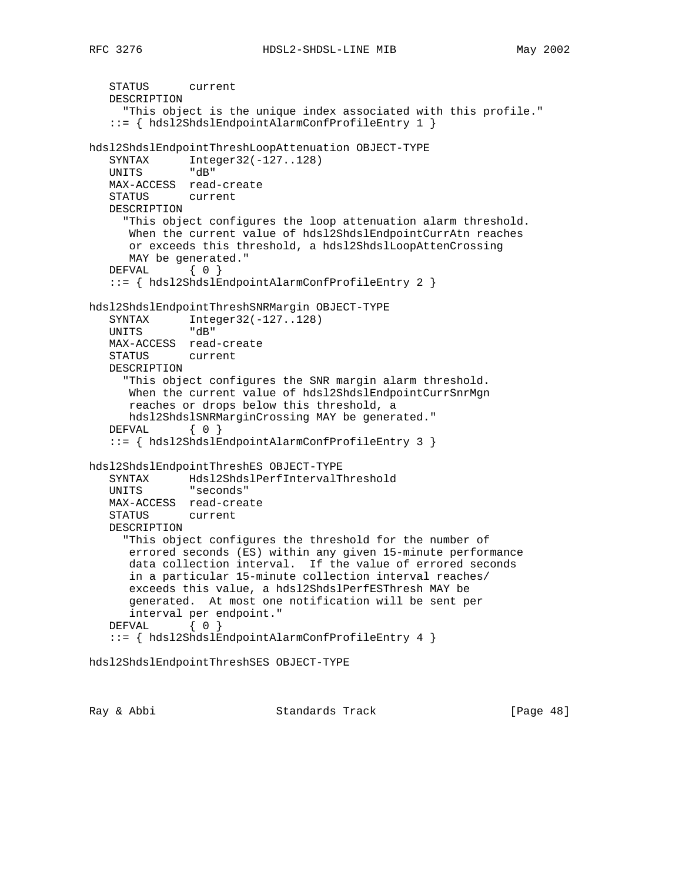```
   STATUS      current
   DESCRIPTION
     "This object is the unique index associated with this profile."
   ::= { hdsl2ShdslEndpointAlarmConfProfileEntry 1 }

hdsl2ShdslEndpointThreshLoopAttenuation OBJECT-TYPE
   SYNTAX      Integer32(-127..128)
   UNITS       "dB"
   MAX-ACCESS  read-create
   STATUS      current
   DESCRIPTION
     "This object configures the loop attenuation alarm threshold.
      When the current value of hdsl2ShdslEndpointCurrAtn reaches
      or exceeds this threshold, a hdsl2ShdslLoopAttenCrossing
      MAY be generated."
   DEFVAL      { 0 }
   ::= { hdsl2ShdslEndpointAlarmConfProfileEntry 2 }

hdsl2ShdslEndpointThreshSNRMargin OBJECT-TYPE
   SYNTAX      Integer32(-127..128)
   UNITS       "dB"
   MAX-ACCESS  read-create
   STATUS      current
   DESCRIPTION
     "This object configures the SNR margin alarm threshold.
      When the current value of hdsl2ShdslEndpointCurrSnrMgn
      reaches or drops below this threshold, a
      hdsl2ShdslSNRMarginCrossing MAY be generated."
   DEFVAL      { 0 }
   ::= { hdsl2ShdslEndpointAlarmConfProfileEntry 3 }

hdsl2ShdslEndpointThreshES OBJECT-TYPE
   SYNTAX      Hdsl2ShdslPerfIntervalThreshold
   UNITS       "seconds"
   MAX-ACCESS  read-create
   STATUS      current
   DESCRIPTION
     "This object configures the threshold for the number of
      errored seconds (ES) within any given 15-minute performance
      data collection interval.  If the value of errored seconds
      in a particular 15-minute collection interval reaches/
      exceeds this value, a hdsl2ShdslPerfESThresh MAY be
      generated.  At most one notification will be sent per
      interval per endpoint."
   DEFVAL      { 0 }
   ::= { hdsl2ShdslEndpointAlarmConfProfileEntry 4 }

hdsl2ShdslEndpointThreshSES OBJECT-TYPE
```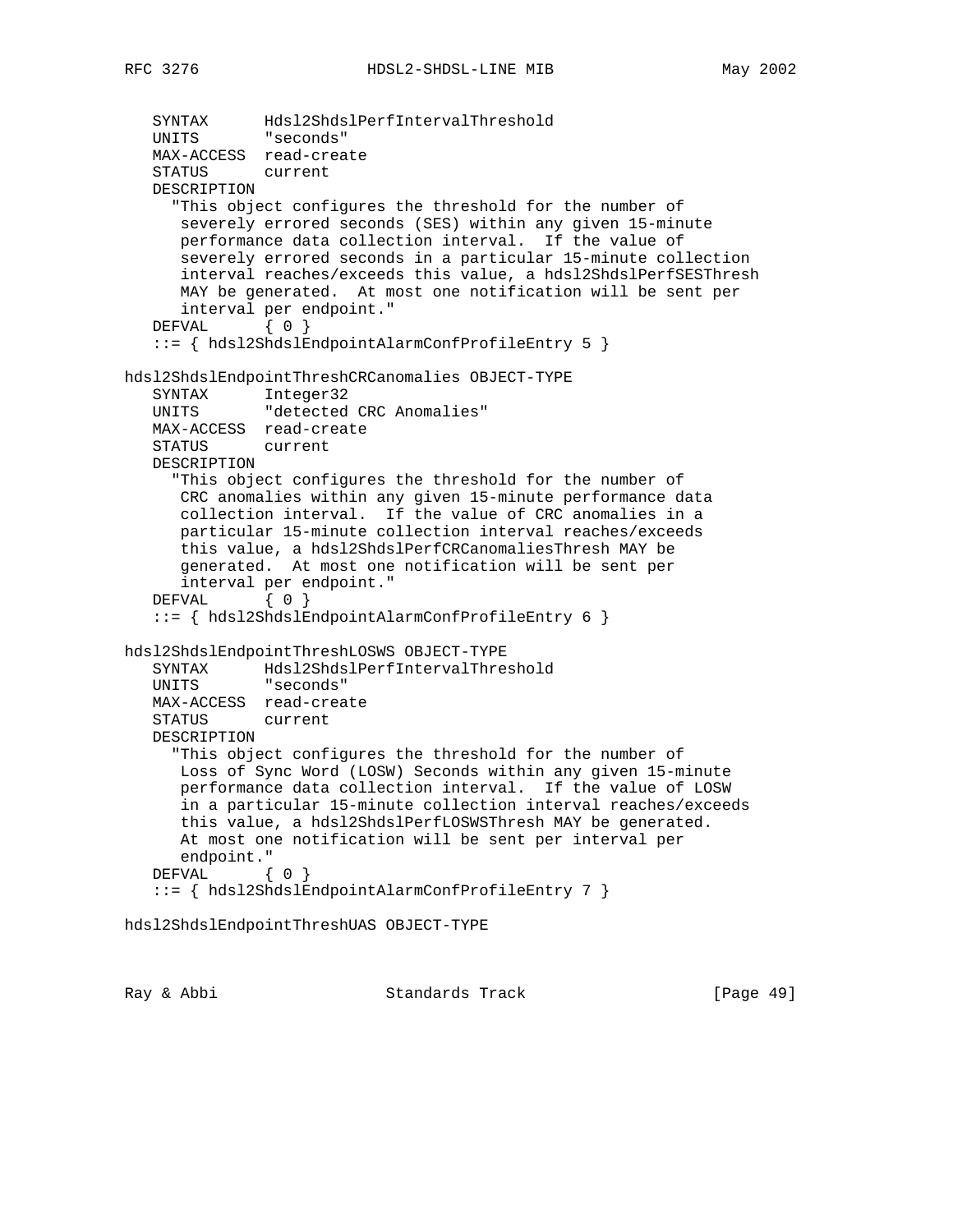```
   SYNTAX      Hdsl2ShdslPerfIntervalThreshold
   UNITS       "seconds"
   MAX-ACCESS  read-create
   STATUS      current
   DESCRIPTION
     "This object configures the threshold for the number of
      severely errored seconds (SES) within any given 15-minute
      performance data collection interval.  If the value of
      severely errored seconds in a particular 15-minute collection
      interval reaches/exceeds this value, a hdsl2ShdslPerfSESThresh
      MAY be generated.  At most one notification will be sent per
      interval per endpoint."
   DEFVAL      { 0 }
   ::= { hdsl2ShdslEndpointAlarmConfProfileEntry 5 }

hdsl2ShdslEndpointThreshCRCanomalies OBJECT-TYPE
   SYNTAX      Integer32
   UNITS       "detected CRC Anomalies"
   MAX-ACCESS  read-create
   STATUS      current
   DESCRIPTION
     "This object configures the threshold for the number of
      CRC anomalies within any given 15-minute performance data
      collection interval.  If the value of CRC anomalies in a
      particular 15-minute collection interval reaches/exceeds
      this value, a hdsl2ShdslPerfCRCanomaliesThresh MAY be
      generated.  At most one notification will be sent per
      interval per endpoint."
   DEFVAL      { 0 }
   ::= { hdsl2ShdslEndpointAlarmConfProfileEntry 6 }

hdsl2ShdslEndpointThreshLOSWS OBJECT-TYPE
   SYNTAX      Hdsl2ShdslPerfIntervalThreshold
   UNITS       "seconds"
   MAX-ACCESS  read-create
   STATUS      current
   DESCRIPTION
     "This object configures the threshold for the number of
      Loss of Sync Word (LOSW) Seconds within any given 15-minute
      performance data collection interval.  If the value of LOSW
      in a particular 15-minute collection interval reaches/exceeds
      this value, a hdsl2ShdslPerfLOSWSThresh MAY be generated.
      At most one notification will be sent per interval per
      endpoint."
   DEFVAL      { 0 }
   ::= { hdsl2ShdslEndpointAlarmConfProfileEntry 7 }

hdsl2ShdslEndpointThreshUAS OBJECT-TYPE
```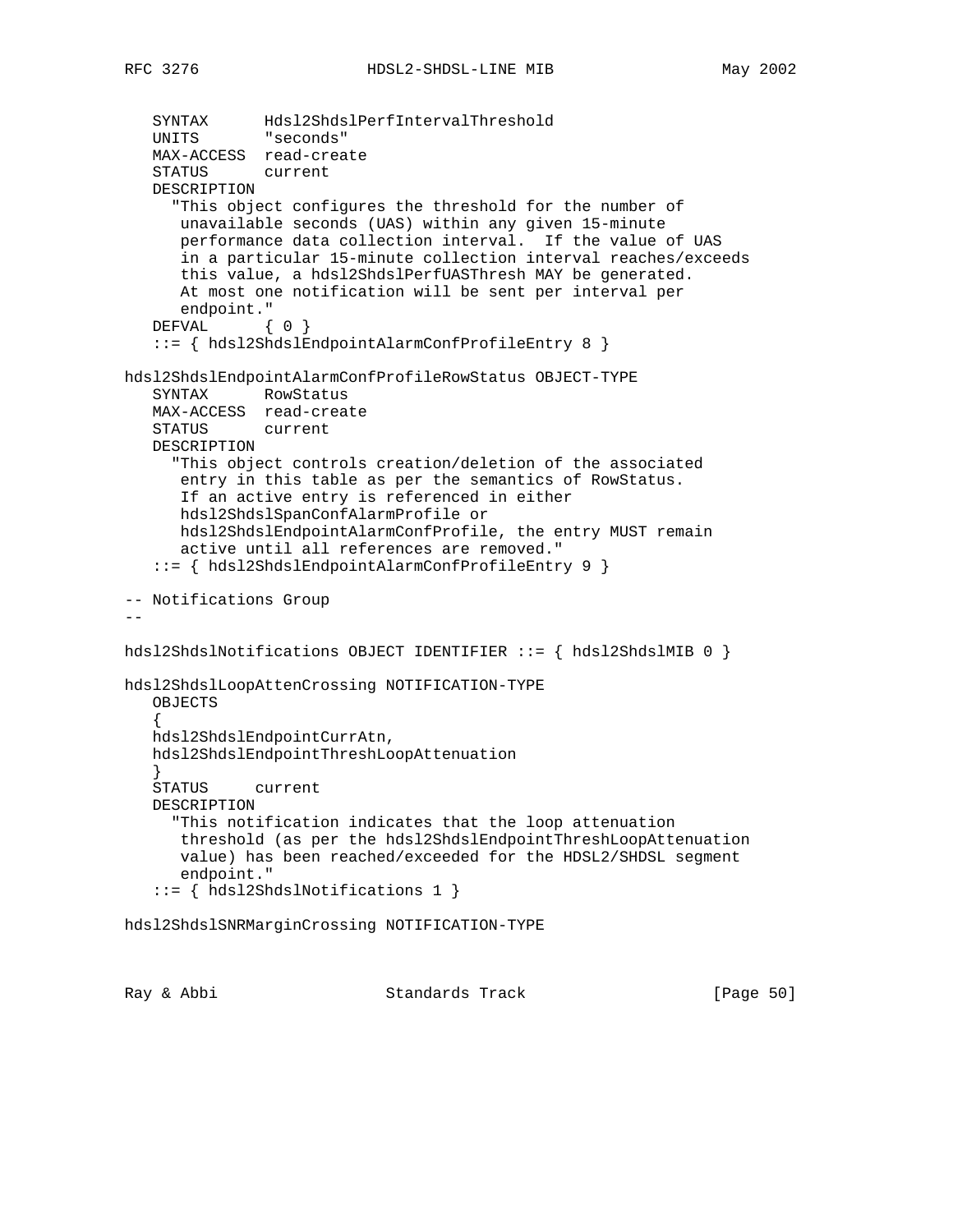```
   SYNTAX      Hdsl2ShdslPerfIntervalThreshold
   UNITS       "seconds"
   MAX-ACCESS  read-create
   STATUS      current
   DESCRIPTION
     "This object configures the threshold for the number of
      unavailable seconds (UAS) within any given 15-minute
      performance data collection interval.  If the value of UAS
      in a particular 15-minute collection interval reaches/exceeds
      this value, a hdsl2ShdslPerfUASThresh MAY be generated.
      At most one notification will be sent per interval per
      endpoint."
   DEFVAL      { 0 }
   ::= { hdsl2ShdslEndpointAlarmConfProfileEntry 8 }

hdsl2ShdslEndpointAlarmConfProfileRowStatus OBJECT-TYPE
   SYNTAX      RowStatus
   MAX-ACCESS  read-create
   STATUS      current
   DESCRIPTION
     "This object controls creation/deletion of the associated
      entry in this table as per the semantics of RowStatus.
      If an active entry is referenced in either
      hdsl2ShdslSpanConfAlarmProfile or
      hdsl2ShdslEndpointAlarmConfProfile, the entry MUST remain
      active until all references are removed."
   ::= { hdsl2ShdslEndpointAlarmConfProfileEntry 9 }

-- Notifications Group
--

hdsl2ShdslNotifications OBJECT IDENTIFIER ::= { hdsl2ShdslMIB 0 }

hdsl2ShdslLoopAttenCrossing NOTIFICATION-TYPE
   OBJECTS
   {
   hdsl2ShdslEndpointCurrAtn,
   hdsl2ShdslEndpointThreshLoopAttenuation
   }
   STATUS     current
   DESCRIPTION
     "This notification indicates that the loop attenuation
      threshold (as per the hdsl2ShdslEndpointThreshLoopAttenuation
      value) has been reached/exceeded for the HDSL2/SHDSL segment
      endpoint."
   ::= { hdsl2ShdslNotifications 1 }

hdsl2ShdslSNRMarginCrossing NOTIFICATION-TYPE
```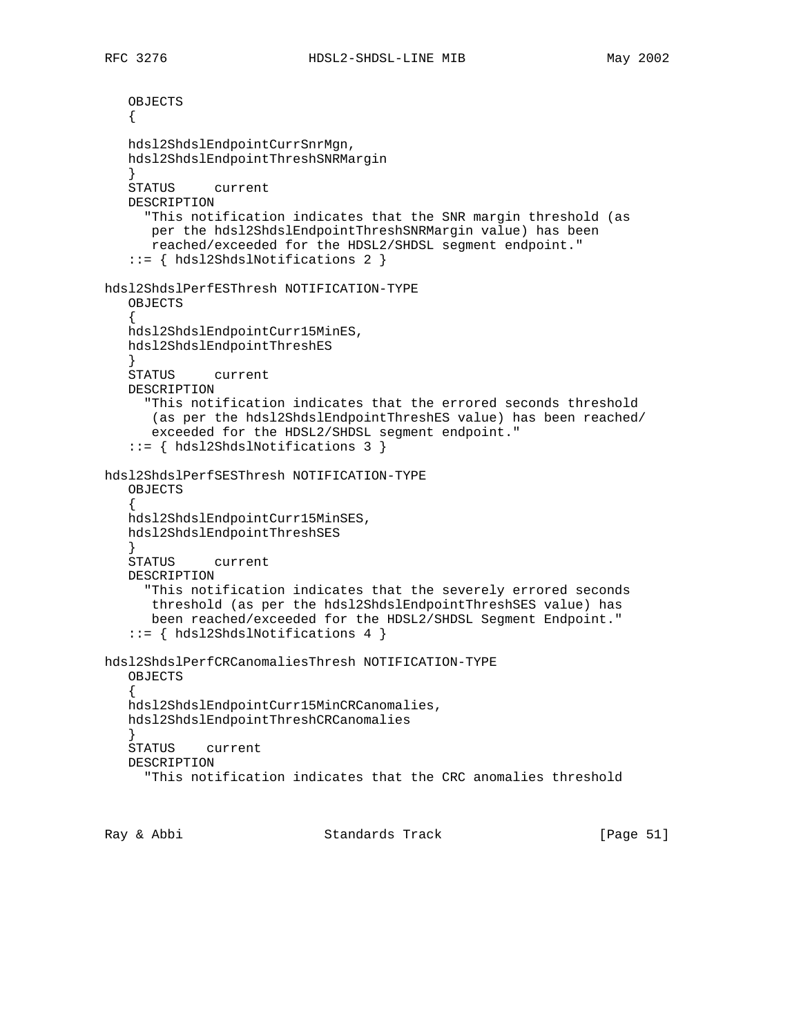```
   OBJECTS
   {

   hdsl2ShdslEndpointCurrSnrMgn,
   hdsl2ShdslEndpointThreshSNRMargin
   }
   STATUS     current
   DESCRIPTION
     "This notification indicates that the SNR margin threshold (as
      per the hdsl2ShdslEndpointThreshSNRMargin value) has been
      reached/exceeded for the HDSL2/SHDSL segment endpoint."
   ::= { hdsl2ShdslNotifications 2 }

hdsl2ShdslPerfESThresh NOTIFICATION-TYPE
   OBJECTS
   {
   hdsl2ShdslEndpointCurr15MinES,
   hdsl2ShdslEndpointThreshES
   }
   STATUS     current
   DESCRIPTION
     "This notification indicates that the errored seconds threshold
      (as per the hdsl2ShdslEndpointThreshES value) has been reached/
      exceeded for the HDSL2/SHDSL segment endpoint."
   ::= { hdsl2ShdslNotifications 3 }

hdsl2ShdslPerfSESThresh NOTIFICATION-TYPE
   OBJECTS
   {
   hdsl2ShdslEndpointCurr15MinSES,
   hdsl2ShdslEndpointThreshSES
   }
   STATUS     current
   DESCRIPTION
     "This notification indicates that the severely errored seconds
      threshold (as per the hdsl2ShdslEndpointThreshSES value) has
      been reached/exceeded for the HDSL2/SHDSL Segment Endpoint."
   ::= { hdsl2ShdslNotifications 4 }

hdsl2ShdslPerfCRCanomaliesThresh NOTIFICATION-TYPE
   OBJECTS
   {
   hdsl2ShdslEndpointCurr15MinCRCanomalies,
   hdsl2ShdslEndpointThreshCRCanomalies
   }
   STATUS    current
   DESCRIPTION
     "This notification indicates that the CRC anomalies threshold
```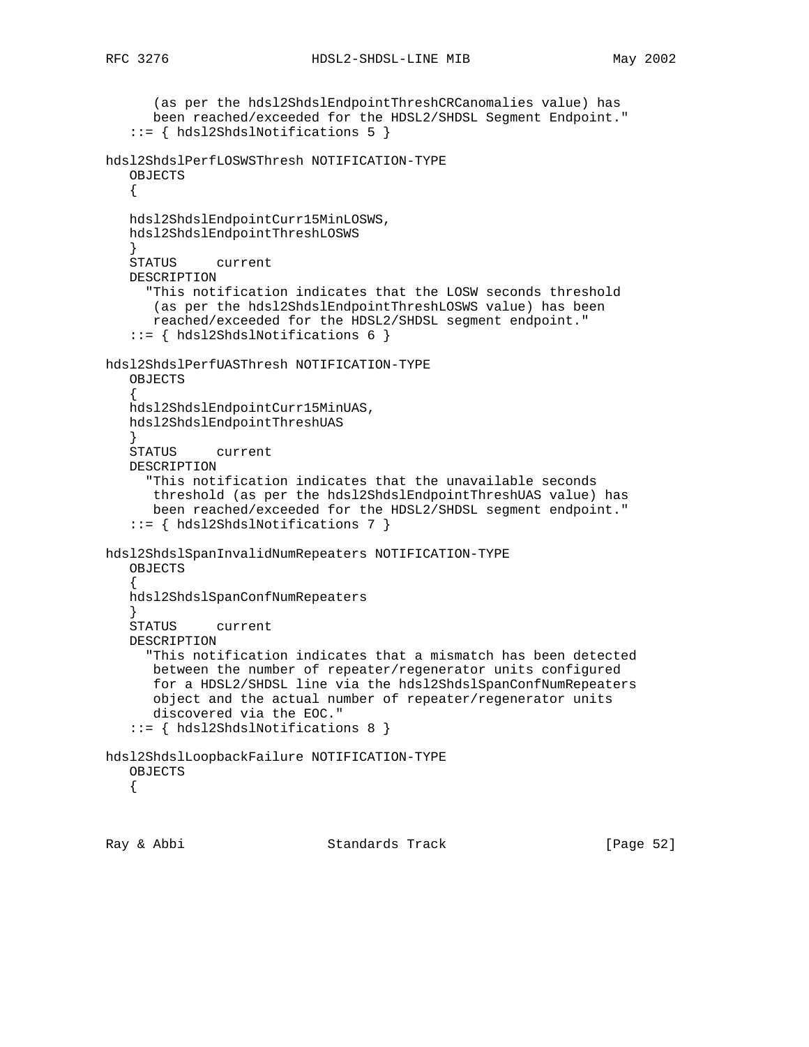```
      (as per the hdsl2ShdslEndpointThreshCRCanomalies value) has
      been reached/exceeded for the HDSL2/SHDSL Segment Endpoint."
   ::= { hdsl2ShdslNotifications 5 }

hdsl2ShdslPerfLOSWSThresh NOTIFICATION-TYPE
   OBJECTS
   {

   hdsl2ShdslEndpointCurr15MinLOSWS,
   hdsl2ShdslEndpointThreshLOSWS
   }
   STATUS      current
   DESCRIPTION
     "This notification indicates that the LOSW seconds threshold
      (as per the hdsl2ShdslEndpointThreshLOSWS value) has been
      reached/exceeded for the HDSL2/SHDSL segment endpoint."
   ::= { hdsl2ShdslNotifications 6 }

hdsl2ShdslPerfUASThresh NOTIFICATION-TYPE
   OBJECTS
   {
   hdsl2ShdslEndpointCurr15MinUAS,
   hdsl2ShdslEndpointThreshUAS
   }
   STATUS      current
   DESCRIPTION
     "This notification indicates that the unavailable seconds
      threshold (as per the hdsl2ShdslEndpointThreshUAS value) has
      been reached/exceeded for the HDSL2/SHDSL segment endpoint."
   ::= { hdsl2ShdslNotifications 7 }

hdsl2ShdslSpanInvalidNumRepeaters NOTIFICATION-TYPE
   OBJECTS
   {
   hdsl2ShdslSpanConfNumRepeaters
   }
   STATUS      current
   DESCRIPTION
     "This notification indicates that a mismatch has been detected
      between the number of repeater/regenerator units configured
      for a HDSL2/SHDSL line via the hdsl2ShdslSpanConfNumRepeaters
      object and the actual number of repeater/regenerator units
      discovered via the EOC."
   ::= { hdsl2ShdslNotifications 8 }

hdsl2ShdslLoopbackFailure NOTIFICATION-TYPE
   OBJECTS
   {
```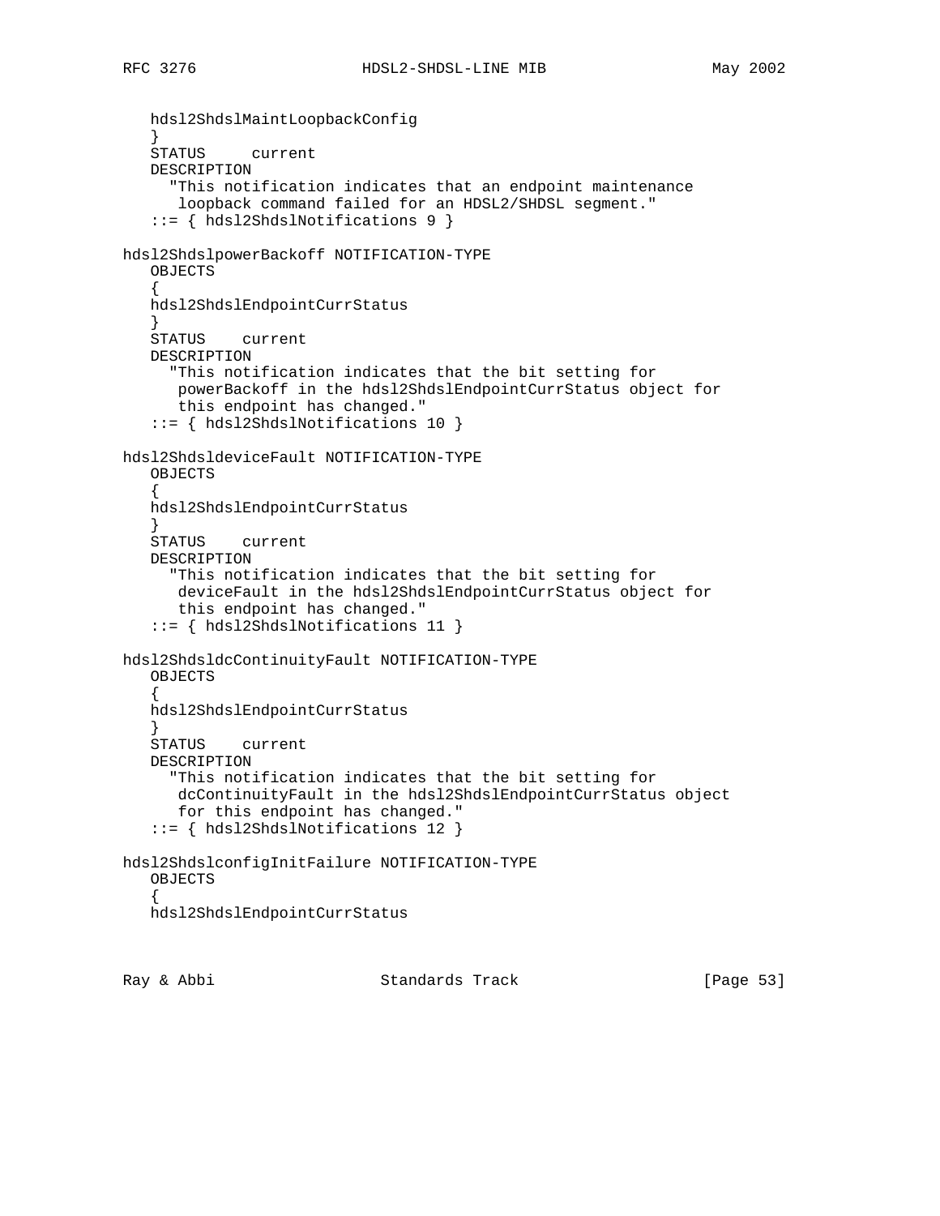```
   hdsl2ShdslMaintLoopbackConfig
   }
   STATUS     current
   DESCRIPTION
     "This notification indicates that an endpoint maintenance
      loopback command failed for an HDSL2/SHDSL segment."
   ::= { hdsl2ShdslNotifications 9 }

hdsl2ShdslpowerBackoff NOTIFICATION-TYPE
   OBJECTS
   {
   hdsl2ShdslEndpointCurrStatus
   }
   STATUS    current
   DESCRIPTION
     "This notification indicates that the bit setting for
      powerBackoff in the hdsl2ShdslEndpointCurrStatus object for
      this endpoint has changed."
   ::= { hdsl2ShdslNotifications 10 }

hdsl2ShdsldeviceFault NOTIFICATION-TYPE
   OBJECTS
   {
   hdsl2ShdslEndpointCurrStatus
   }
   STATUS    current
   DESCRIPTION
     "This notification indicates that the bit setting for
      deviceFault in the hdsl2ShdslEndpointCurrStatus object for
      this endpoint has changed."
   ::= { hdsl2ShdslNotifications 11 }

hdsl2ShdsldcContinuityFault NOTIFICATION-TYPE
   OBJECTS
   {
   hdsl2ShdslEndpointCurrStatus
   }
   STATUS    current
   DESCRIPTION
     "This notification indicates that the bit setting for
      dcContinuityFault in the hdsl2ShdslEndpointCurrStatus object
      for this endpoint has changed."
   ::= { hdsl2ShdslNotifications 12 }

hdsl2ShdslconfigInitFailure NOTIFICATION-TYPE
   OBJECTS
   {
   hdsl2ShdslEndpointCurrStatus
```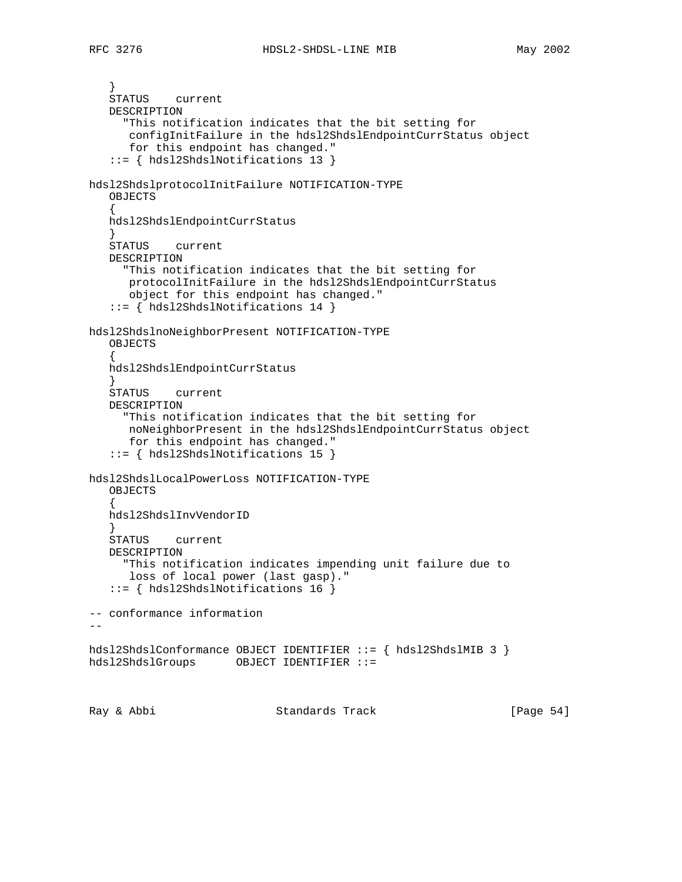```
   }
   STATUS    current
   DESCRIPTION
     "This notification indicates that the bit setting for
      configInitFailure in the hdsl2ShdslEndpointCurrStatus object
      for this endpoint has changed."
   ::= { hdsl2ShdslNotifications 13 }

hdsl2ShdslprotocolInitFailure NOTIFICATION-TYPE
   OBJECTS
   {
   hdsl2ShdslEndpointCurrStatus
   }
   STATUS    current
   DESCRIPTION
     "This notification indicates that the bit setting for
      protocolInitFailure in the hdsl2ShdslEndpointCurrStatus
      object for this endpoint has changed."
   ::= { hdsl2ShdslNotifications 14 }

hdsl2ShdslnoNeighborPresent NOTIFICATION-TYPE
   OBJECTS
   {
   hdsl2ShdslEndpointCurrStatus
   }
   STATUS    current
   DESCRIPTION
     "This notification indicates that the bit setting for
      noNeighborPresent in the hdsl2ShdslEndpointCurrStatus object
      for this endpoint has changed."
   ::= { hdsl2ShdslNotifications 15 }

hdsl2ShdslLocalPowerLoss NOTIFICATION-TYPE
   OBJECTS
   {
   hdsl2ShdslInvVendorID
   }
   STATUS    current
   DESCRIPTION
     "This notification indicates impending unit failure due to
      loss of local power (last gasp)."
   ::= { hdsl2ShdslNotifications 16 }

-- conformance information
--

hdsl2ShdslConformance OBJECT IDENTIFIER ::= { hdsl2ShdslMIB 3 }
hdsl2ShdslGroups      OBJECT IDENTIFIER ::=
```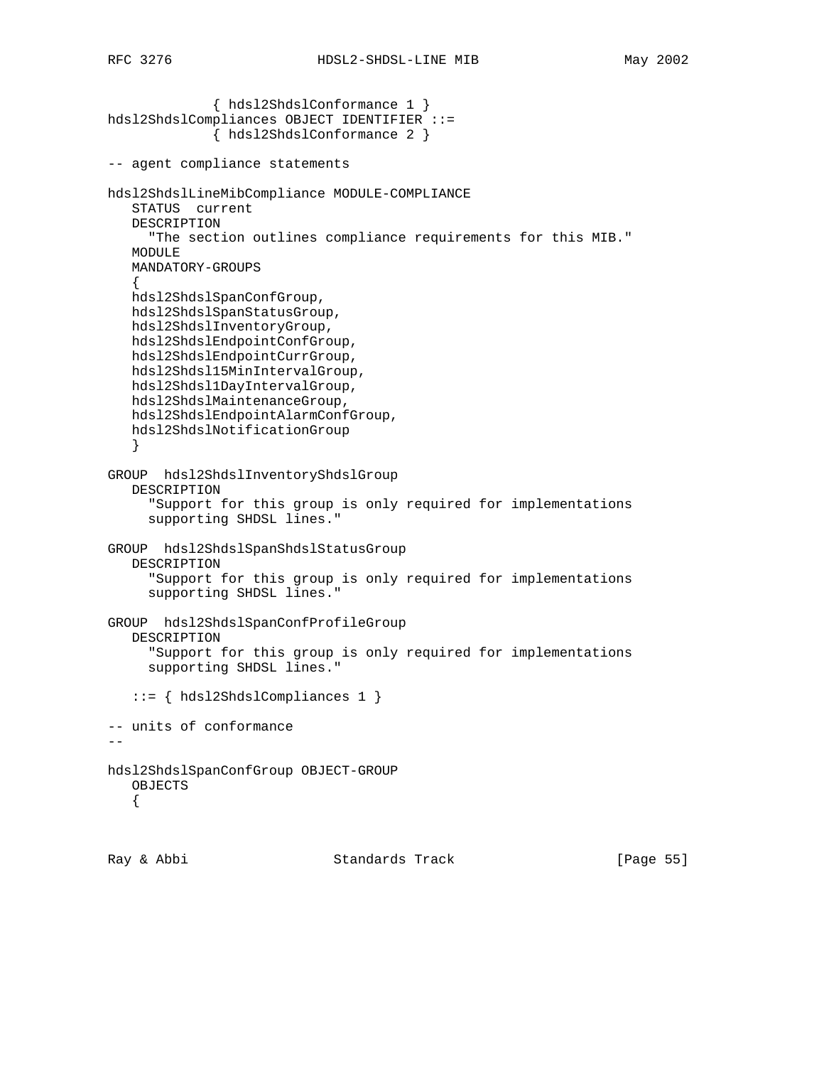```
             { hdsl2ShdslConformance 1 }
hdsl2ShdslCompliances OBJECT IDENTIFIER ::=
             { hdsl2ShdslConformance 2 }

-- agent compliance statements

hdsl2ShdslLineMibCompliance MODULE-COMPLIANCE
   STATUS  current
   DESCRIPTION
     "The section outlines compliance requirements for this MIB."
   MODULE
   MANDATORY-GROUPS
   {
   hdsl2ShdslSpanConfGroup,
   hdsl2ShdslSpanStatusGroup,
   hdsl2ShdslInventoryGroup,
   hdsl2ShdslEndpointConfGroup,
   hdsl2ShdslEndpointCurrGroup,
   hdsl2Shdsl15MinIntervalGroup,
   hdsl2Shdsl1DayIntervalGroup,
   hdsl2ShdslMaintenanceGroup,
   hdsl2ShdslEndpointAlarmConfGroup,
   hdsl2ShdslNotificationGroup
   }

GROUP  hdsl2ShdslInventoryShdslGroup
   DESCRIPTION
     "Support for this group is only required for implementations
     supporting SHDSL lines."

GROUP  hdsl2ShdslSpanShdslStatusGroup
   DESCRIPTION
     "Support for this group is only required for implementations
     supporting SHDSL lines."

GROUP  hdsl2ShdslSpanConfProfileGroup
   DESCRIPTION
     "Support for this group is only required for implementations
     supporting SHDSL lines."

   ::= { hdsl2ShdslCompliances 1 }

-- units of conformance
--

hdsl2ShdslSpanConfGroup OBJECT-GROUP
   OBJECTS
   {
```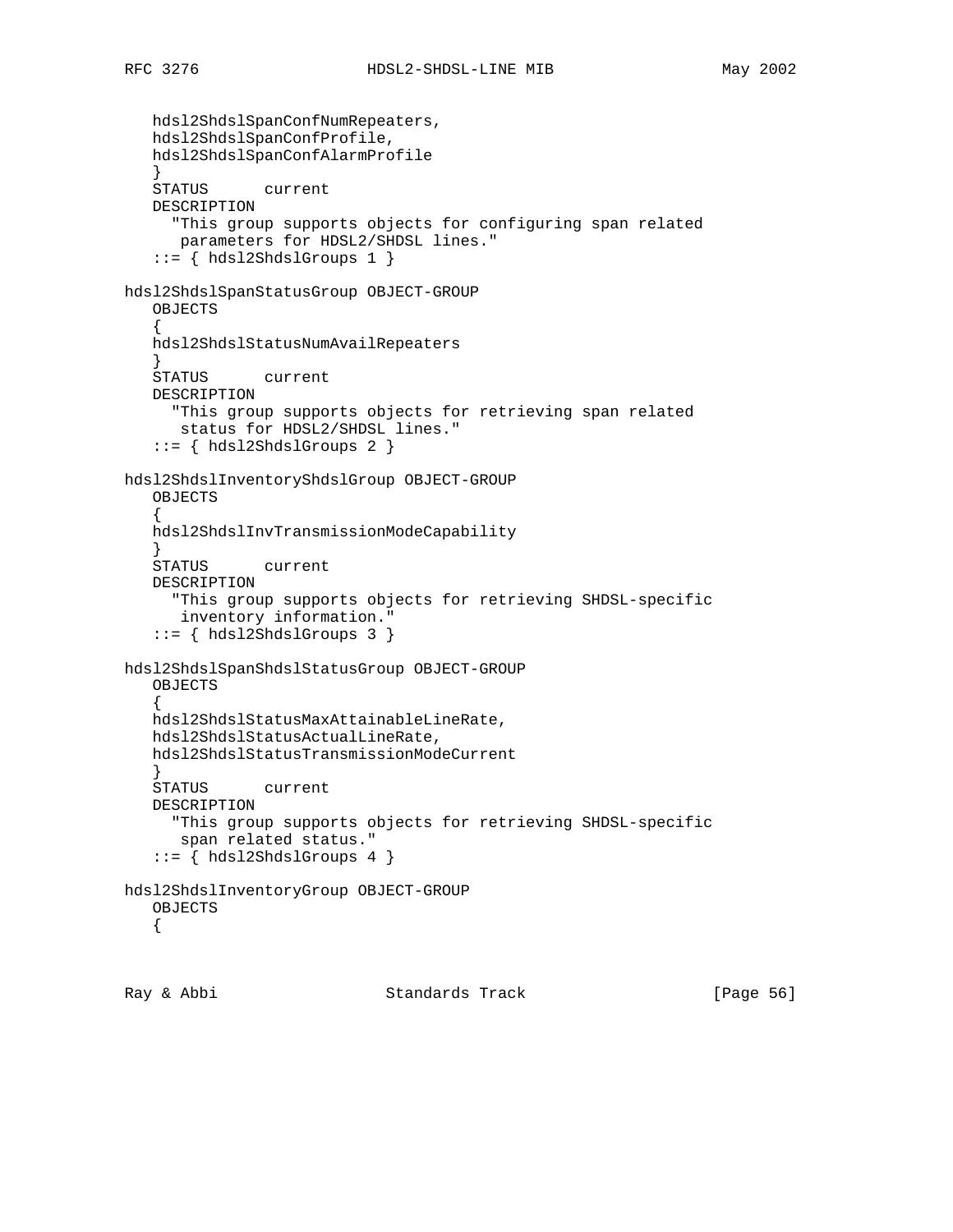```
   hdsl2ShdslSpanConfNumRepeaters,
   hdsl2ShdslSpanConfProfile,
   hdsl2ShdslSpanConfAlarmProfile
   }
   STATUS      current
   DESCRIPTION
     "This group supports objects for configuring span related
      parameters for HDSL2/SHDSL lines."
   ::= { hdsl2ShdslGroups 1 }

hdsl2ShdslSpanStatusGroup OBJECT-GROUP
   OBJECTS
   {
   hdsl2ShdslStatusNumAvailRepeaters
   }
   STATUS      current
   DESCRIPTION
     "This group supports objects for retrieving span related
      status for HDSL2/SHDSL lines."
   ::= { hdsl2ShdslGroups 2 }

hdsl2ShdslInventoryShdslGroup OBJECT-GROUP
   OBJECTS
   {
   hdsl2ShdslInvTransmissionModeCapability
   }
   STATUS      current
   DESCRIPTION
     "This group supports objects for retrieving SHDSL-specific
      inventory information."
   ::= { hdsl2ShdslGroups 3 }

hdsl2ShdslSpanShdslStatusGroup OBJECT-GROUP
   OBJECTS
   {
   hdsl2ShdslStatusMaxAttainableLineRate,
   hdsl2ShdslStatusActualLineRate,
   hdsl2ShdslStatusTransmissionModeCurrent
   }
   STATUS      current
   DESCRIPTION
     "This group supports objects for retrieving SHDSL-specific
      span related status."
   ::= { hdsl2ShdslGroups 4 }

hdsl2ShdslInventoryGroup OBJECT-GROUP
   OBJECTS
   {
```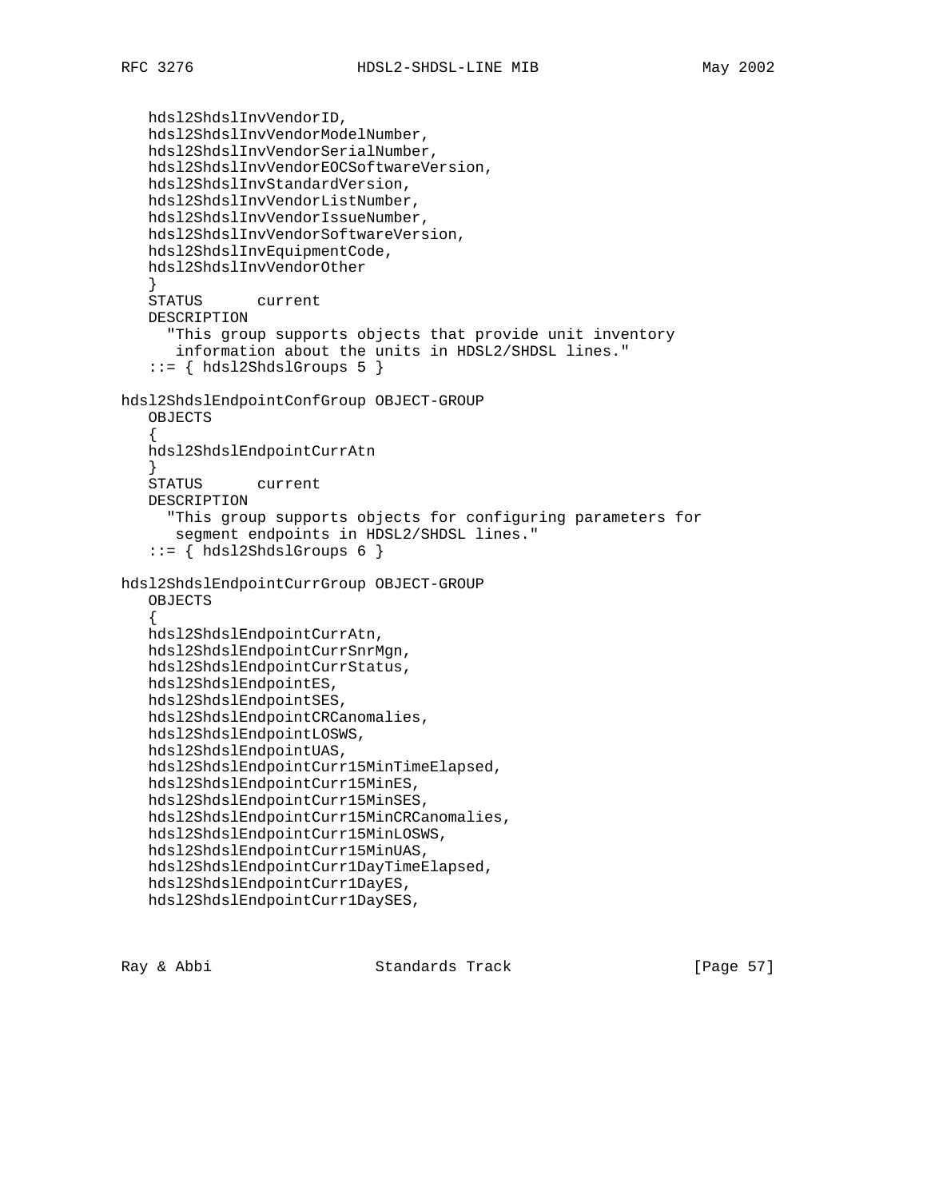```
   hdsl2ShdslInvVendorID,
   hdsl2ShdslInvVendorModelNumber,
   hdsl2ShdslInvVendorSerialNumber,
   hdsl2ShdslInvVendorEOCSoftwareVersion,
   hdsl2ShdslInvStandardVersion,
   hdsl2ShdslInvVendorListNumber,
   hdsl2ShdslInvVendorIssueNumber,
   hdsl2ShdslInvVendorSoftwareVersion,
   hdsl2ShdslInvEquipmentCode,
   hdsl2ShdslInvVendorOther
   }
   STATUS      current
   DESCRIPTION
     "This group supports objects that provide unit inventory
      information about the units in HDSL2/SHDSL lines."
   ::= { hdsl2ShdslGroups 5 }

hdsl2ShdslEndpointConfGroup OBJECT-GROUP
   OBJECTS
   {
   hdsl2ShdslEndpointCurrAtn
   }
   STATUS      current
   DESCRIPTION
     "This group supports objects for configuring parameters for
      segment endpoints in HDSL2/SHDSL lines."
   ::= { hdsl2ShdslGroups 6 }

hdsl2ShdslEndpointCurrGroup OBJECT-GROUP
   OBJECTS
   {
   hdsl2ShdslEndpointCurrAtn,
   hdsl2ShdslEndpointCurrSnrMgn,
   hdsl2ShdslEndpointCurrStatus,
   hdsl2ShdslEndpointES,
   hdsl2ShdslEndpointSES,
   hdsl2ShdslEndpointCRCanomalies,
   hdsl2ShdslEndpointLOSWS,
   hdsl2ShdslEndpointUAS,
   hdsl2ShdslEndpointCurr15MinTimeElapsed,
   hdsl2ShdslEndpointCurr15MinES,
   hdsl2ShdslEndpointCurr15MinSES,
   hdsl2ShdslEndpointCurr15MinCRCanomalies,
   hdsl2ShdslEndpointCurr15MinLOSWS,
   hdsl2ShdslEndpointCurr15MinUAS,
   hdsl2ShdslEndpointCurr1DayTimeElapsed,
   hdsl2ShdslEndpointCurr1DayES,
   hdsl2ShdslEndpointCurr1DaySES,
```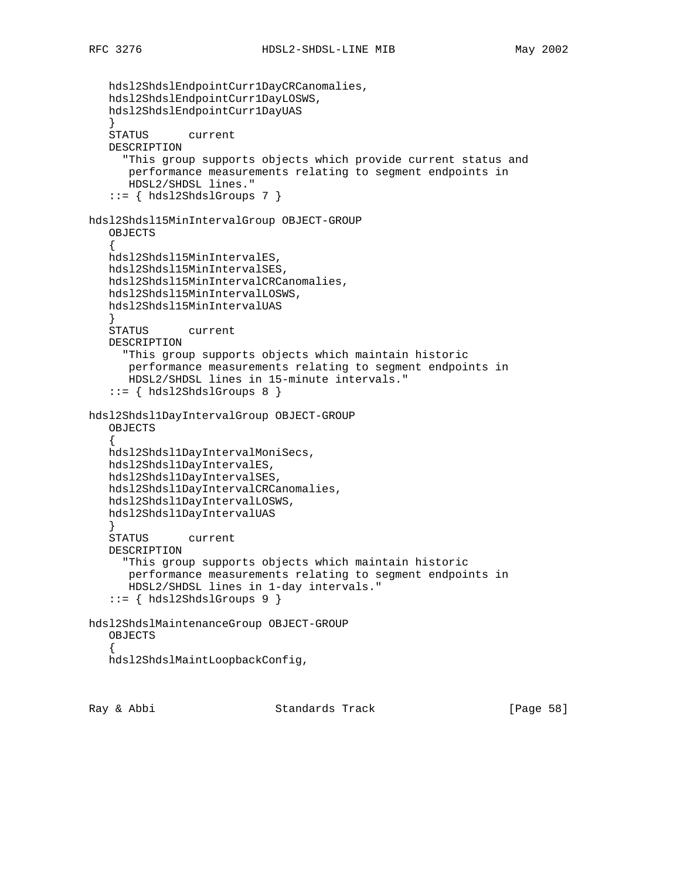```
   hdsl2ShdslEndpointCurr1DayCRCanomalies,
   hdsl2ShdslEndpointCurr1DayLOSWS,
   hdsl2ShdslEndpointCurr1DayUAS
   }
   STATUS      current
   DESCRIPTION
     "This group supports objects which provide current status and
      performance measurements relating to segment endpoints in
      HDSL2/SHDSL lines."
   ::= { hdsl2ShdslGroups 7 }

hdsl2Shdsl15MinIntervalGroup OBJECT-GROUP
   OBJECTS
   {
   hdsl2Shdsl15MinIntervalES,
   hdsl2Shdsl15MinIntervalSES,
   hdsl2Shdsl15MinIntervalCRCanomalies,
   hdsl2Shdsl15MinIntervalLOSWS,
   hdsl2Shdsl15MinIntervalUAS
   }
   STATUS      current
   DESCRIPTION
     "This group supports objects which maintain historic
      performance measurements relating to segment endpoints in
      HDSL2/SHDSL lines in 15-minute intervals."
   ::= { hdsl2ShdslGroups 8 }

hdsl2Shdsl1DayIntervalGroup OBJECT-GROUP
   OBJECTS
   {
   hdsl2Shdsl1DayIntervalMoniSecs,
   hdsl2Shdsl1DayIntervalES,
   hdsl2Shdsl1DayIntervalSES,
   hdsl2Shdsl1DayIntervalCRCanomalies,
   hdsl2Shdsl1DayIntervalLOSWS,
   hdsl2Shdsl1DayIntervalUAS
   }
   STATUS      current
   DESCRIPTION
     "This group supports objects which maintain historic
      performance measurements relating to segment endpoints in
      HDSL2/SHDSL lines in 1-day intervals."
   ::= { hdsl2ShdslGroups 9 }

hdsl2ShdslMaintenanceGroup OBJECT-GROUP
   OBJECTS
   {
   hdsl2ShdslMaintLoopbackConfig,
```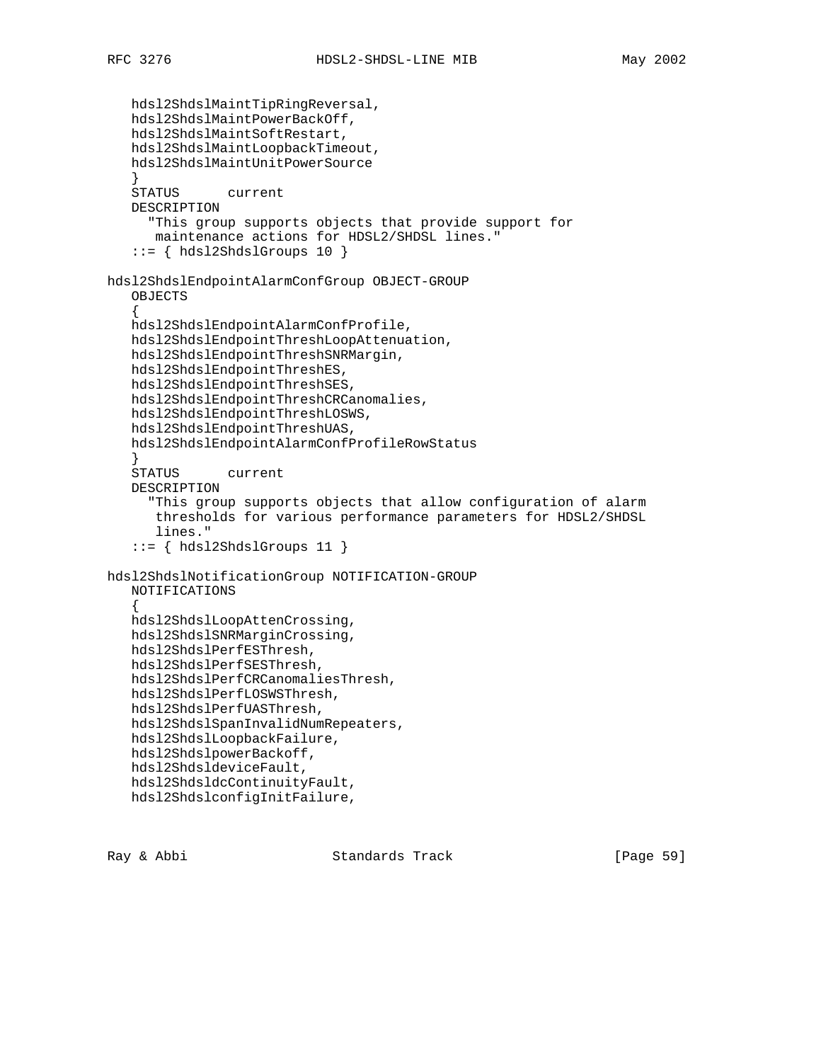```
   hdsl2ShdslMaintTipRingReversal,
   hdsl2ShdslMaintPowerBackOff,
   hdsl2ShdslMaintSoftRestart,
   hdsl2ShdslMaintLoopbackTimeout,
   hdsl2ShdslMaintUnitPowerSource
   }
   STATUS      current
   DESCRIPTION
     "This group supports objects that provide support for
      maintenance actions for HDSL2/SHDSL lines."
   ::= { hdsl2ShdslGroups 10 }

hdsl2ShdslEndpointAlarmConfGroup OBJECT-GROUP
   OBJECTS
   {
   hdsl2ShdslEndpointAlarmConfProfile,
   hdsl2ShdslEndpointThreshLoopAttenuation,
   hdsl2ShdslEndpointThreshSNRMargin,
   hdsl2ShdslEndpointThreshES,
   hdsl2ShdslEndpointThreshSES,
   hdsl2ShdslEndpointThreshCRCanomalies,
   hdsl2ShdslEndpointThreshLOSWS,
   hdsl2ShdslEndpointThreshUAS,
   hdsl2ShdslEndpointAlarmConfProfileRowStatus
   }
   STATUS      current
   DESCRIPTION
     "This group supports objects that allow configuration of alarm
      thresholds for various performance parameters for HDSL2/SHDSL
      lines."
   ::= { hdsl2ShdslGroups 11 }

hdsl2ShdslNotificationGroup NOTIFICATION-GROUP
   NOTIFICATIONS
   {
   hdsl2ShdslLoopAttenCrossing,
   hdsl2ShdslSNRMarginCrossing,
   hdsl2ShdslPerfESThresh,
   hdsl2ShdslPerfSESThresh,
   hdsl2ShdslPerfCRCanomaliesThresh,
   hdsl2ShdslPerfLOSWSThresh,
   hdsl2ShdslPerfUASThresh,
   hdsl2ShdslSpanInvalidNumRepeaters,
   hdsl2ShdslLoopbackFailure,
   hdsl2ShdslpowerBackoff,
   hdsl2ShdsldeviceFault,
   hdsl2ShdsldcContinuityFault,
   hdsl2ShdslconfigInitFailure,
```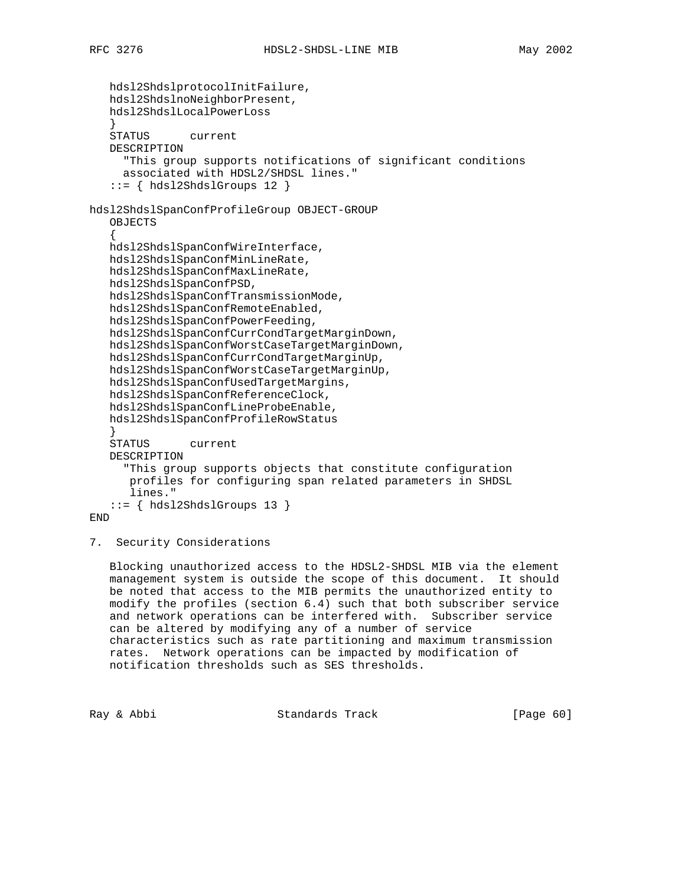```
   hdsl2ShdslprotocolInitFailure,
   hdsl2ShdslnoNeighborPresent,
   hdsl2ShdslLocalPowerLoss
   }
   STATUS      current
   DESCRIPTION
     "This group supports notifications of significant conditions
     associated with HDSL2/SHDSL lines."
   ::= { hdsl2ShdslGroups 12 }

hdsl2ShdslSpanConfProfileGroup OBJECT-GROUP
   OBJECTS
   {
   hdsl2ShdslSpanConfWireInterface,
   hdsl2ShdslSpanConfMinLineRate,
   hdsl2ShdslSpanConfMaxLineRate,
   hdsl2ShdslSpanConfPSD,
   hdsl2ShdslSpanConfTransmissionMode,
   hdsl2ShdslSpanConfRemoteEnabled,
   hdsl2ShdslSpanConfPowerFeeding,
   hdsl2ShdslSpanConfCurrCondTargetMarginDown,
   hdsl2ShdslSpanConfWorstCaseTargetMarginDown,
   hdsl2ShdslSpanConfCurrCondTargetMarginUp,
   hdsl2ShdslSpanConfWorstCaseTargetMarginUp,
   hdsl2ShdslSpanConfUsedTargetMargins,
   hdsl2ShdslSpanConfReferenceClock,
   hdsl2ShdslSpanConfLineProbeEnable,
   hdsl2ShdslSpanConfProfileRowStatus
   }
   STATUS      current
   DESCRIPTION
     "This group supports objects that constitute configuration
      profiles for configuring span related parameters in SHDSL
      lines."
   ::= { hdsl2ShdslGroups 13 }
END
```

## 7. Security Considerations

Blocking unauthorized access to the HDSL2-SHDSL MIB via the element management system is outside the scope of this document. It should be noted that access to the MIB permits the unauthorized entity to modify the profiles (section 6.4) such that both subscriber service and network operations can be interfered with. Subscriber service can be altered by modifying any of a number of service characteristics such as rate partitioning and maximum transmission rates. Network operations can be impacted by modification of notification thresholds such as SES thresholds.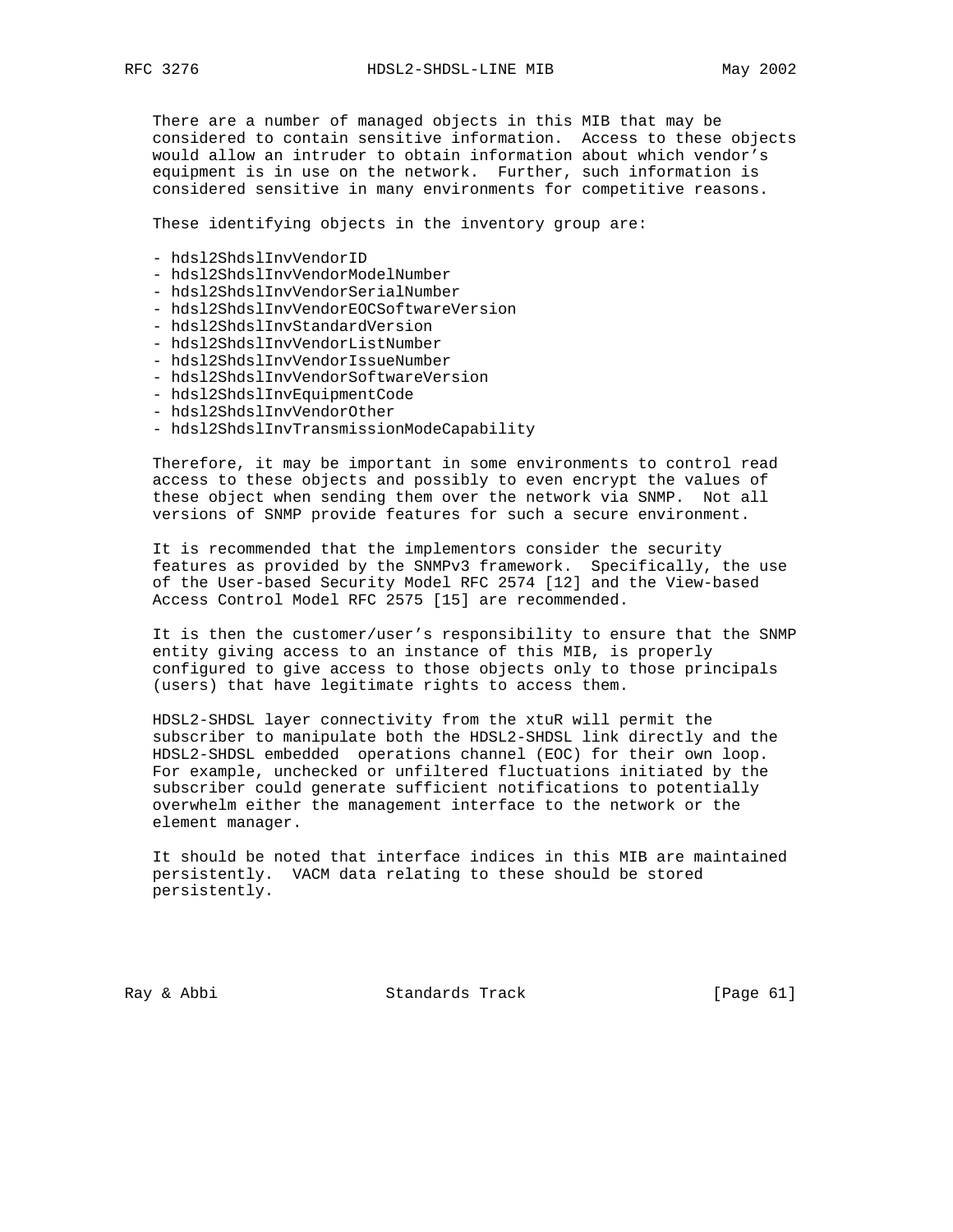There are a number of managed objects in this MIB that may be considered to contain sensitive information. Access to these objects would allow an intruder to obtain information about which vendor's equipment is in use on the network. Further, such information is considered sensitive in many environments for competitive reasons.

These identifying objects in the inventory group are:

- hdsl2ShdslInvVendorID
- hdsl2ShdslInvVendorModelNumber
- hdsl2ShdslInvVendorSerialNumber
- hdsl2ShdslInvVendorEOCSoftwareVersion
- hdsl2ShdslInvStandardVersion
- hdsl2ShdslInvVendorListNumber
- hdsl2ShdslInvVendorIssueNumber
- hdsl2ShdslInvVendorSoftwareVersion
- hdsl2ShdslInvEquipmentCode
- hdsl2ShdslInvVendorOther
- hdsl2ShdslInvTransmissionModeCapability

Therefore, it may be important in some environments to control read access to these objects and possibly to even encrypt the values of these object when sending them over the network via SNMP. Not all versions of SNMP provide features for such a secure environment.

It is recommended that the implementors consider the security features as provided by the SNMPv3 framework. Specifically, the use of the User-based Security Model RFC 2574 [12] and the View-based Access Control Model RFC 2575 [15] are recommended.

It is then the customer/user's responsibility to ensure that the SNMP entity giving access to an instance of this MIB, is properly configured to give access to those objects only to those principals (users) that have legitimate rights to access them.

HDSL2-SHDSL layer connectivity from the xtuR will permit the subscriber to manipulate both the HDSL2-SHDSL link directly and the HDSL2-SHDSL embedded operations channel (EOC) for their own loop. For example, unchecked or unfiltered fluctuations initiated by the subscriber could generate sufficient notifications to potentially overwhelm either the management interface to the network or the element manager.

It should be noted that interface indices in this MIB are maintained persistently. VACM data relating to these should be stored persistently.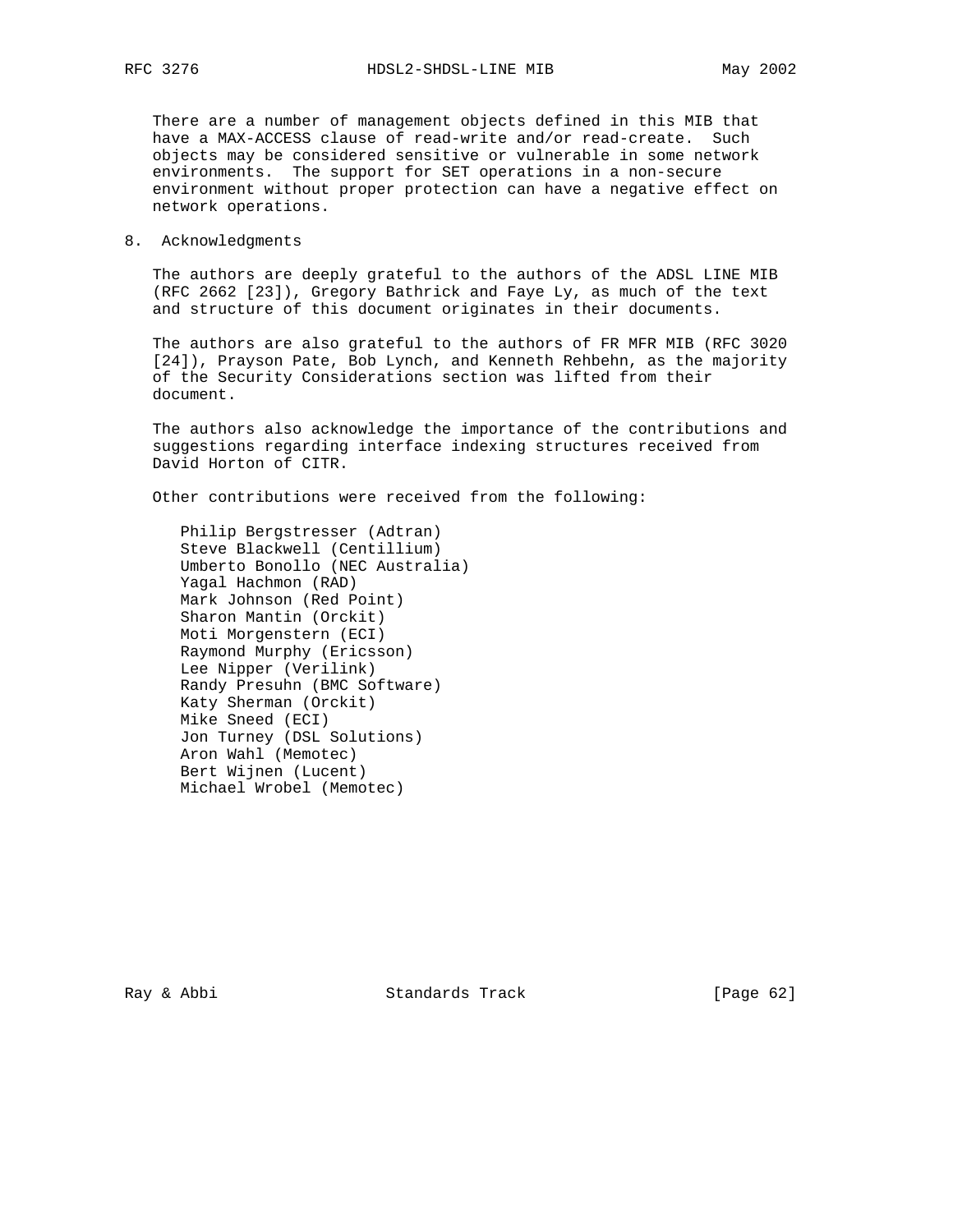There are a number of management objects defined in this MIB that have a MAX-ACCESS clause of read-write and/or read-create. Such objects may be considered sensitive or vulnerable in some network environments. The support for SET operations in a non-secure environment without proper protection can have a negative effect on network operations.

## 8. Acknowledgments

The authors are deeply grateful to the authors of the ADSL LINE MIB (RFC 2662 [23]), Gregory Bathrick and Faye Ly, as much of the text and structure of this document originates in their documents.

The authors are also grateful to the authors of FR MFR MIB (RFC 3020 [24]), Prayson Pate, Bob Lynch, and Kenneth Rehbehn, as the majority of the Security Considerations section was lifted from their document.

The authors also acknowledge the importance of the contributions and suggestions regarding interface indexing structures received from David Horton of CITR.

Other contributions were received from the following:

Philip Bergstresser (Adtran)
Steve Blackwell (Centillium)
Umberto Bonollo (NEC Australia)
Yagal Hachmon (RAD)
Mark Johnson (Red Point)
Sharon Mantin (Orckit)
Moti Morgenstern (ECI)
Raymond Murphy (Ericsson)
Lee Nipper (Verilink)
Randy Presuhn (BMC Software)
Katy Sherman (Orckit)
Mike Sneed (ECI)
Jon Turney (DSL Solutions)
Aron Wahl (Memotec)
Bert Wijnen (Lucent)
Michael Wrobel (Memotec)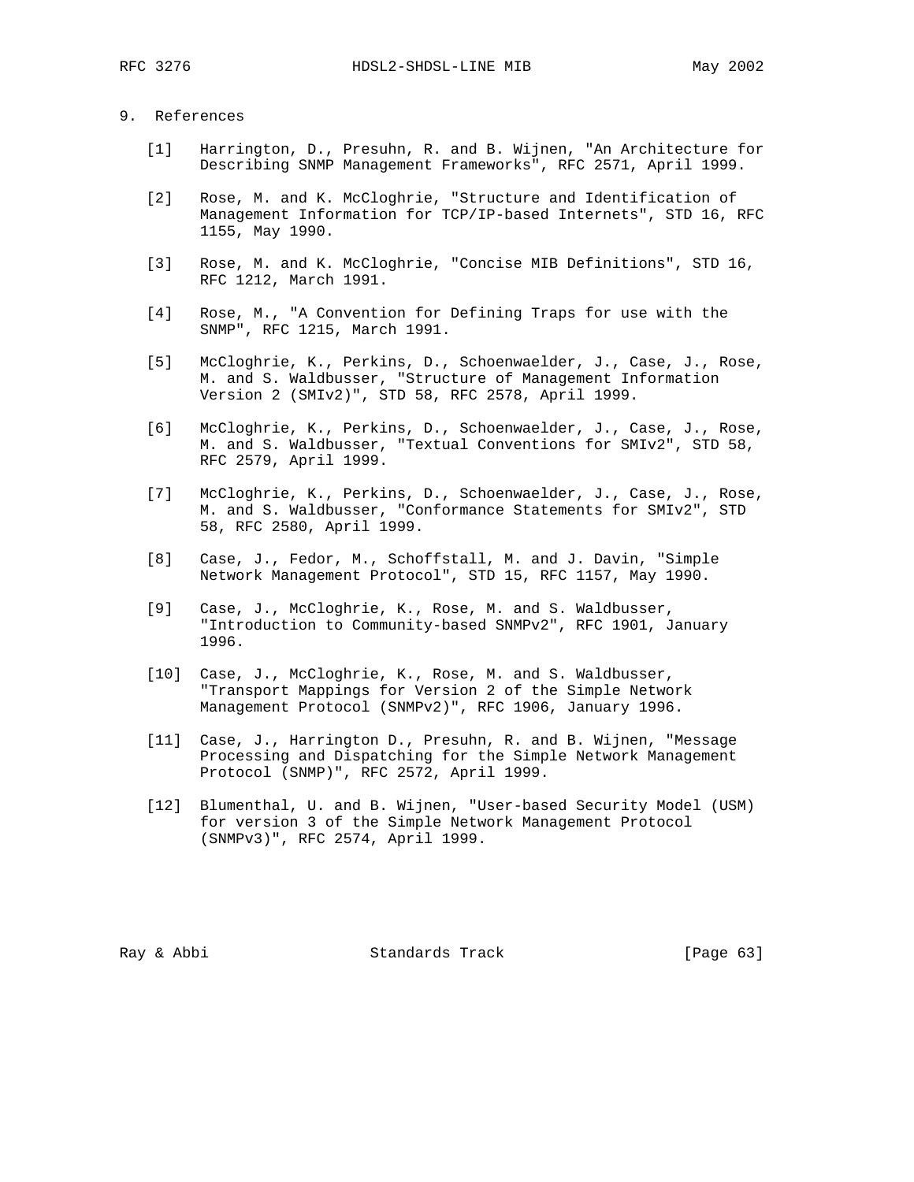## 9. References

[1] Harrington, D., Presuhn, R. and B. Wijnen, "An Architecture for Describing SNMP Management Frameworks", RFC 2571, April 1999.

[2] Rose, M. and K. McCloghrie, "Structure and Identification of Management Information for TCP/IP-based Internets", STD 16, RFC 1155, May 1990.

[3] Rose, M. and K. McCloghrie, "Concise MIB Definitions", STD 16, RFC 1212, March 1991.

[4] Rose, M., "A Convention for Defining Traps for use with the SNMP", RFC 1215, March 1991.

[5] McCloghrie, K., Perkins, D., Schoenwaelder, J., Case, J., Rose, M. and S. Waldbusser, "Structure of Management Information Version 2 (SMIv2)", STD 58, RFC 2578, April 1999.

[6] McCloghrie, K., Perkins, D., Schoenwaelder, J., Case, J., Rose, M. and S. Waldbusser, "Textual Conventions for SMIv2", STD 58, RFC 2579, April 1999.

[7] McCloghrie, K., Perkins, D., Schoenwaelder, J., Case, J., Rose, M. and S. Waldbusser, "Conformance Statements for SMIv2", STD 58, RFC 2580, April 1999.

[8] Case, J., Fedor, M., Schoffstall, M. and J. Davin, "Simple Network Management Protocol", STD 15, RFC 1157, May 1990.

[9] Case, J., McCloghrie, K., Rose, M. and S. Waldbusser, "Introduction to Community-based SNMPv2", RFC 1901, January 1996.

[10] Case, J., McCloghrie, K., Rose, M. and S. Waldbusser, "Transport Mappings for Version 2 of the Simple Network Management Protocol (SNMPv2)", RFC 1906, January 1996.

[11] Case, J., Harrington D., Presuhn, R. and B. Wijnen, "Message Processing and Dispatching for the Simple Network Management Protocol (SNMP)", RFC 2572, April 1999.

[12] Blumenthal, U. and B. Wijnen, "User-based Security Model (USM) for version 3 of the Simple Network Management Protocol (SNMPv3)", RFC 2574, April 1999.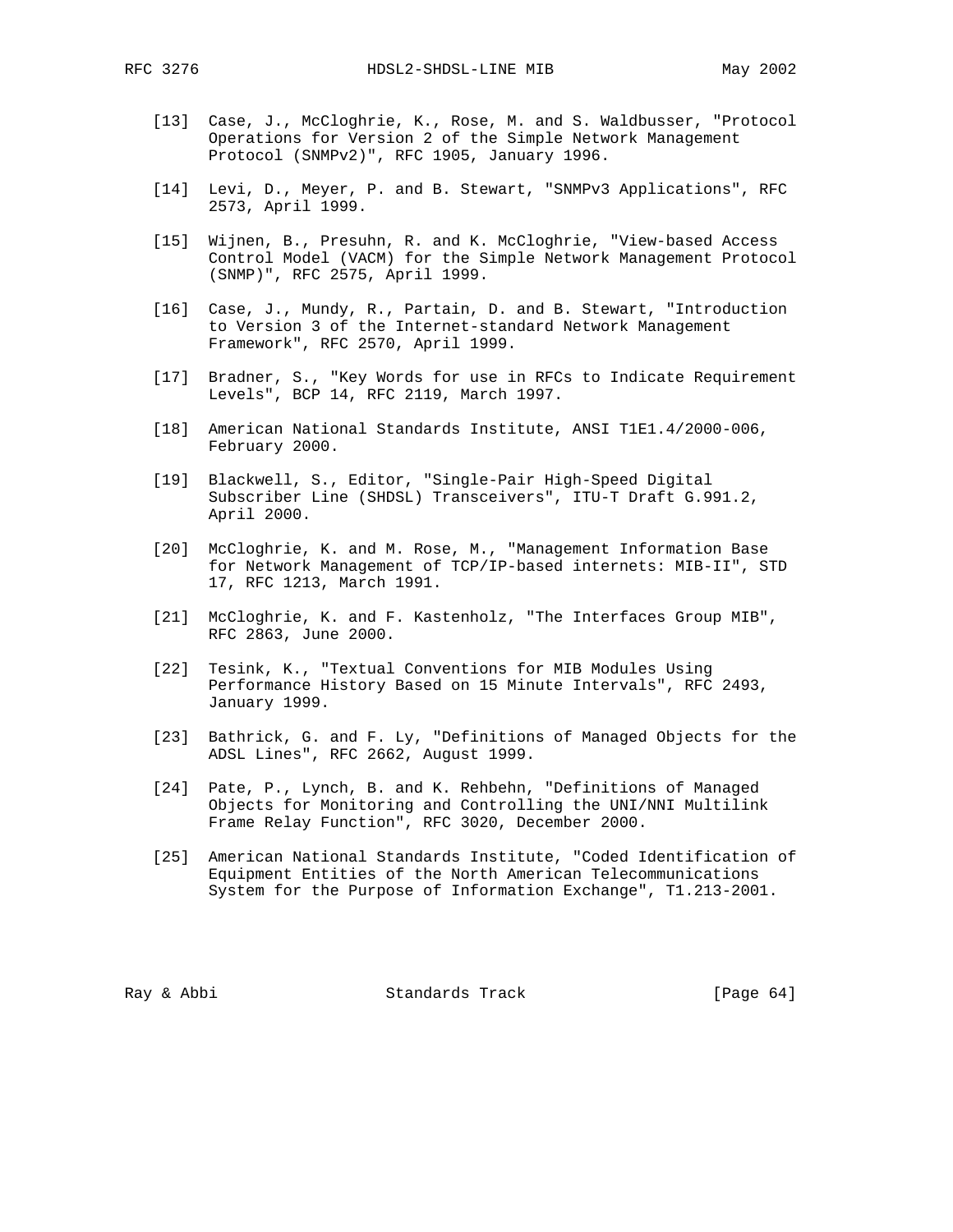[13] Case, J., McCloghrie, K., Rose, M. and S. Waldbusser, "Protocol Operations for Version 2 of the Simple Network Management Protocol (SNMPv2)", RFC 1905, January 1996.

[14] Levi, D., Meyer, P. and B. Stewart, "SNMPv3 Applications", RFC 2573, April 1999.

[15] Wijnen, B., Presuhn, R. and K. McCloghrie, "View-based Access Control Model (VACM) for the Simple Network Management Protocol (SNMP)", RFC 2575, April 1999.

[16] Case, J., Mundy, R., Partain, D. and B. Stewart, "Introduction to Version 3 of the Internet-standard Network Management Framework", RFC 2570, April 1999.

[17] Bradner, S., "Key Words for use in RFCs to Indicate Requirement Levels", BCP 14, RFC 2119, March 1997.

[18] American National Standards Institute, ANSI T1E1.4/2000-006, February 2000.

[19] Blackwell, S., Editor, "Single-Pair High-Speed Digital Subscriber Line (SHDSL) Transceivers", ITU-T Draft G.991.2, April 2000.

[20] McCloghrie, K. and M. Rose, M., "Management Information Base for Network Management of TCP/IP-based internets: MIB-II", STD 17, RFC 1213, March 1991.

[21] McCloghrie, K. and F. Kastenholz, "The Interfaces Group MIB", RFC 2863, June 2000.

[22] Tesink, K., "Textual Conventions for MIB Modules Using Performance History Based on 15 Minute Intervals", RFC 2493, January 1999.

[23] Bathrick, G. and F. Ly, "Definitions of Managed Objects for the ADSL Lines", RFC 2662, August 1999.

[24] Pate, P., Lynch, B. and K. Rehbehn, "Definitions of Managed Objects for Monitoring and Controlling the UNI/NNI Multilink Frame Relay Function", RFC 3020, December 2000.

[25] American National Standards Institute, "Coded Identification of Equipment Entities of the North American Telecommunications System for the Purpose of Information Exchange", T1.213-2001.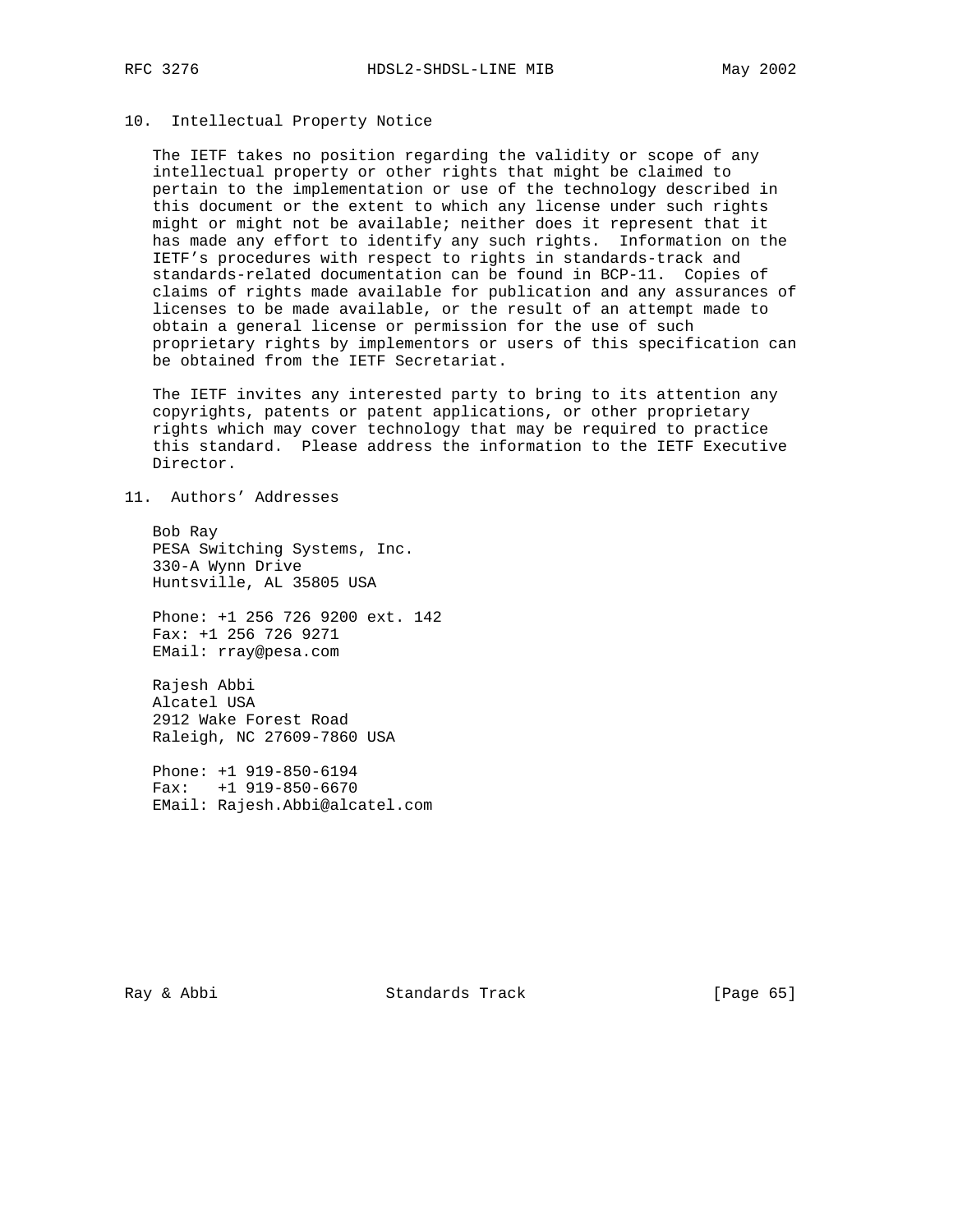## 10. Intellectual Property Notice

The IETF takes no position regarding the validity or scope of any intellectual property or other rights that might be claimed to pertain to the implementation or use of the technology described in this document or the extent to which any license under such rights might or might not be available; neither does it represent that it has made any effort to identify any such rights. Information on the IETF's procedures with respect to rights in standards-track and standards-related documentation can be found in BCP-11. Copies of claims of rights made available for publication and any assurances of licenses to be made available, or the result of an attempt made to obtain a general license or permission for the use of such proprietary rights by implementors or users of this specification can be obtained from the IETF Secretariat.

The IETF invites any interested party to bring to its attention any copyrights, patents or patent applications, or other proprietary rights which may cover technology that may be required to practice this standard. Please address the information to the IETF Executive Director.

## 11. Authors' Addresses

Bob Ray
PESA Switching Systems, Inc.
330-A Wynn Drive
Huntsville, AL 35805 USA

Phone: +1 256 726 9200 ext. 142
Fax: +1 256 726 9271
EMail: rray@pesa.com

Rajesh Abbi
Alcatel USA
2912 Wake Forest Road
Raleigh, NC 27609-7860 USA

Phone: +1 919-850-6194
Fax: +1 919-850-6670
EMail: Rajesh.Abbi@alcatel.com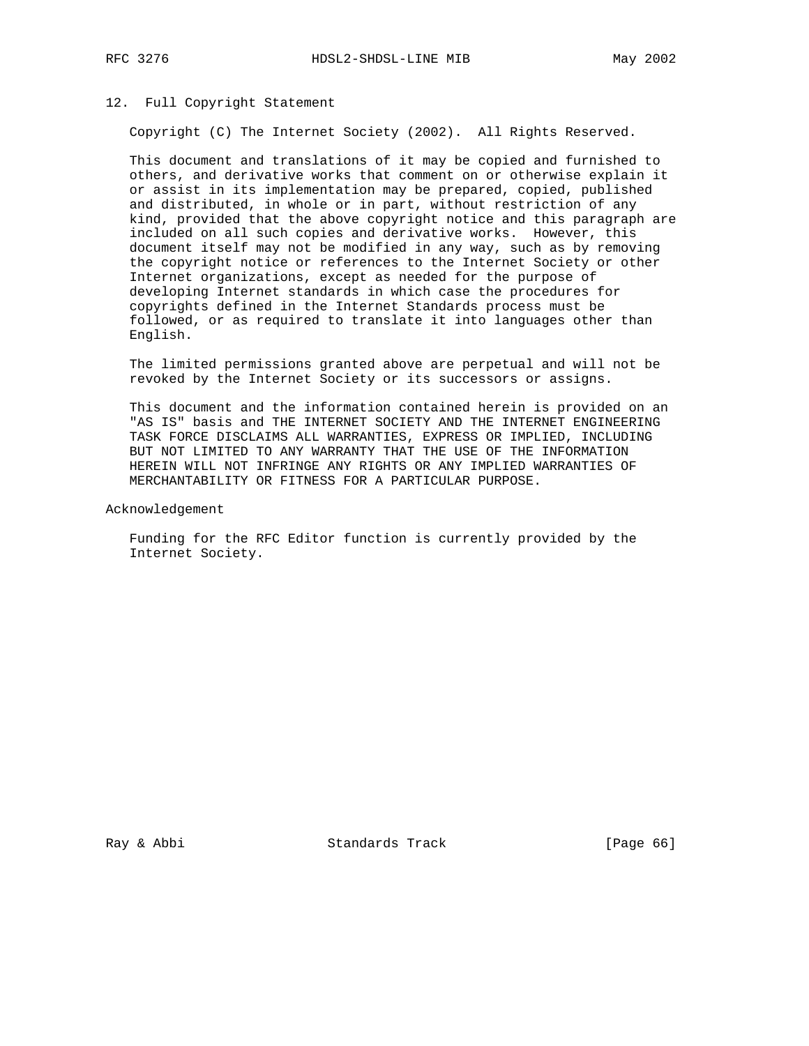## 12. Full Copyright Statement

Copyright (C) The Internet Society (2002). All Rights Reserved.

This document and translations of it may be copied and furnished to others, and derivative works that comment on or otherwise explain it or assist in its implementation may be prepared, copied, published and distributed, in whole or in part, without restriction of any kind, provided that the above copyright notice and this paragraph are included on all such copies and derivative works. However, this document itself may not be modified in any way, such as by removing the copyright notice or references to the Internet Society or other Internet organizations, except as needed for the purpose of developing Internet standards in which case the procedures for copyrights defined in the Internet Standards process must be followed, or as required to translate it into languages other than English.

The limited permissions granted above are perpetual and will not be revoked by the Internet Society or its successors or assigns.

This document and the information contained herein is provided on an "AS IS" basis and THE INTERNET SOCIETY AND THE INTERNET ENGINEERING TASK FORCE DISCLAIMS ALL WARRANTIES, EXPRESS OR IMPLIED, INCLUDING BUT NOT LIMITED TO ANY WARRANTY THAT THE USE OF THE INFORMATION HEREIN WILL NOT INFRINGE ANY RIGHTS OR ANY IMPLIED WARRANTIES OF MERCHANTABILITY OR FITNESS FOR A PARTICULAR PURPOSE.

## Acknowledgement

Funding for the RFC Editor function is currently provided by the Internet Society.